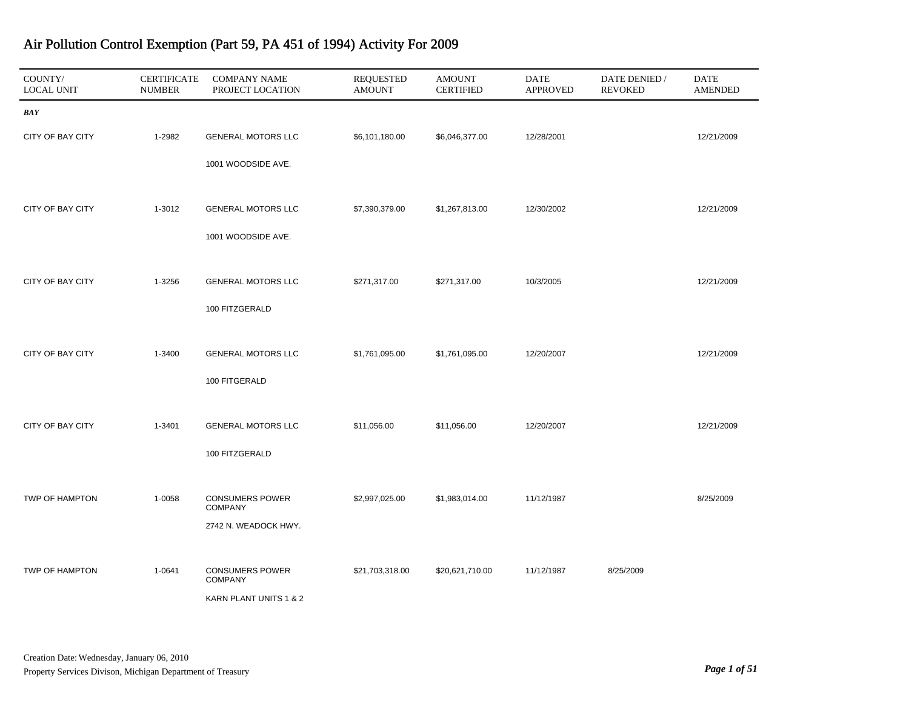# Air Pollution Control Exemption (Part 59, PA 451 of 1994) Activity For 2009

| COUNTY/ LOCAL UNIT | CERTIFICATE NUMBER | COMPANY NAME PROJECT LOCATION | REQUESTED AMOUNT | AMOUNT CERTIFIED | DATE APPROVED | DATE DENIED / REVOKED | DATE AMENDED |
|---|---|---|---|---|---|---|---|
| ***BAY*** | | | | | | | |
| CITY OF BAY CITY | 1-2982 | GENERAL MOTORS LLC<br>1001 WOODSIDE AVE. | $6,101,180.00 | $6,046,377.00 | 12/28/2001 | | 12/21/2009 |
| CITY OF BAY CITY | 1-3012 | GENERAL MOTORS LLC<br>1001 WOODSIDE AVE. | $7,390,379.00 | $1,267,813.00 | 12/30/2002 | | 12/21/2009 |
| CITY OF BAY CITY | 1-3256 | GENERAL MOTORS LLC<br>100 FITZGERALD | $271,317.00 | $271,317.00 | 10/3/2005 | | 12/21/2009 |
| CITY OF BAY CITY | 1-3400 | GENERAL MOTORS LLC<br>100 FITGERALD | $1,761,095.00 | $1,761,095.00 | 12/20/2007 | | 12/21/2009 |
| CITY OF BAY CITY | 1-3401 | GENERAL MOTORS LLC<br>100 FITZGERALD | $11,056.00 | $11,056.00 | 12/20/2007 | | 12/21/2009 |
| TWP OF HAMPTON | 1-0058 | CONSUMERS POWER COMPANY<br>2742 N. WEADOCK HWY. | $2,997,025.00 | $1,983,014.00 | 11/12/1987 | | 8/25/2009 |
| TWP OF HAMPTON | 1-0641 | CONSUMERS POWER COMPANY<br>KARN PLANT UNITS 1 & 2 | $21,703,318.00 | $20,621,710.00 | 11/12/1987 | 8/25/2009 | |

Creation Date: Wednesday, January 06, 2010

Property Services Divison, Michigan Department of Treasury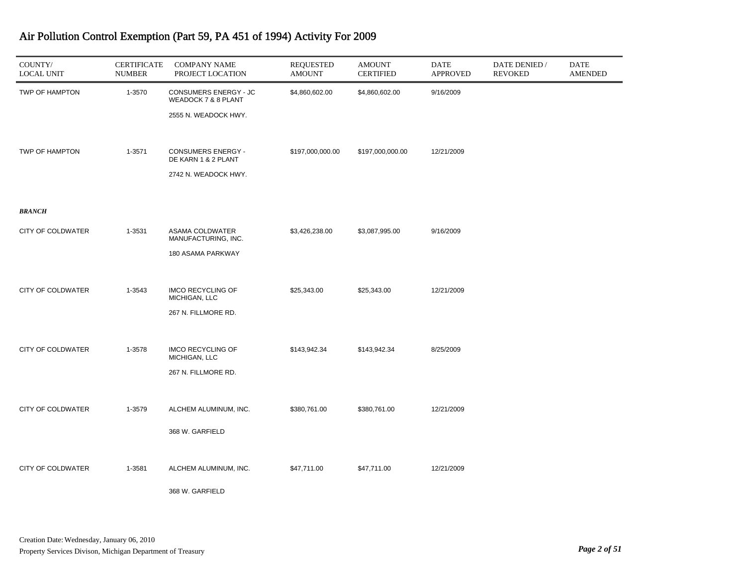# Air Pollution Control Exemption (Part 59, PA 451 of 1994) Activity For 2009

| COUNTY/ LOCAL UNIT | CERTIFICATE NUMBER | COMPANY NAME PROJECT LOCATION | REQUESTED AMOUNT | AMOUNT CERTIFIED | DATE APPROVED | DATE DENIED / REVOKED | DATE AMENDED |
|---|---|---|---|---|---|---|---|
| TWP OF HAMPTON | 1-3570 | CONSUMERS ENERGY - JC WEADOCK 7 & 8 PLANT<br>2555 N. WEADOCK HWY. | $4,860,602.00 | $4,860,602.00 | 9/16/2009 | | |
| TWP OF HAMPTON | 1-3571 | CONSUMERS ENERGY - DE KARN 1 & 2 PLANT<br>2742 N. WEADOCK HWY. | $197,000,000.00 | $197,000,000.00 | 12/21/2009 | | |
| ***BRANCH*** | | | | | | | |
| CITY OF COLDWATER | 1-3531 | ASAMA COLDWATER MANUFACTURING, INC.<br>180 ASAMA PARKWAY | $3,426,238.00 | $3,087,995.00 | 9/16/2009 | | |
| CITY OF COLDWATER | 1-3543 | IMCO RECYCLING OF MICHIGAN, LLC<br>267 N. FILLMORE RD. | $25,343.00 | $25,343.00 | 12/21/2009 | | |
| CITY OF COLDWATER | 1-3578 | IMCO RECYCLING OF MICHIGAN, LLC<br>267 N. FILLMORE RD. | $143,942.34 | $143,942.34 | 8/25/2009 | | |
| CITY OF COLDWATER | 1-3579 | ALCHEM ALUMINUM, INC.<br>368 W. GARFIELD | $380,761.00 | $380,761.00 | 12/21/2009 | | |
| CITY OF COLDWATER | 1-3581 | ALCHEM ALUMINUM, INC.<br>368 W. GARFIELD | $47,711.00 | $47,711.00 | 12/21/2009 | | |

Creation Date: Wednesday, January 06, 2010

Property Services Divison, Michigan Department of Treasury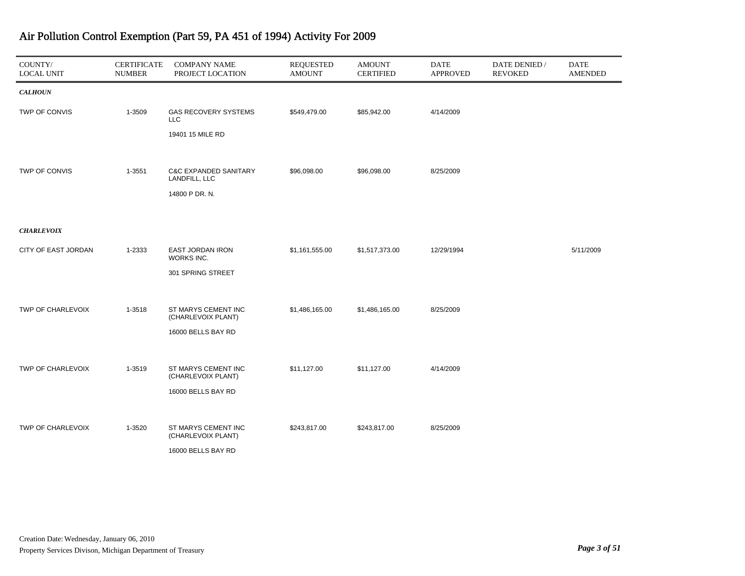# Air Pollution Control Exemption (Part 59, PA 451 of 1994) Activity For 2009

| COUNTY/ LOCAL UNIT | CERTIFICATE NUMBER | COMPANY NAME PROJECT LOCATION | REQUESTED AMOUNT | AMOUNT CERTIFIED | DATE APPROVED | DATE DENIED / REVOKED | DATE AMENDED |
|---|---|---|---|---|---|---|---|
| ***CALHOUN*** | | | | | | | |
| TWP OF CONVIS | 1-3509 | GAS RECOVERY SYSTEMS LLC<br>19401 15 MILE RD | $549,479.00 | $85,942.00 | 4/14/2009 | | |
| TWP OF CONVIS | 1-3551 | C&C EXPANDED SANITARY LANDFILL, LLC<br>14800 P DR. N. | $96,098.00 | $96,098.00 | 8/25/2009 | | |
| ***CHARLEVOIX*** | | | | | | | |
| CITY OF EAST JORDAN | 1-2333 | EAST JORDAN IRON WORKS INC.<br>301 SPRING STREET | $1,161,555.00 | $1,517,373.00 | 12/29/1994 | | 5/11/2009 |
| TWP OF CHARLEVOIX | 1-3518 | ST MARYS CEMENT INC (CHARLEVOIX PLANT)<br>16000 BELLS BAY RD | $1,486,165.00 | $1,486,165.00 | 8/25/2009 | | |
| TWP OF CHARLEVOIX | 1-3519 | ST MARYS CEMENT INC (CHARLEVOIX PLANT)<br>16000 BELLS BAY RD | $11,127.00 | $11,127.00 | 4/14/2009 | | |
| TWP OF CHARLEVOIX | 1-3520 | ST MARYS CEMENT INC (CHARLEVOIX PLANT)<br>16000 BELLS BAY RD | $243,817.00 | $243,817.00 | 8/25/2009 | | |

Creation Date: Wednesday, January 06, 2010

Property Services Divison, Michigan Department of Treasury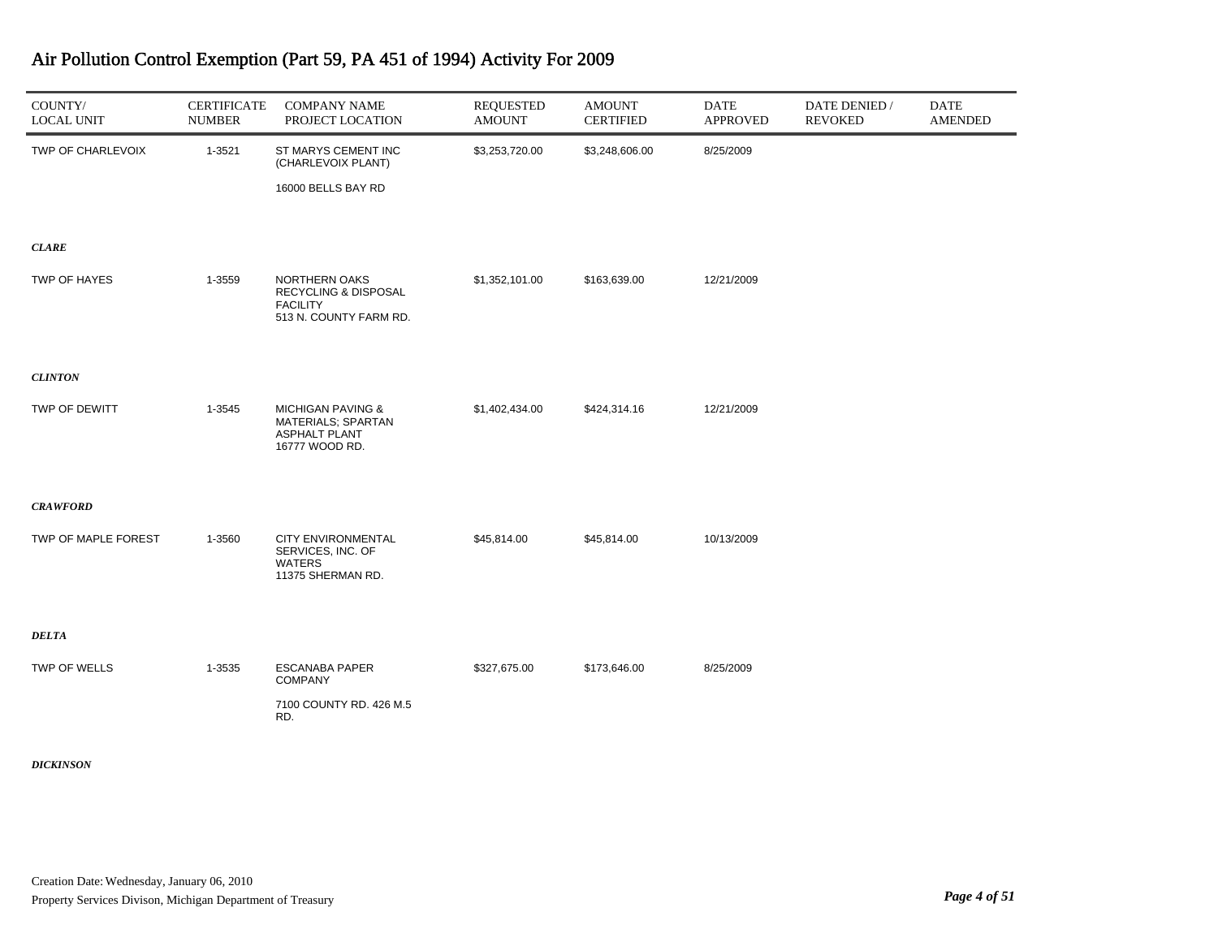# Air Pollution Control Exemption (Part 59, PA 451 of 1994) Activity For 2009

| COUNTY/ LOCAL UNIT | CERTIFICATE NUMBER | COMPANY NAME PROJECT LOCATION | REQUESTED AMOUNT | AMOUNT CERTIFIED | DATE APPROVED | DATE DENIED / REVOKED | DATE AMENDED |
|---|---|---|---|---|---|---|---|
| TWP OF CHARLEVOIX | 1-3521 | ST MARYS CEMENT INC (CHARLEVOIX PLANT) 16000 BELLS BAY RD | $3,253,720.00 | $3,248,606.00 | 8/25/2009 | | |
| ***CLARE*** | | | | | | | |
| TWP OF HAYES | 1-3559 | NORTHERN OAKS RECYCLING & DISPOSAL FACILITY 513 N. COUNTY FARM RD. | $1,352,101.00 | $163,639.00 | 12/21/2009 | | |
| ***CLINTON*** | | | | | | | |
| TWP OF DEWITT | 1-3545 | MICHIGAN PAVING & MATERIALS; SPARTAN ASPHALT PLANT 16777 WOOD RD. | $1,402,434.00 | $424,314.16 | 12/21/2009 | | |
| ***CRAWFORD*** | | | | | | | |
| TWP OF MAPLE FOREST | 1-3560 | CITY ENVIRONMENTAL SERVICES, INC. OF WATERS 11375 SHERMAN RD. | $45,814.00 | $45,814.00 | 10/13/2009 | | |
| ***DELTA*** | | | | | | | |
| TWP OF WELLS | 1-3535 | ESCANABA PAPER COMPANY 7100 COUNTY RD. 426 M.5 RD. | $327,675.00 | $173,646.00 | 8/25/2009 | | |
| ***DICKINSON*** | | | | | | | |

Creation Date: Wednesday, January 06, 2010

Property Services Divison, Michigan Department of Treasury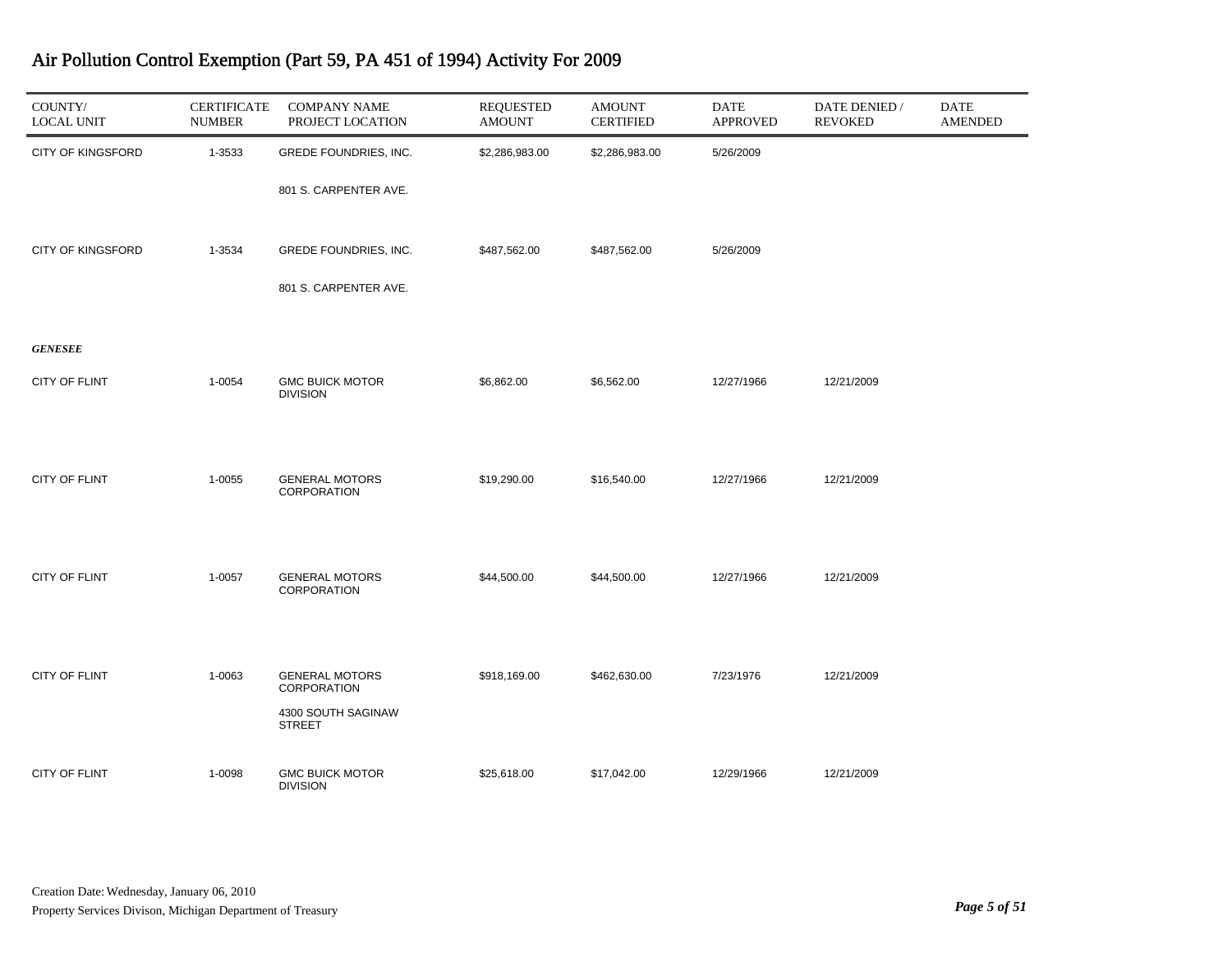# Air Pollution Control Exemption (Part 59, PA 451 of 1994) Activity For 2009

| COUNTY/ LOCAL UNIT | CERTIFICATE NUMBER | COMPANY NAME PROJECT LOCATION | REQUESTED AMOUNT | AMOUNT CERTIFIED | DATE APPROVED | DATE DENIED / REVOKED | DATE AMENDED |
|---|---|---|---|---|---|---|---|
| CITY OF KINGSFORD | 1-3533 | GREDE FOUNDRIES, INC.<br>801 S. CARPENTER AVE. | $2,286,983.00 | $2,286,983.00 | 5/26/2009 | | |
| CITY OF KINGSFORD | 1-3534 | GREDE FOUNDRIES, INC.<br>801 S. CARPENTER AVE. | $487,562.00 | $487,562.00 | 5/26/2009 | | |
| ***GENESEE*** | | | | | | | |
| CITY OF FLINT | 1-0054 | GMC BUICK MOTOR DIVISION | $6,862.00 | $6,562.00 | 12/27/1966 | 12/21/2009 | |
| CITY OF FLINT | 1-0055 | GENERAL MOTORS CORPORATION | $19,290.00 | $16,540.00 | 12/27/1966 | 12/21/2009 | |
| CITY OF FLINT | 1-0057 | GENERAL MOTORS CORPORATION | $44,500.00 | $44,500.00 | 12/27/1966 | 12/21/2009 | |
| CITY OF FLINT | 1-0063 | GENERAL MOTORS CORPORATION<br>4300 SOUTH SAGINAW STREET | $918,169.00 | $462,630.00 | 7/23/1976 | 12/21/2009 | |
| CITY OF FLINT | 1-0098 | GMC BUICK MOTOR DIVISION | $25,618.00 | $17,042.00 | 12/29/1966 | 12/21/2009 | |

Creation Date: Wednesday, January 06, 2010

Property Services Divison, Michigan Department of Treasury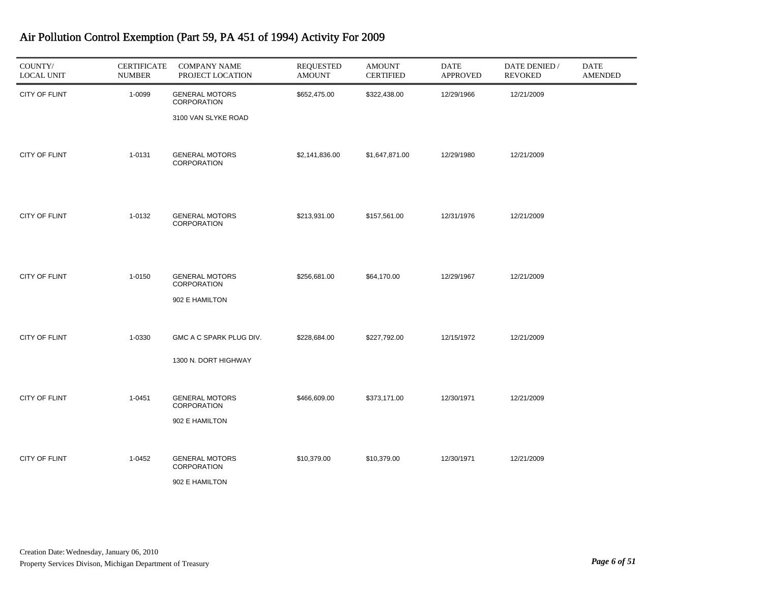# Air Pollution Control Exemption (Part 59, PA 451 of 1994) Activity For 2009

| COUNTY/ LOCAL UNIT | CERTIFICATE NUMBER | COMPANY NAME PROJECT LOCATION | REQUESTED AMOUNT | AMOUNT CERTIFIED | DATE APPROVED | DATE DENIED / REVOKED | DATE AMENDED |
|---|---|---|---|---|---|---|---|
| CITY OF FLINT | 1-0099 | GENERAL MOTORS CORPORATION<br>3100 VAN SLYKE ROAD | $652,475.00 | $322,438.00 | 12/29/1966 | 12/21/2009 | |
| CITY OF FLINT | 1-0131 | GENERAL MOTORS CORPORATION | $2,141,836.00 | $1,647,871.00 | 12/29/1980 | 12/21/2009 | |
| CITY OF FLINT | 1-0132 | GENERAL MOTORS CORPORATION | $213,931.00 | $157,561.00 | 12/31/1976 | 12/21/2009 | |
| CITY OF FLINT | 1-0150 | GENERAL MOTORS CORPORATION<br>902 E HAMILTON | $256,681.00 | $64,170.00 | 12/29/1967 | 12/21/2009 | |
| CITY OF FLINT | 1-0330 | GMC A C SPARK PLUG DIV.<br>1300 N. DORT HIGHWAY | $228,684.00 | $227,792.00 | 12/15/1972 | 12/21/2009 | |
| CITY OF FLINT | 1-0451 | GENERAL MOTORS CORPORATION<br>902 E HAMILTON | $466,609.00 | $373,171.00 | 12/30/1971 | 12/21/2009 | |
| CITY OF FLINT | 1-0452 | GENERAL MOTORS CORPORATION<br>902 E HAMILTON | $10,379.00 | $10,379.00 | 12/30/1971 | 12/21/2009 | |

Creation Date: Wednesday, January 06, 2010
Property Services Divison, Michigan Department of Treasury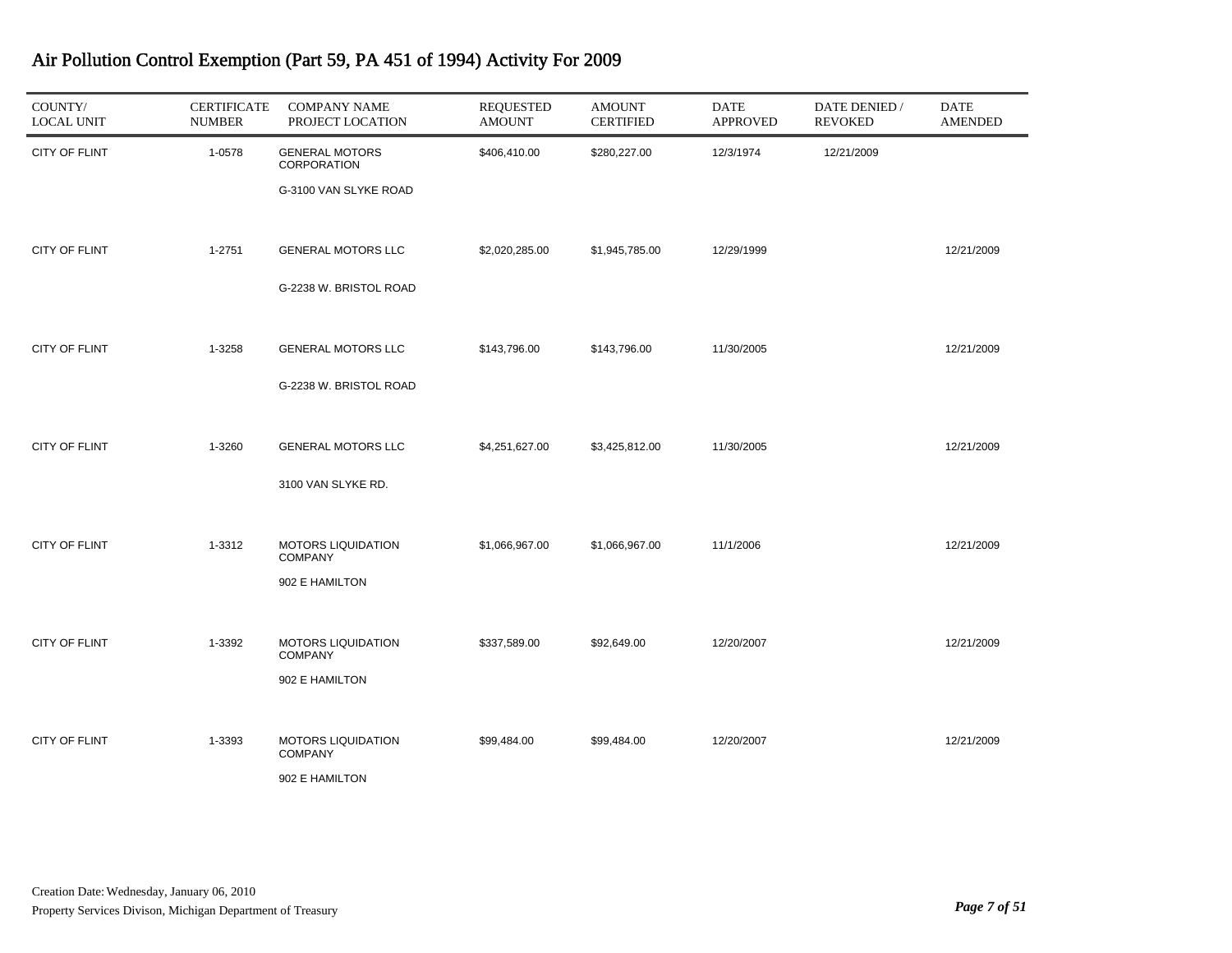# Air Pollution Control Exemption (Part 59, PA 451 of 1994) Activity For 2009

| COUNTY/ LOCAL UNIT | CERTIFICATE NUMBER | COMPANY NAME PROJECT LOCATION | REQUESTED AMOUNT | AMOUNT CERTIFIED | DATE APPROVED | DATE DENIED / REVOKED | DATE AMENDED |
|---|---|---|---|---|---|---|---|
| CITY OF FLINT | 1-0578 | GENERAL MOTORS CORPORATION<br>G-3100 VAN SLYKE ROAD | $406,410.00 | $280,227.00 | 12/3/1974 | 12/21/2009 | |
| CITY OF FLINT | 1-2751 | GENERAL MOTORS LLC<br>G-2238 W. BRISTOL ROAD | $2,020,285.00 | $1,945,785.00 | 12/29/1999 | | 12/21/2009 |
| CITY OF FLINT | 1-3258 | GENERAL MOTORS LLC<br>G-2238 W. BRISTOL ROAD | $143,796.00 | $143,796.00 | 11/30/2005 | | 12/21/2009 |
| CITY OF FLINT | 1-3260 | GENERAL MOTORS LLC<br>3100 VAN SLYKE RD. | $4,251,627.00 | $3,425,812.00 | 11/30/2005 | | 12/21/2009 |
| CITY OF FLINT | 1-3312 | MOTORS LIQUIDATION COMPANY<br>902 E HAMILTON | $1,066,967.00 | $1,066,967.00 | 11/1/2006 | | 12/21/2009 |
| CITY OF FLINT | 1-3392 | MOTORS LIQUIDATION COMPANY<br>902 E HAMILTON | $337,589.00 | $92,649.00 | 12/20/2007 | | 12/21/2009 |
| CITY OF FLINT | 1-3393 | MOTORS LIQUIDATION COMPANY<br>902 E HAMILTON | $99,484.00 | $99,484.00 | 12/20/2007 | | 12/21/2009 |

Creation Date: Wednesday, January 06, 2010

Property Services Divison, Michigan Department of Treasury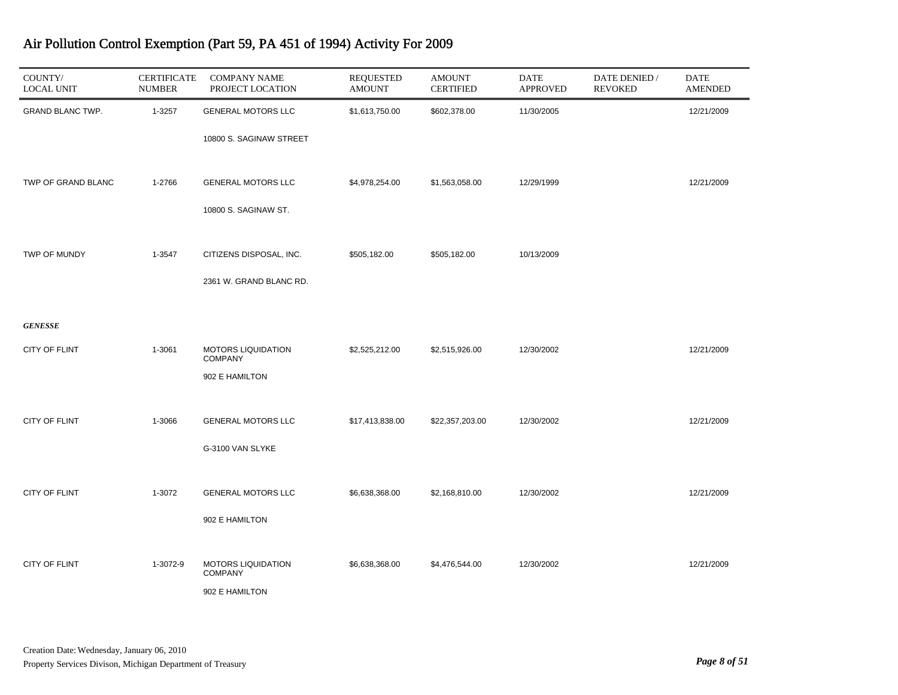# Air Pollution Control Exemption (Part 59, PA 451 of 1994) Activity For 2009

| COUNTY/ LOCAL UNIT | CERTIFICATE NUMBER | COMPANY NAME PROJECT LOCATION | REQUESTED AMOUNT | AMOUNT CERTIFIED | DATE APPROVED | DATE DENIED / REVOKED | DATE AMENDED |
|---|---|---|---|---|---|---|---|
| GRAND BLANC TWP. | 1-3257 | GENERAL MOTORS LLC<br>10800 S. SAGINAW STREET | $1,613,750.00 | $602,378.00 | 11/30/2005 | | 12/21/2009 |
| TWP OF GRAND BLANC | 1-2766 | GENERAL MOTORS LLC<br>10800 S. SAGINAW ST. | $4,978,254.00 | $1,563,058.00 | 12/29/1999 | | 12/21/2009 |
| TWP OF MUNDY | 1-3547 | CITIZENS DISPOSAL, INC.<br>2361 W. GRAND BLANC RD. | $505,182.00 | $505,182.00 | 10/13/2009 | | |
| ***GENESSE*** | | | | | | | |
| CITY OF FLINT | 1-3061 | MOTORS LIQUIDATION COMPANY<br>902 E HAMILTON | $2,525,212.00 | $2,515,926.00 | 12/30/2002 | | 12/21/2009 |
| CITY OF FLINT | 1-3066 | GENERAL MOTORS LLC<br>G-3100 VAN SLYKE | $17,413,838.00 | $22,357,203.00 | 12/30/2002 | | 12/21/2009 |
| CITY OF FLINT | 1-3072 | GENERAL MOTORS LLC<br>902 E HAMILTON | $6,638,368.00 | $2,168,810.00 | 12/30/2002 | | 12/21/2009 |
| CITY OF FLINT | 1-3072-9 | MOTORS LIQUIDATION COMPANY<br>902 E HAMILTON | $6,638,368.00 | $4,476,544.00 | 12/30/2002 | | 12/21/2009 |

Creation Date: Wednesday, January 06, 2010

Property Services Divison, Michigan Department of Treasury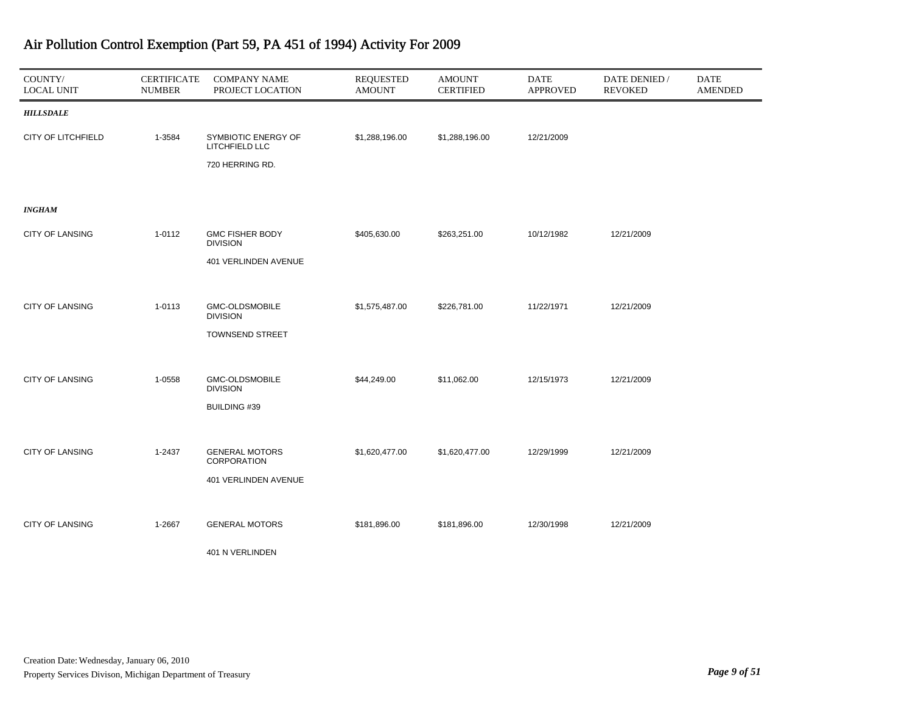# Air Pollution Control Exemption (Part 59, PA 451 of 1994) Activity For 2009

| COUNTY/ LOCAL UNIT | CERTIFICATE NUMBER | COMPANY NAME PROJECT LOCATION | REQUESTED AMOUNT | AMOUNT CERTIFIED | DATE APPROVED | DATE DENIED / REVOKED | DATE AMENDED |
|---|---|---|---|---|---|---|---|
| ***HILLSDALE*** | | | | | | | |
| CITY OF LITCHFIELD | 1-3584 | SYMBIOTIC ENERGY OF LITCHFIELD LLC<br>720 HERRING RD. | $1,288,196.00 | $1,288,196.00 | 12/21/2009 | | |
| ***INGHAM*** | | | | | | | |
| CITY OF LANSING | 1-0112 | GMC FISHER BODY DIVISION<br>401 VERLINDEN AVENUE | $405,630.00 | $263,251.00 | 10/12/1982 | 12/21/2009 | |
| CITY OF LANSING | 1-0113 | GMC-OLDSMOBILE DIVISION<br>TOWNSEND STREET | $1,575,487.00 | $226,781.00 | 11/22/1971 | 12/21/2009 | |
| CITY OF LANSING | 1-0558 | GMC-OLDSMOBILE DIVISION<br>BUILDING #39 | $44,249.00 | $11,062.00 | 12/15/1973 | 12/21/2009 | |
| CITY OF LANSING | 1-2437 | GENERAL MOTORS CORPORATION<br>401 VERLINDEN AVENUE | $1,620,477.00 | $1,620,477.00 | 12/29/1999 | 12/21/2009 | |
| CITY OF LANSING | 1-2667 | GENERAL MOTORS<br>401 N VERLINDEN | $181,896.00 | $181,896.00 | 12/30/1998 | 12/21/2009 | |

Creation Date: Wednesday, January 06, 2010
Property Services Divison, Michigan Department of Treasury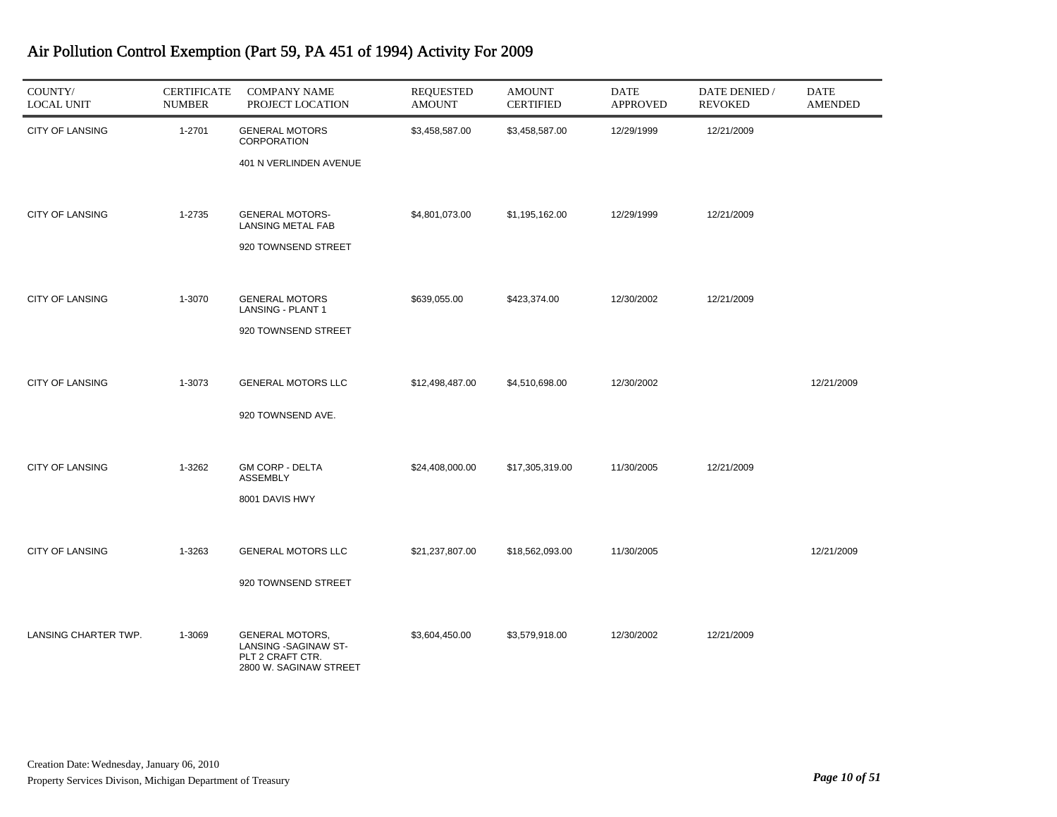# Air Pollution Control Exemption (Part 59, PA 451 of 1994) Activity For 2009

| COUNTY/ LOCAL UNIT | CERTIFICATE NUMBER | COMPANY NAME PROJECT LOCATION | REQUESTED AMOUNT | AMOUNT CERTIFIED | DATE APPROVED | DATE DENIED / REVOKED | DATE AMENDED |
|---|---|---|---|---|---|---|---|
| CITY OF LANSING | 1-2701 | GENERAL MOTORS CORPORATION<br>401 N VERLINDEN AVENUE | $3,458,587.00 | $3,458,587.00 | 12/29/1999 | 12/21/2009 | |
| CITY OF LANSING | 1-2735 | GENERAL MOTORS-LANSING METAL FAB<br>920 TOWNSEND STREET | $4,801,073.00 | $1,195,162.00 | 12/29/1999 | 12/21/2009 | |
| CITY OF LANSING | 1-3070 | GENERAL MOTORS LANSING - PLANT 1<br>920 TOWNSEND STREET | $639,055.00 | $423,374.00 | 12/30/2002 | 12/21/2009 | |
| CITY OF LANSING | 1-3073 | GENERAL MOTORS LLC<br>920 TOWNSEND AVE. | $12,498,487.00 | $4,510,698.00 | 12/30/2002 | | 12/21/2009 |
| CITY OF LANSING | 1-3262 | GM CORP - DELTA ASSEMBLY<br>8001 DAVIS HWY | $24,408,000.00 | $17,305,319.00 | 11/30/2005 | 12/21/2009 | |
| CITY OF LANSING | 1-3263 | GENERAL MOTORS LLC<br>920 TOWNSEND STREET | $21,237,807.00 | $18,562,093.00 | 11/30/2005 | | 12/21/2009 |
| LANSING CHARTER TWP. | 1-3069 | GENERAL MOTORS, LANSING -SAGINAW ST-PLT 2 CRAFT CTR.<br>2800 W. SAGINAW STREET | $3,604,450.00 | $3,579,918.00 | 12/30/2002 | 12/21/2009 | |

Creation Date: Wednesday, January 06, 2010
Property Services Divison, Michigan Department of Treasury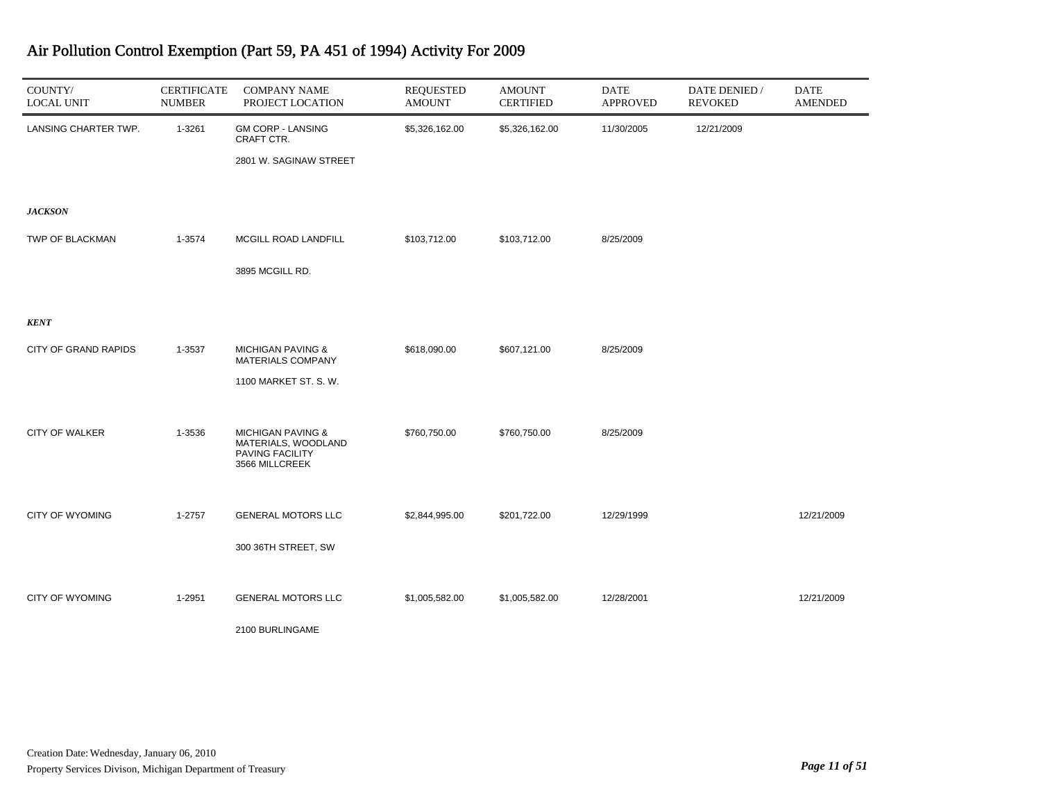# Air Pollution Control Exemption (Part 59, PA 451 of 1994) Activity For 2009

| COUNTY/ LOCAL UNIT | CERTIFICATE NUMBER | COMPANY NAME PROJECT LOCATION | REQUESTED AMOUNT | AMOUNT CERTIFIED | DATE APPROVED | DATE DENIED / REVOKED | DATE AMENDED |
|---|---|---|---|---|---|---|---|
| LANSING CHARTER TWP. | 1-3261 | GM CORP - LANSING CRAFT CTR. 2801 W. SAGINAW STREET | $5,326,162.00 | $5,326,162.00 | 11/30/2005 | 12/21/2009 | |
| ***JACKSON*** | | | | | | | |
| TWP OF BLACKMAN | 1-3574 | MCGILL ROAD LANDFILL 3895 MCGILL RD. | $103,712.00 | $103,712.00 | 8/25/2009 | | |
| ***KENT*** | | | | | | | |
| CITY OF GRAND RAPIDS | 1-3537 | MICHIGAN PAVING & MATERIALS COMPANY 1100 MARKET ST. S. W. | $618,090.00 | $607,121.00 | 8/25/2009 | | |
| CITY OF WALKER | 1-3536 | MICHIGAN PAVING & MATERIALS, WOODLAND PAVING FACILITY 3566 MILLCREEK | $760,750.00 | $760,750.00 | 8/25/2009 | | |
| CITY OF WYOMING | 1-2757 | GENERAL MOTORS LLC 300 36TH STREET, SW | $2,844,995.00 | $201,722.00 | 12/29/1999 | | 12/21/2009 |
| CITY OF WYOMING | 1-2951 | GENERAL MOTORS LLC 2100 BURLINGAME | $1,005,582.00 | $1,005,582.00 | 12/28/2001 | | 12/21/2009 |

Creation Date: Wednesday, January 06, 2010

Property Services Divison, Michigan Department of Treasury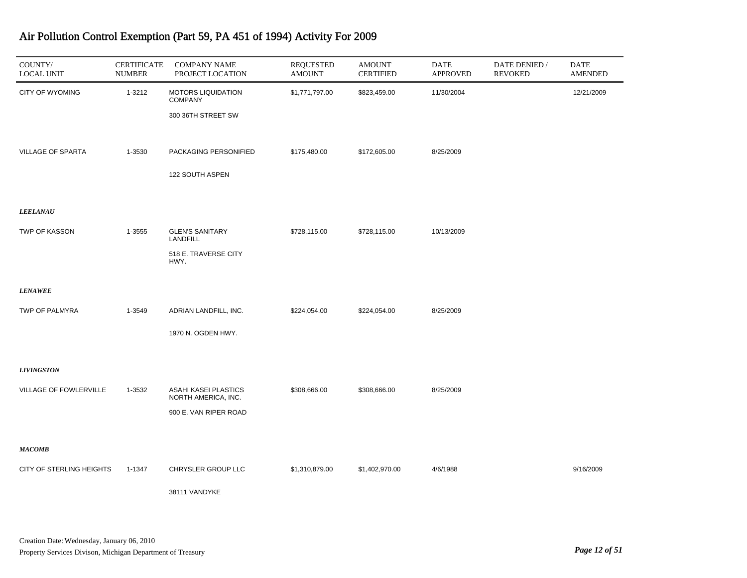# Air Pollution Control Exemption (Part 59, PA 451 of 1994) Activity For 2009

| COUNTY/ LOCAL UNIT | CERTIFICATE NUMBER | COMPANY NAME PROJECT LOCATION | REQUESTED AMOUNT | AMOUNT CERTIFIED | DATE APPROVED | DATE DENIED / REVOKED | DATE AMENDED |
|---|---|---|---|---|---|---|---|
| CITY OF WYOMING | 1-3212 | MOTORS LIQUIDATION COMPANY<br>300 36TH STREET SW | $1,771,797.00 | $823,459.00 | 11/30/2004 | | 12/21/2009 |
| VILLAGE OF SPARTA | 1-3530 | PACKAGING PERSONIFIED<br>122 SOUTH ASPEN | $175,480.00 | $172,605.00 | 8/25/2009 | | |
| ***LEELANAU*** | | | | | | | |
| TWP OF KASSON | 1-3555 | GLEN'S SANITARY LANDFILL<br>518 E. TRAVERSE CITY HWY. | $728,115.00 | $728,115.00 | 10/13/2009 | | |
| ***LENAWEE*** | | | | | | | |
| TWP OF PALMYRA | 1-3549 | ADRIAN LANDFILL, INC.<br>1970 N. OGDEN HWY. | $224,054.00 | $224,054.00 | 8/25/2009 | | |
| ***LIVINGSTON*** | | | | | | | |
| VILLAGE OF FOWLERVILLE | 1-3532 | ASAHI KASEI PLASTICS NORTH AMERICA, INC.<br>900 E. VAN RIPER ROAD | $308,666.00 | $308,666.00 | 8/25/2009 | | |
| ***MACOMB*** | | | | | | | |
| CITY OF STERLING HEIGHTS | 1-1347 | CHRYSLER GROUP LLC<br>38111 VANDYKE | $1,310,879.00 | $1,402,970.00 | 4/6/1988 | | 9/16/2009 |

Creation Date: Wednesday, January 06, 2010
Property Services Divison, Michigan Department of Treasury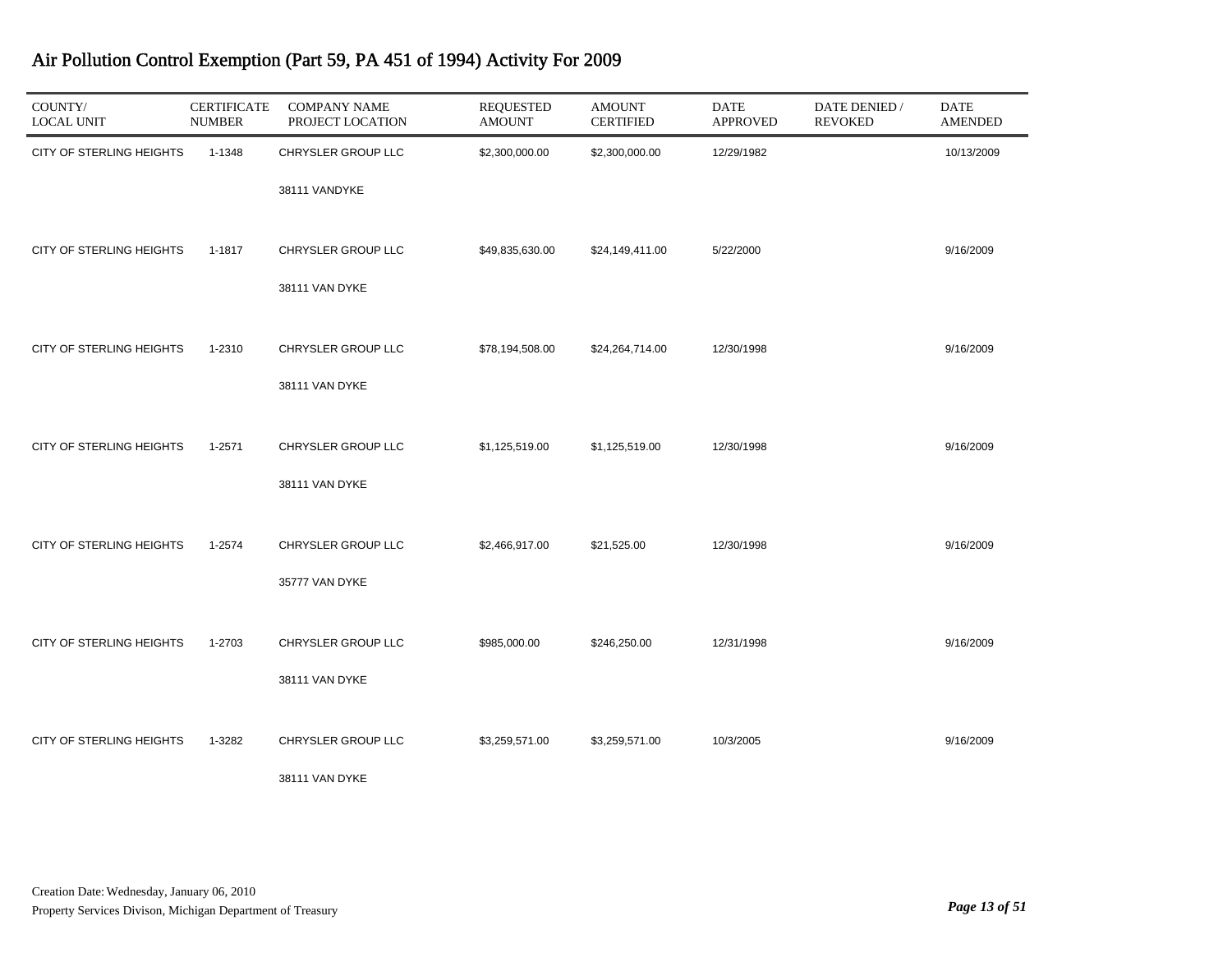# Air Pollution Control Exemption (Part 59, PA 451 of 1994) Activity For 2009

| COUNTY/ LOCAL UNIT | CERTIFICATE NUMBER | COMPANY NAME PROJECT LOCATION | REQUESTED AMOUNT | AMOUNT CERTIFIED | DATE APPROVED | DATE DENIED / REVOKED | DATE AMENDED |
|---|---|---|---|---|---|---|---|
| CITY OF STERLING HEIGHTS | 1-1348 | CHRYSLER GROUP LLC<br>38111 VANDYKE | $2,300,000.00 | $2,300,000.00 | 12/29/1982 | | 10/13/2009 |
| CITY OF STERLING HEIGHTS | 1-1817 | CHRYSLER GROUP LLC<br>38111 VAN DYKE | $49,835,630.00 | $24,149,411.00 | 5/22/2000 | | 9/16/2009 |
| CITY OF STERLING HEIGHTS | 1-2310 | CHRYSLER GROUP LLC<br>38111 VAN DYKE | $78,194,508.00 | $24,264,714.00 | 12/30/1998 | | 9/16/2009 |
| CITY OF STERLING HEIGHTS | 1-2571 | CHRYSLER GROUP LLC<br>38111 VAN DYKE | $1,125,519.00 | $1,125,519.00 | 12/30/1998 | | 9/16/2009 |
| CITY OF STERLING HEIGHTS | 1-2574 | CHRYSLER GROUP LLC<br>35777 VAN DYKE | $2,466,917.00 | $21,525.00 | 12/30/1998 | | 9/16/2009 |
| CITY OF STERLING HEIGHTS | 1-2703 | CHRYSLER GROUP LLC<br>38111 VAN DYKE | $985,000.00 | $246,250.00 | 12/31/1998 | | 9/16/2009 |
| CITY OF STERLING HEIGHTS | 1-3282 | CHRYSLER GROUP LLC<br>38111 VAN DYKE | $3,259,571.00 | $3,259,571.00 | 10/3/2005 | | 9/16/2009 |

Creation Date: Wednesday, January 06, 2010

Property Services Divison, Michigan Department of Treasury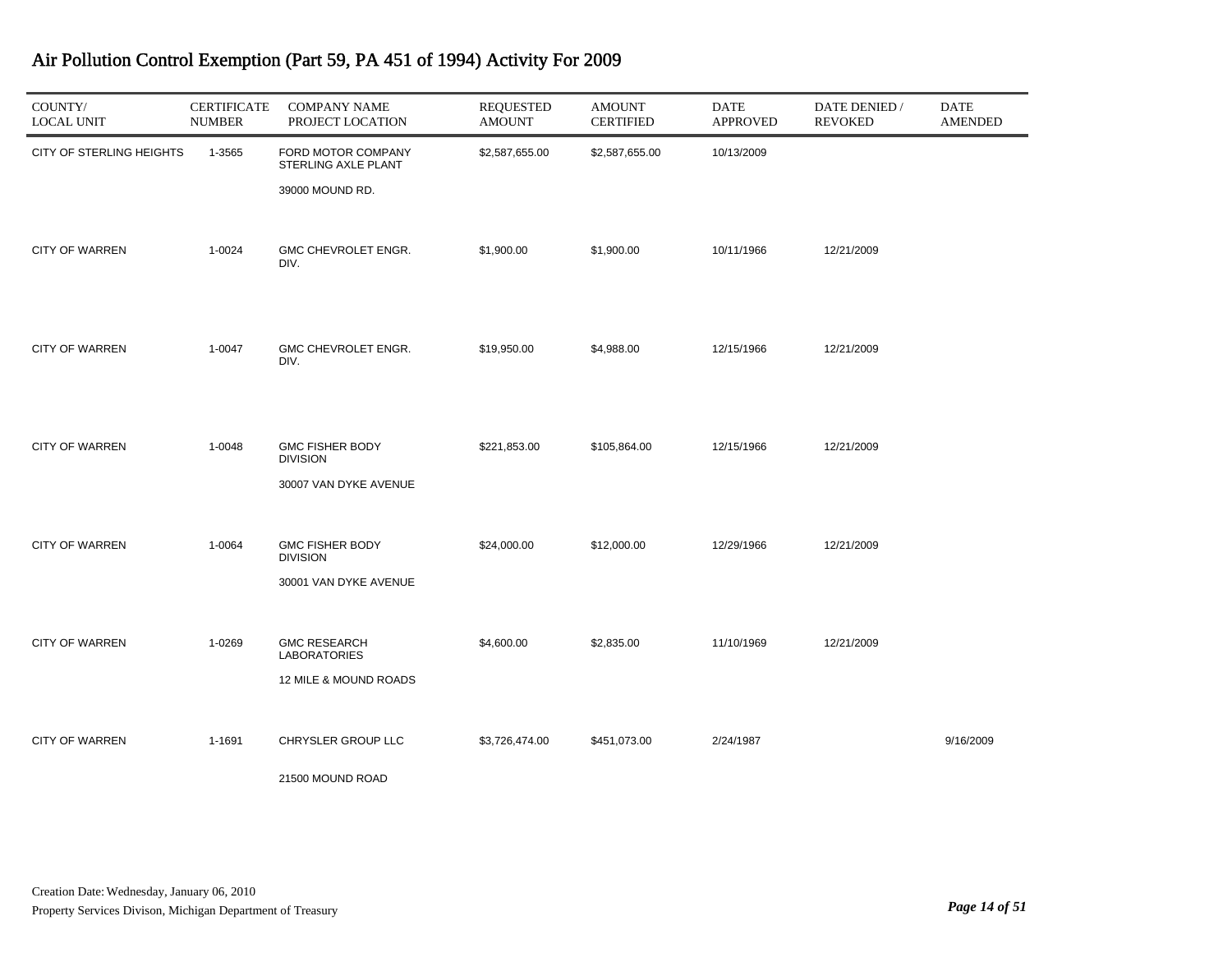# Air Pollution Control Exemption (Part 59, PA 451 of 1994) Activity For 2009

| COUNTY/ LOCAL UNIT | CERTIFICATE NUMBER | COMPANY NAME PROJECT LOCATION | REQUESTED AMOUNT | AMOUNT CERTIFIED | DATE APPROVED | DATE DENIED / REVOKED | DATE AMENDED |
|---|---|---|---|---|---|---|---|
| CITY OF STERLING HEIGHTS | 1-3565 | FORD MOTOR COMPANY STERLING AXLE PLANT<br>39000 MOUND RD. | $2,587,655.00 | $2,587,655.00 | 10/13/2009 | | |
| CITY OF WARREN | 1-0024 | GMC CHEVROLET ENGR. DIV. | $1,900.00 | $1,900.00 | 10/11/1966 | 12/21/2009 | |
| CITY OF WARREN | 1-0047 | GMC CHEVROLET ENGR. DIV. | $19,950.00 | $4,988.00 | 12/15/1966 | 12/21/2009 | |
| CITY OF WARREN | 1-0048 | GMC FISHER BODY DIVISION<br>30007 VAN DYKE AVENUE | $221,853.00 | $105,864.00 | 12/15/1966 | 12/21/2009 | |
| CITY OF WARREN | 1-0064 | GMC FISHER BODY DIVISION<br>30001 VAN DYKE AVENUE | $24,000.00 | $12,000.00 | 12/29/1966 | 12/21/2009 | |
| CITY OF WARREN | 1-0269 | GMC RESEARCH LABORATORIES<br>12 MILE & MOUND ROADS | $4,600.00 | $2,835.00 | 11/10/1969 | 12/21/2009 | |
| CITY OF WARREN | 1-1691 | CHRYSLER GROUP LLC<br>21500 MOUND ROAD | $3,726,474.00 | $451,073.00 | 2/24/1987 | | 9/16/2009 |

Creation Date: Wednesday, January 06, 2010

Property Services Divison, Michigan Department of Treasury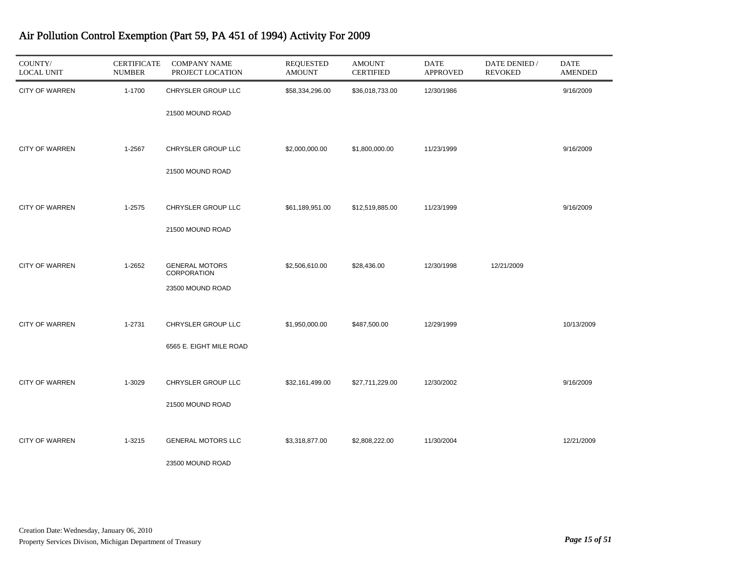# Air Pollution Control Exemption (Part 59, PA 451 of 1994) Activity For 2009

| COUNTY/ LOCAL UNIT | CERTIFICATE NUMBER | COMPANY NAME PROJECT LOCATION | REQUESTED AMOUNT | AMOUNT CERTIFIED | DATE APPROVED | DATE DENIED / REVOKED | DATE AMENDED |
|---|---|---|---|---|---|---|---|
| CITY OF WARREN | 1-1700 | CHRYSLER GROUP LLC<br>21500 MOUND ROAD | $58,334,296.00 | $36,018,733.00 | 12/30/1986 | | 9/16/2009 |
| CITY OF WARREN | 1-2567 | CHRYSLER GROUP LLC<br>21500 MOUND ROAD | $2,000,000.00 | $1,800,000.00 | 11/23/1999 | | 9/16/2009 |
| CITY OF WARREN | 1-2575 | CHRYSLER GROUP LLC<br>21500 MOUND ROAD | $61,189,951.00 | $12,519,885.00 | 11/23/1999 | | 9/16/2009 |
| CITY OF WARREN | 1-2652 | GENERAL MOTORS CORPORATION<br>23500 MOUND ROAD | $2,506,610.00 | $28,436.00 | 12/30/1998 | 12/21/2009 | |
| CITY OF WARREN | 1-2731 | CHRYSLER GROUP LLC<br>6565 E. EIGHT MILE ROAD | $1,950,000.00 | $487,500.00 | 12/29/1999 | | 10/13/2009 |
| CITY OF WARREN | 1-3029 | CHRYSLER GROUP LLC<br>21500 MOUND ROAD | $32,161,499.00 | $27,711,229.00 | 12/30/2002 | | 9/16/2009 |
| CITY OF WARREN | 1-3215 | GENERAL MOTORS LLC<br>23500 MOUND ROAD | $3,318,877.00 | $2,808,222.00 | 11/30/2004 | | 12/21/2009 |

Creation Date: Wednesday, January 06, 2010

Property Services Divison, Michigan Department of Treasury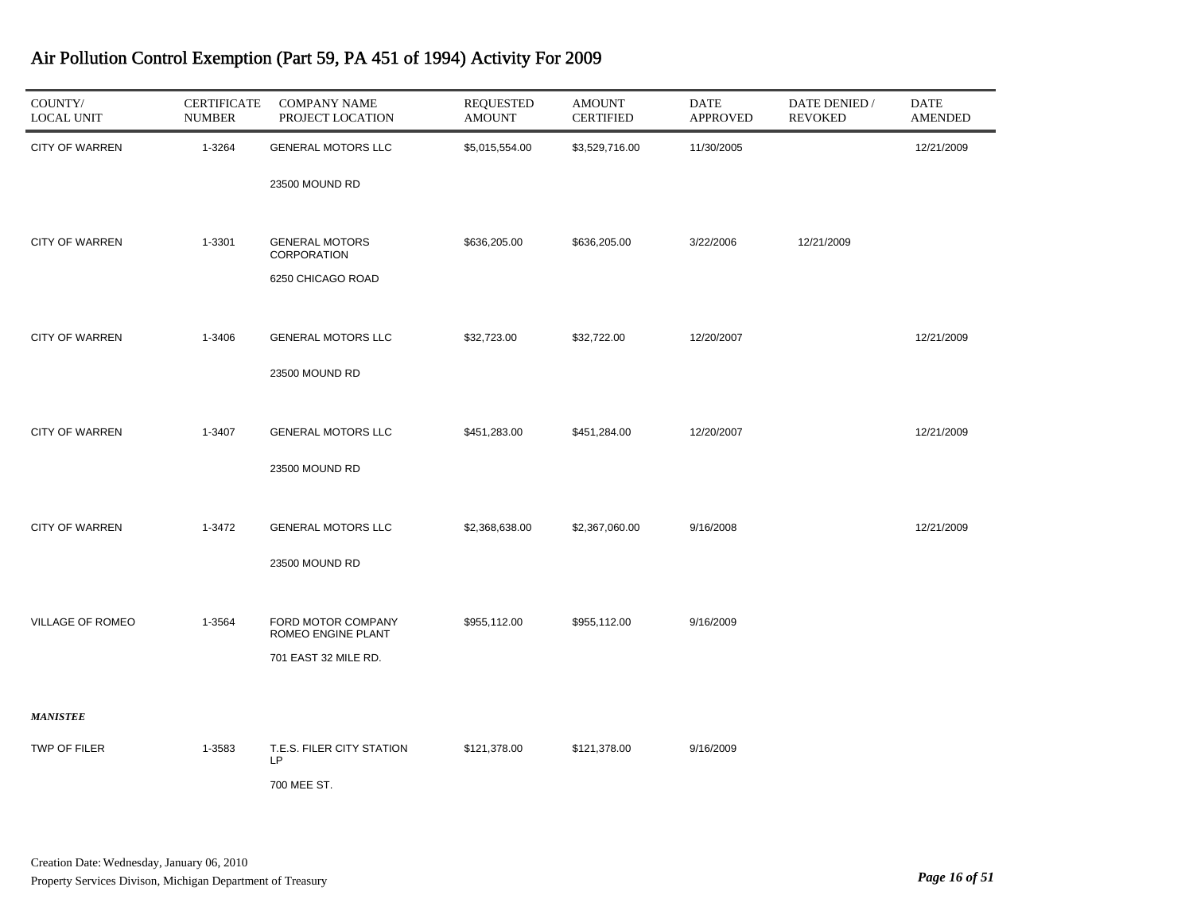# Air Pollution Control Exemption (Part 59, PA 451 of 1994) Activity For 2009

| COUNTY/ LOCAL UNIT | CERTIFICATE NUMBER | COMPANY NAME PROJECT LOCATION | REQUESTED AMOUNT | AMOUNT CERTIFIED | DATE APPROVED | DATE DENIED / REVOKED | DATE AMENDED |
|---|---|---|---|---|---|---|---|
| CITY OF WARREN | 1-3264 | GENERAL MOTORS LLC<br>23500 MOUND RD | $5,015,554.00 | $3,529,716.00 | 11/30/2005 | | 12/21/2009 |
| CITY OF WARREN | 1-3301 | GENERAL MOTORS CORPORATION<br>6250 CHICAGO ROAD | $636,205.00 | $636,205.00 | 3/22/2006 | 12/21/2009 | |
| CITY OF WARREN | 1-3406 | GENERAL MOTORS LLC<br>23500 MOUND RD | $32,723.00 | $32,722.00 | 12/20/2007 | | 12/21/2009 |
| CITY OF WARREN | 1-3407 | GENERAL MOTORS LLC<br>23500 MOUND RD | $451,283.00 | $451,284.00 | 12/20/2007 | | 12/21/2009 |
| CITY OF WARREN | 1-3472 | GENERAL MOTORS LLC<br>23500 MOUND RD | $2,368,638.00 | $2,367,060.00 | 9/16/2008 | | 12/21/2009 |
| VILLAGE OF ROMEO | 1-3564 | FORD MOTOR COMPANY ROMEO ENGINE PLANT<br>701 EAST 32 MILE RD. | $955,112.00 | $955,112.00 | 9/16/2009 | | |
| ***MANISTEE*** | | | | | | | |
| TWP OF FILER | 1-3583 | T.E.S. FILER CITY STATION LP<br>700 MEE ST. | $121,378.00 | $121,378.00 | 9/16/2009 | | |

Creation Date: Wednesday, January 06, 2010

Property Services Divison, Michigan Department of Treasury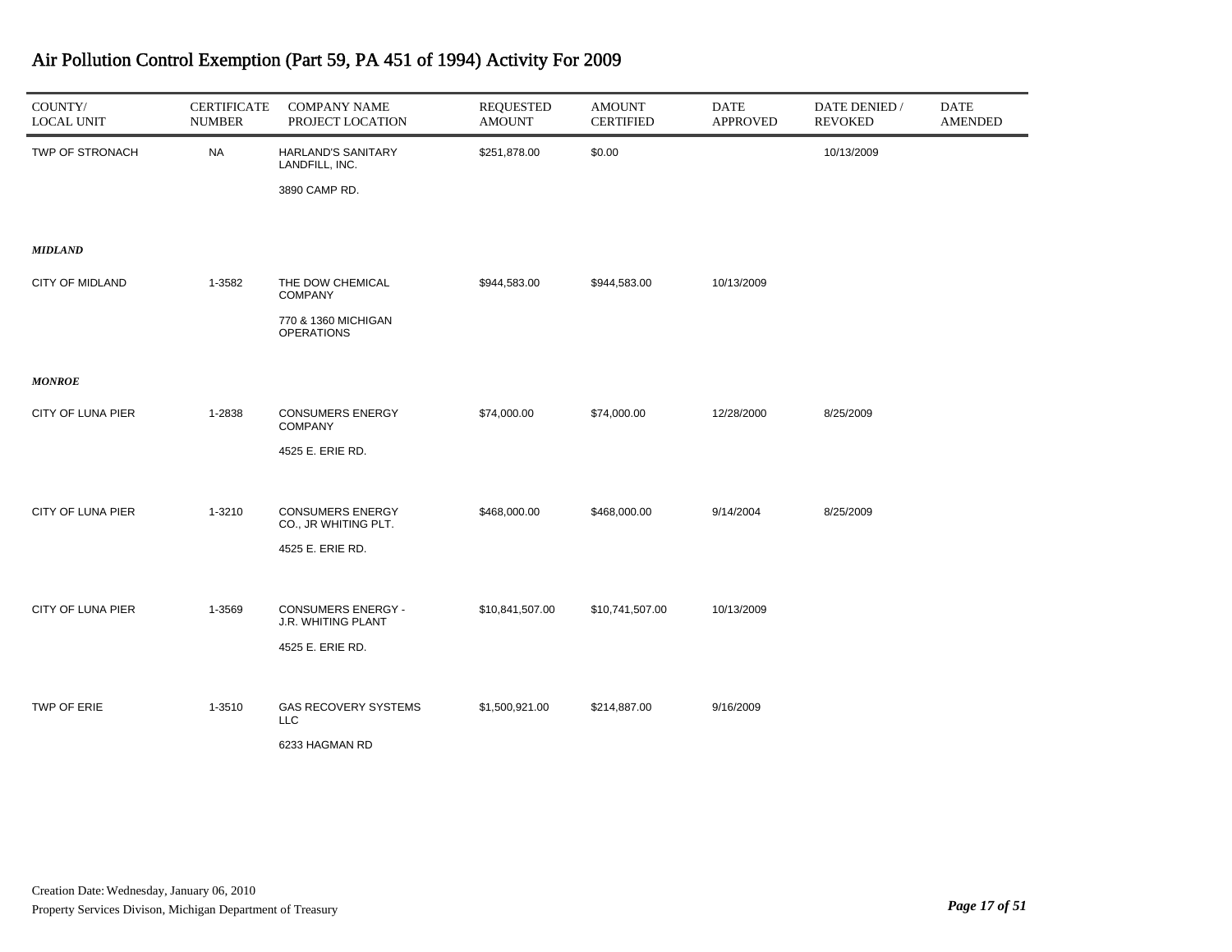# Air Pollution Control Exemption (Part 59, PA 451 of 1994) Activity For 2009

| COUNTY/ LOCAL UNIT | CERTIFICATE NUMBER | COMPANY NAME PROJECT LOCATION | REQUESTED AMOUNT | AMOUNT CERTIFIED | DATE APPROVED | DATE DENIED / REVOKED | DATE AMENDED |
|---|---|---|---|---|---|---|---|
| TWP OF STRONACH | NA | HARLAND'S SANITARY LANDFILL, INC. 3890 CAMP RD. | $251,878.00 | $0.00 | | 10/13/2009 | |
| ***MIDLAND*** | | | | | | | |
| CITY OF MIDLAND | 1-3582 | THE DOW CHEMICAL COMPANY 770 & 1360 MICHIGAN OPERATIONS | $944,583.00 | $944,583.00 | 10/13/2009 | | |
| ***MONROE*** | | | | | | | |
| CITY OF LUNA PIER | 1-2838 | CONSUMERS ENERGY COMPANY 4525 E. ERIE RD. | $74,000.00 | $74,000.00 | 12/28/2000 | 8/25/2009 | |
| CITY OF LUNA PIER | 1-3210 | CONSUMERS ENERGY CO., JR WHITING PLT. 4525 E. ERIE RD. | $468,000.00 | $468,000.00 | 9/14/2004 | 8/25/2009 | |
| CITY OF LUNA PIER | 1-3569 | CONSUMERS ENERGY - J.R. WHITING PLANT 4525 E. ERIE RD. | $10,841,507.00 | $10,741,507.00 | 10/13/2009 | | |
| TWP OF ERIE | 1-3510 | GAS RECOVERY SYSTEMS LLC 6233 HAGMAN RD | $1,500,921.00 | $214,887.00 | 9/16/2009 | | |

Creation Date: Wednesday, January 06, 2010

Property Services Divison, Michigan Department of Treasury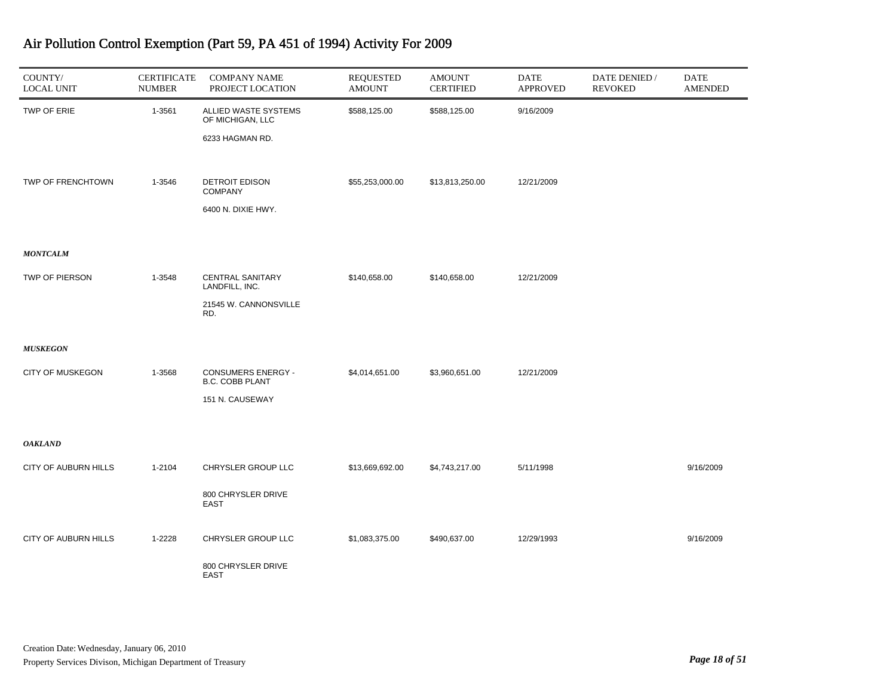# Air Pollution Control Exemption (Part 59, PA 451 of 1994) Activity For 2009

| COUNTY/ LOCAL UNIT | CERTIFICATE NUMBER | COMPANY NAME PROJECT LOCATION | REQUESTED AMOUNT | AMOUNT CERTIFIED | DATE APPROVED | DATE DENIED / REVOKED | DATE AMENDED |
|---|---|---|---|---|---|---|---|
| TWP OF ERIE | 1-3561 | ALLIED WASTE SYSTEMS OF MICHIGAN, LLC<br>6233 HAGMAN RD. | $588,125.00 | $588,125.00 | 9/16/2009 | | |
| TWP OF FRENCHTOWN | 1-3546 | DETROIT EDISON COMPANY<br>6400 N. DIXIE HWY. | $55,253,000.00 | $13,813,250.00 | 12/21/2009 | | |
| ***MONTCALM*** | | | | | | | |
| TWP OF PIERSON | 1-3548 | CENTRAL SANITARY LANDFILL, INC.<br>21545 W. CANNONSVILLE RD. | $140,658.00 | $140,658.00 | 12/21/2009 | | |
| ***MUSKEGON*** | | | | | | | |
| CITY OF MUSKEGON | 1-3568 | CONSUMERS ENERGY - B.C. COBB PLANT<br>151 N. CAUSEWAY | $4,014,651.00 | $3,960,651.00 | 12/21/2009 | | |
| ***OAKLAND*** | | | | | | | |
| CITY OF AUBURN HILLS | 1-2104 | CHRYSLER GROUP LLC<br>800 CHRYSLER DRIVE EAST | $13,669,692.00 | $4,743,217.00 | 5/11/1998 | | 9/16/2009 |
| CITY OF AUBURN HILLS | 1-2228 | CHRYSLER GROUP LLC<br>800 CHRYSLER DRIVE EAST | $1,083,375.00 | $490,637.00 | 12/29/1993 | | 9/16/2009 |

Creation Date: Wednesday, January 06, 2010

Property Services Divison, Michigan Department of Treasury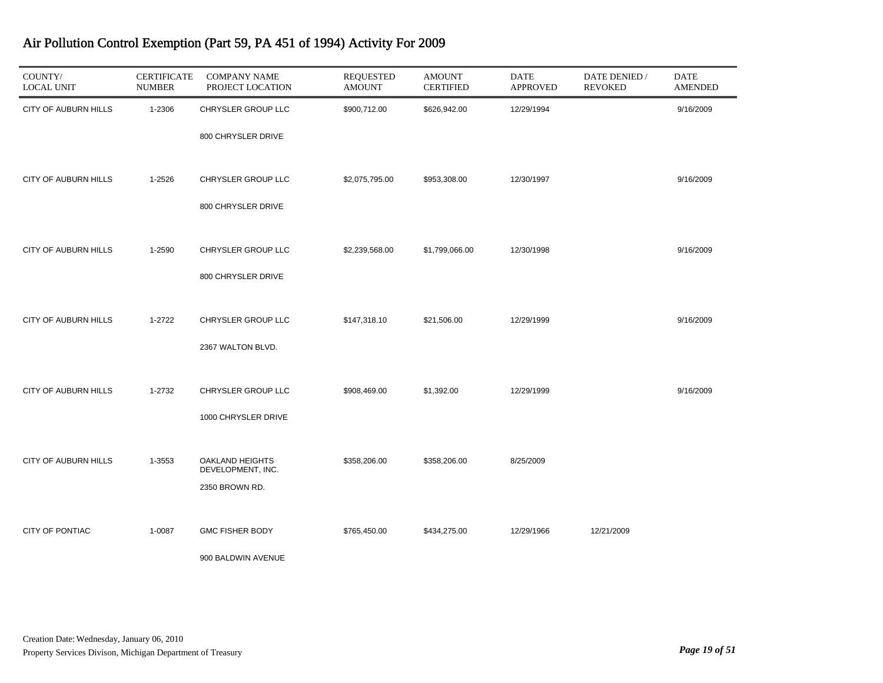# Air Pollution Control Exemption (Part 59, PA 451 of 1994) Activity For 2009

| COUNTY/ LOCAL UNIT | CERTIFICATE NUMBER | COMPANY NAME PROJECT LOCATION | REQUESTED AMOUNT | AMOUNT CERTIFIED | DATE APPROVED | DATE DENIED / REVOKED | DATE AMENDED |
|---|---|---|---|---|---|---|---|
| CITY OF AUBURN HILLS | 1-2306 | CHRYSLER GROUP LLC<br>800 CHRYSLER DRIVE | $900,712.00 | $626,942.00 | 12/29/1994 | | 9/16/2009 |
| CITY OF AUBURN HILLS | 1-2526 | CHRYSLER GROUP LLC<br>800 CHRYSLER DRIVE | $2,075,795.00 | $953,308.00 | 12/30/1997 | | 9/16/2009 |
| CITY OF AUBURN HILLS | 1-2590 | CHRYSLER GROUP LLC<br>800 CHRYSLER DRIVE | $2,239,568.00 | $1,799,066.00 | 12/30/1998 | | 9/16/2009 |
| CITY OF AUBURN HILLS | 1-2722 | CHRYSLER GROUP LLC<br>2367 WALTON BLVD. | $147,318.10 | $21,506.00 | 12/29/1999 | | 9/16/2009 |
| CITY OF AUBURN HILLS | 1-2732 | CHRYSLER GROUP LLC<br>1000 CHRYSLER DRIVE | $908,469.00 | $1,392.00 | 12/29/1999 | | 9/16/2009 |
| CITY OF AUBURN HILLS | 1-3553 | OAKLAND HEIGHTS DEVELOPMENT, INC.<br>2350 BROWN RD. | $358,206.00 | $358,206.00 | 8/25/2009 | | |
| CITY OF PONTIAC | 1-0087 | GMC FISHER BODY<br>900 BALDWIN AVENUE | $765,450.00 | $434,275.00 | 12/29/1966 | 12/21/2009 | |

Creation Date: Wednesday, January 06, 2010

Property Services Divison, Michigan Department of Treasury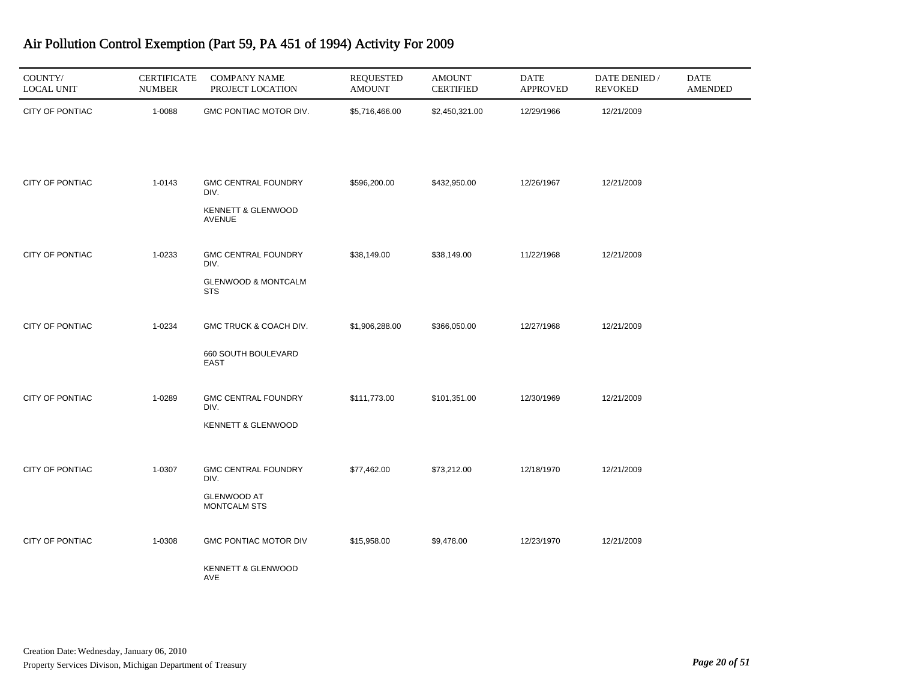# Air Pollution Control Exemption (Part 59, PA 451 of 1994) Activity For 2009

| COUNTY/ LOCAL UNIT | CERTIFICATE NUMBER | COMPANY NAME PROJECT LOCATION | REQUESTED AMOUNT | AMOUNT CERTIFIED | DATE APPROVED | DATE DENIED / REVOKED | DATE AMENDED |
|---|---|---|---|---|---|---|---|
| CITY OF PONTIAC | 1-0088 | GMC PONTIAC MOTOR DIV. | $5,716,466.00 | $2,450,321.00 | 12/29/1966 | 12/21/2009 | |
| CITY OF PONTIAC | 1-0143 | GMC CENTRAL FOUNDRY DIV. KENNETT & GLENWOOD AVENUE | $596,200.00 | $432,950.00 | 12/26/1967 | 12/21/2009 | |
| CITY OF PONTIAC | 1-0233 | GMC CENTRAL FOUNDRY DIV. GLENWOOD & MONTCALM STS | $38,149.00 | $38,149.00 | 11/22/1968 | 12/21/2009 | |
| CITY OF PONTIAC | 1-0234 | GMC TRUCK & COACH DIV. 660 SOUTH BOULEVARD EAST | $1,906,288.00 | $366,050.00 | 12/27/1968 | 12/21/2009 | |
| CITY OF PONTIAC | 1-0289 | GMC CENTRAL FOUNDRY DIV. KENNETT & GLENWOOD | $111,773.00 | $101,351.00 | 12/30/1969 | 12/21/2009 | |
| CITY OF PONTIAC | 1-0307 | GMC CENTRAL FOUNDRY DIV. GLENWOOD AT MONTCALM STS | $77,462.00 | $73,212.00 | 12/18/1970 | 12/21/2009 | |
| CITY OF PONTIAC | 1-0308 | GMC PONTIAC MOTOR DIV KENNETT & GLENWOOD AVE | $15,958.00 | $9,478.00 | 12/23/1970 | 12/21/2009 | |

Creation Date: Wednesday, January 06, 2010

Property Services Divison, Michigan Department of Treasury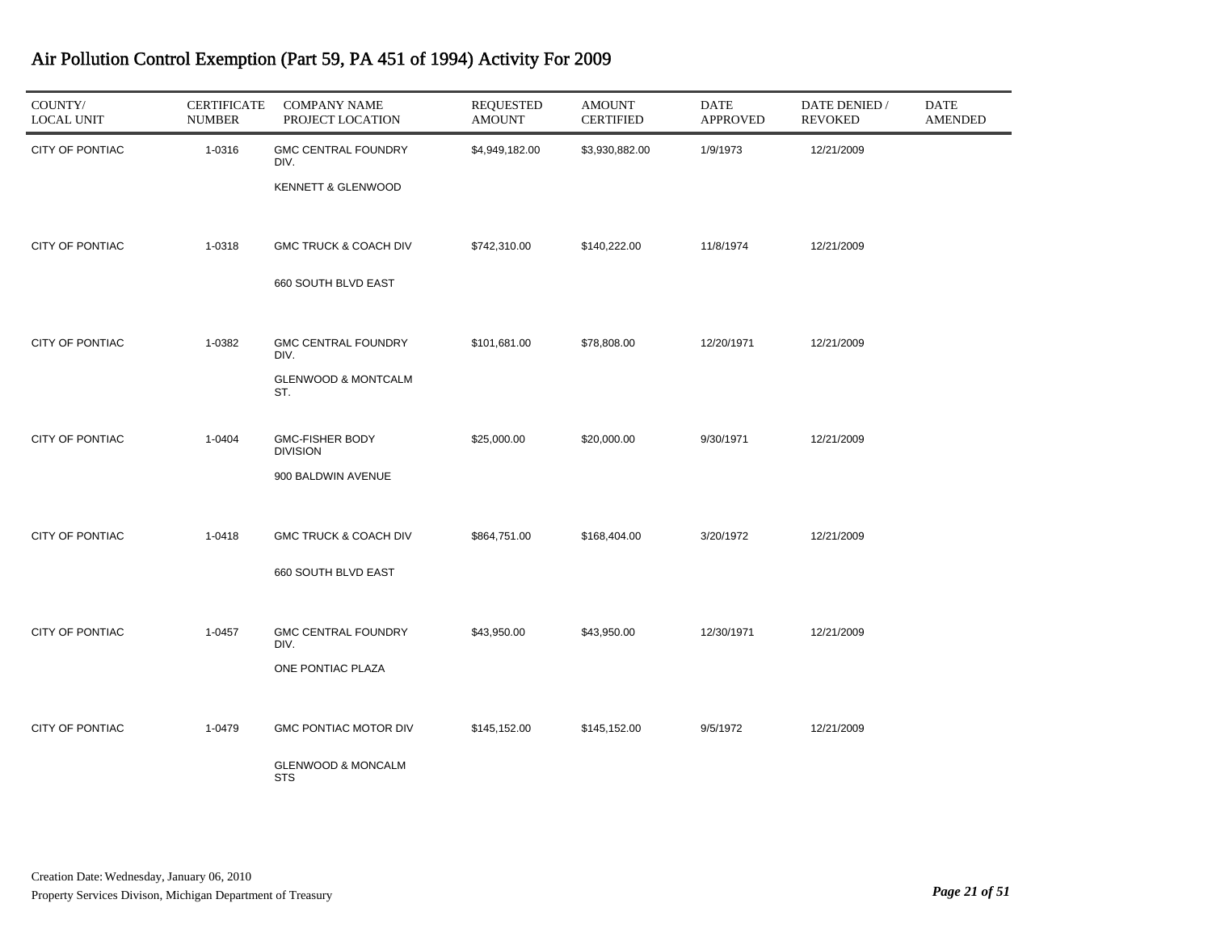# Air Pollution Control Exemption (Part 59, PA 451 of 1994) Activity For 2009

| COUNTY/ LOCAL UNIT | CERTIFICATE NUMBER | COMPANY NAME PROJECT LOCATION | REQUESTED AMOUNT | AMOUNT CERTIFIED | DATE APPROVED | DATE DENIED / REVOKED | DATE AMENDED |
|---|---|---|---|---|---|---|---|
| CITY OF PONTIAC | 1-0316 | GMC CENTRAL FOUNDRY DIV. KENNETT & GLENWOOD | $4,949,182.00 | $3,930,882.00 | 1/9/1973 | 12/21/2009 | |
| CITY OF PONTIAC | 1-0318 | GMC TRUCK & COACH DIV 660 SOUTH BLVD EAST | $742,310.00 | $140,222.00 | 11/8/1974 | 12/21/2009 | |
| CITY OF PONTIAC | 1-0382 | GMC CENTRAL FOUNDRY DIV. GLENWOOD & MONTCALM ST. | $101,681.00 | $78,808.00 | 12/20/1971 | 12/21/2009 | |
| CITY OF PONTIAC | 1-0404 | GMC-FISHER BODY DIVISION 900 BALDWIN AVENUE | $25,000.00 | $20,000.00 | 9/30/1971 | 12/21/2009 | |
| CITY OF PONTIAC | 1-0418 | GMC TRUCK & COACH DIV 660 SOUTH BLVD EAST | $864,751.00 | $168,404.00 | 3/20/1972 | 12/21/2009 | |
| CITY OF PONTIAC | 1-0457 | GMC CENTRAL FOUNDRY DIV. ONE PONTIAC PLAZA | $43,950.00 | $43,950.00 | 12/30/1971 | 12/21/2009 | |
| CITY OF PONTIAC | 1-0479 | GMC PONTIAC MOTOR DIV GLENWOOD & MONCALM STS | $145,152.00 | $145,152.00 | 9/5/1972 | 12/21/2009 | |

Creation Date: Wednesday, January 06, 2010

Property Services Divison, Michigan Department of Treasury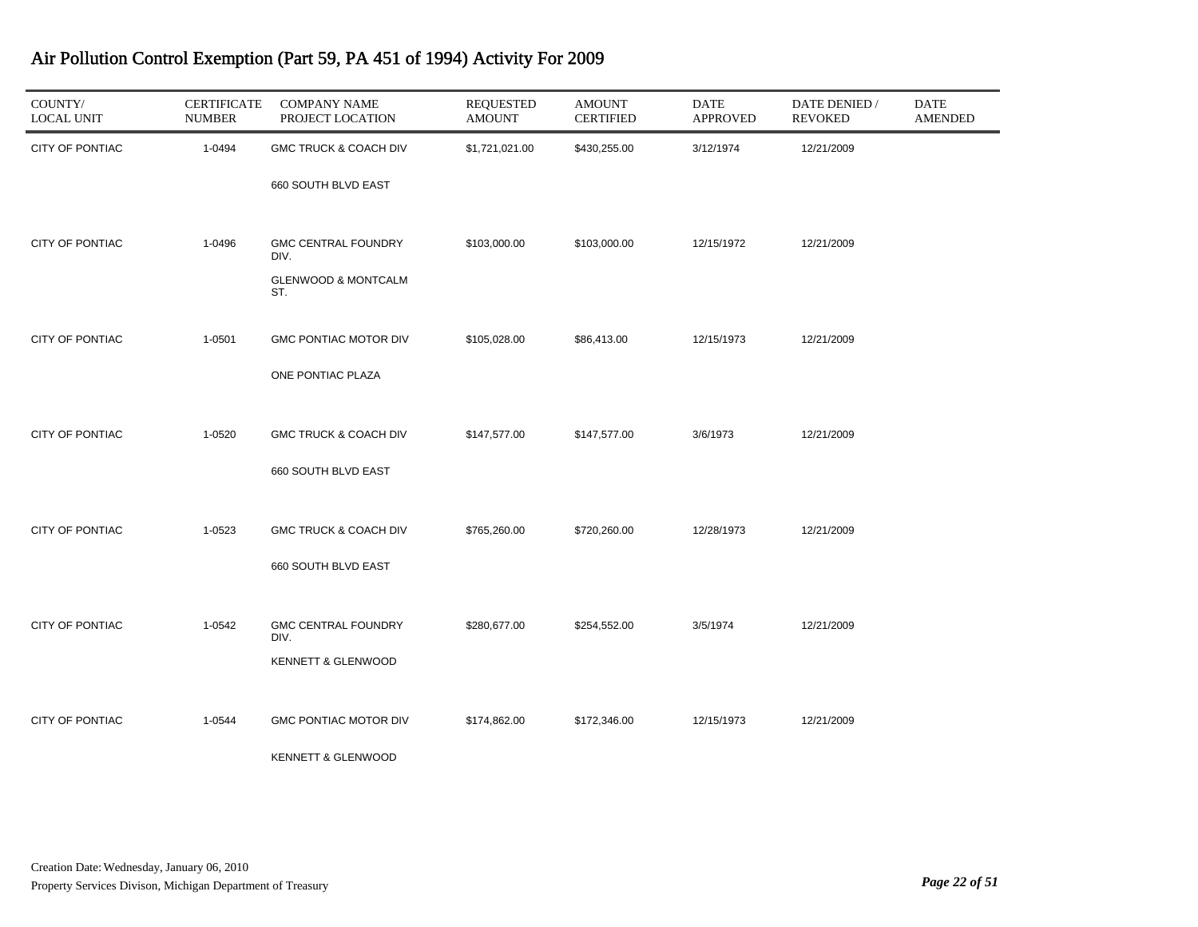# Air Pollution Control Exemption (Part 59, PA 451 of 1994) Activity For 2009

| COUNTY/ LOCAL UNIT | CERTIFICATE NUMBER | COMPANY NAME PROJECT LOCATION | REQUESTED AMOUNT | AMOUNT CERTIFIED | DATE APPROVED | DATE DENIED / REVOKED | DATE AMENDED |
|---|---|---|---|---|---|---|---|
| CITY OF PONTIAC | 1-0494 | GMC TRUCK & COACH DIV<br>660 SOUTH BLVD EAST | $1,721,021.00 | $430,255.00 | 3/12/1974 | 12/21/2009 | |
| CITY OF PONTIAC | 1-0496 | GMC CENTRAL FOUNDRY DIV.<br>GLENWOOD & MONTCALM ST. | $103,000.00 | $103,000.00 | 12/15/1972 | 12/21/2009 | |
| CITY OF PONTIAC | 1-0501 | GMC PONTIAC MOTOR DIV<br>ONE PONTIAC PLAZA | $105,028.00 | $86,413.00 | 12/15/1973 | 12/21/2009 | |
| CITY OF PONTIAC | 1-0520 | GMC TRUCK & COACH DIV<br>660 SOUTH BLVD EAST | $147,577.00 | $147,577.00 | 3/6/1973 | 12/21/2009 | |
| CITY OF PONTIAC | 1-0523 | GMC TRUCK & COACH DIV<br>660 SOUTH BLVD EAST | $765,260.00 | $720,260.00 | 12/28/1973 | 12/21/2009 | |
| CITY OF PONTIAC | 1-0542 | GMC CENTRAL FOUNDRY DIV.<br>KENNETT & GLENWOOD | $280,677.00 | $254,552.00 | 3/5/1974 | 12/21/2009 | |
| CITY OF PONTIAC | 1-0544 | GMC PONTIAC MOTOR DIV<br>KENNETT & GLENWOOD | $174,862.00 | $172,346.00 | 12/15/1973 | 12/21/2009 | |

Creation Date: Wednesday, January 06, 2010

Property Services Divison, Michigan Department of Treasury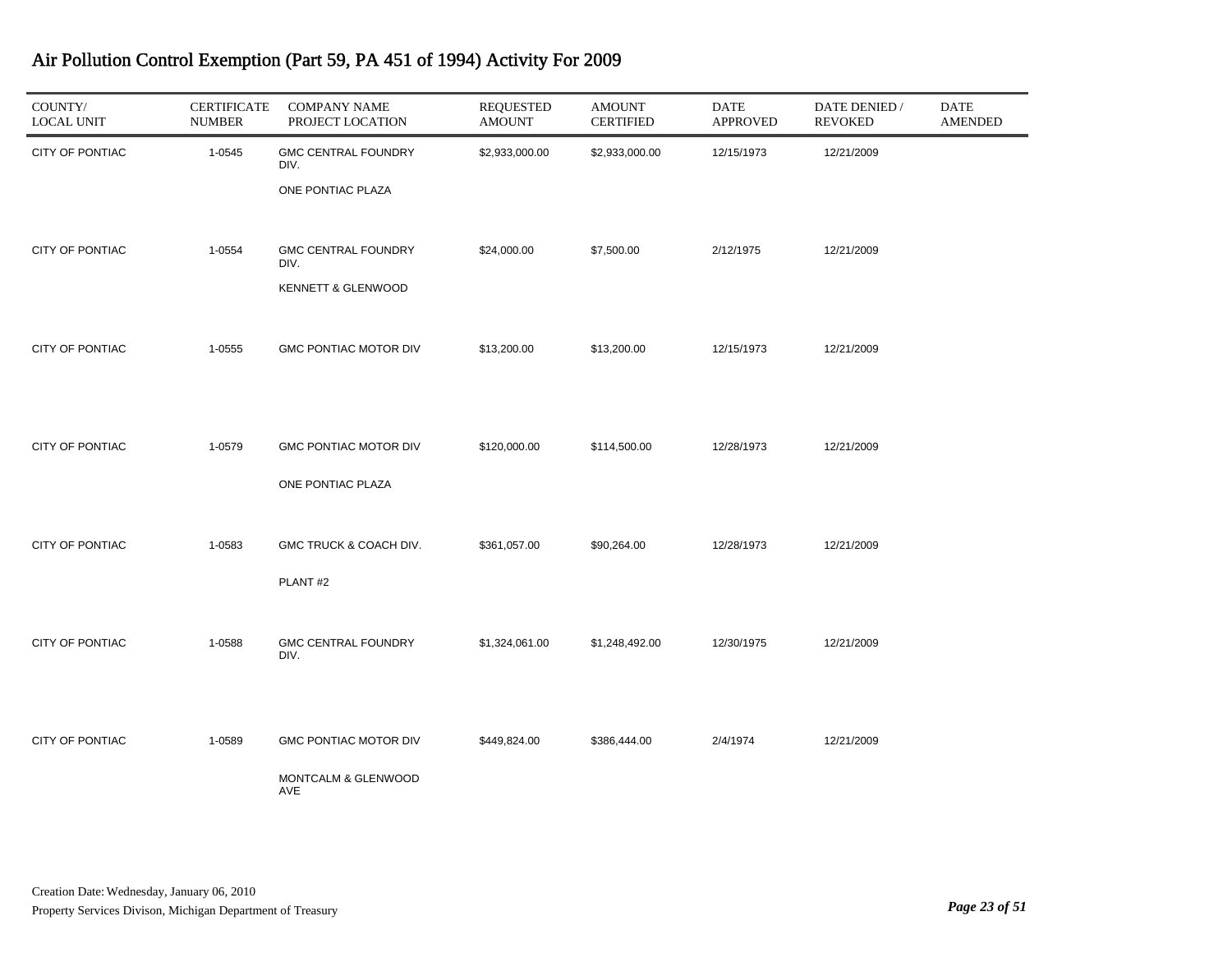# Air Pollution Control Exemption (Part 59, PA 451 of 1994) Activity For 2009

| COUNTY/ LOCAL UNIT | CERTIFICATE NUMBER | COMPANY NAME PROJECT LOCATION | REQUESTED AMOUNT | AMOUNT CERTIFIED | DATE APPROVED | DATE DENIED / REVOKED | DATE AMENDED |
|---|---|---|---|---|---|---|---|
| CITY OF PONTIAC | 1-0545 | GMC CENTRAL FOUNDRY DIV. ONE PONTIAC PLAZA | $2,933,000.00 | $2,933,000.00 | 12/15/1973 | 12/21/2009 | |
| CITY OF PONTIAC | 1-0554 | GMC CENTRAL FOUNDRY DIV. KENNETT & GLENWOOD | $24,000.00 | $7,500.00 | 2/12/1975 | 12/21/2009 | |
| CITY OF PONTIAC | 1-0555 | GMC PONTIAC MOTOR DIV | $13,200.00 | $13,200.00 | 12/15/1973 | 12/21/2009 | |
| CITY OF PONTIAC | 1-0579 | GMC PONTIAC MOTOR DIV ONE PONTIAC PLAZA | $120,000.00 | $114,500.00 | 12/28/1973 | 12/21/2009 | |
| CITY OF PONTIAC | 1-0583 | GMC TRUCK & COACH DIV. PLANT #2 | $361,057.00 | $90,264.00 | 12/28/1973 | 12/21/2009 | |
| CITY OF PONTIAC | 1-0588 | GMC CENTRAL FOUNDRY DIV. | $1,324,061.00 | $1,248,492.00 | 12/30/1975 | 12/21/2009 | |
| CITY OF PONTIAC | 1-0589 | GMC PONTIAC MOTOR DIV MONTCALM & GLENWOOD AVE | $449,824.00 | $386,444.00 | 2/4/1974 | 12/21/2009 | |

Creation Date: Wednesday, January 06, 2010
Property Services Divison, Michigan Department of Treasury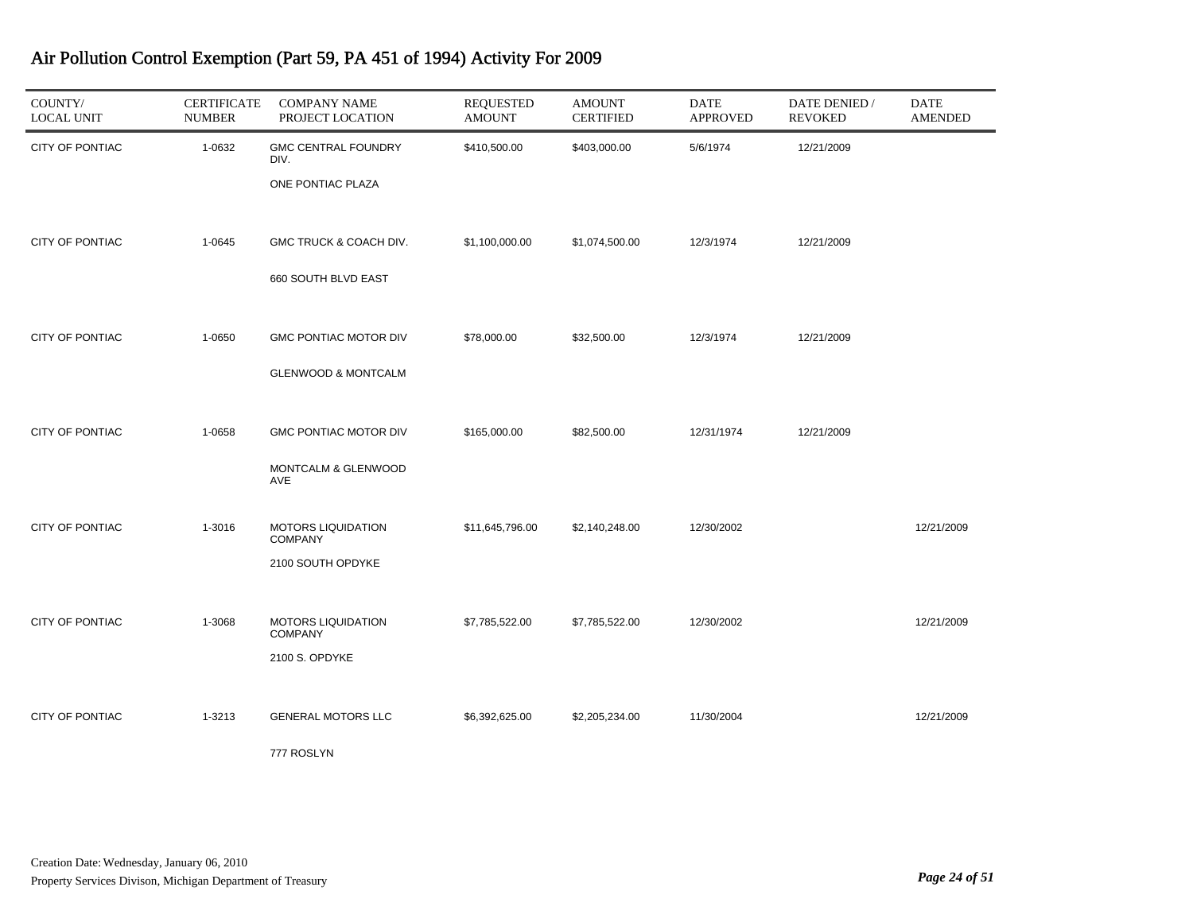# Air Pollution Control Exemption (Part 59, PA 451 of 1994) Activity For 2009

| COUNTY/ LOCAL UNIT | CERTIFICATE NUMBER | COMPANY NAME PROJECT LOCATION | REQUESTED AMOUNT | AMOUNT CERTIFIED | DATE APPROVED | DATE DENIED / REVOKED | DATE AMENDED |
|---|---|---|---|---|---|---|---|
| CITY OF PONTIAC | 1-0632 | GMC CENTRAL FOUNDRY DIV. ONE PONTIAC PLAZA | $410,500.00 | $403,000.00 | 5/6/1974 | 12/21/2009 | |
| CITY OF PONTIAC | 1-0645 | GMC TRUCK & COACH DIV. 660 SOUTH BLVD EAST | $1,100,000.00 | $1,074,500.00 | 12/3/1974 | 12/21/2009 | |
| CITY OF PONTIAC | 1-0650 | GMC PONTIAC MOTOR DIV GLENWOOD & MONTCALM | $78,000.00 | $32,500.00 | 12/3/1974 | 12/21/2009 | |
| CITY OF PONTIAC | 1-0658 | GMC PONTIAC MOTOR DIV MONTCALM & GLENWOOD AVE | $165,000.00 | $82,500.00 | 12/31/1974 | 12/21/2009 | |
| CITY OF PONTIAC | 1-3016 | MOTORS LIQUIDATION COMPANY 2100 SOUTH OPDYKE | $11,645,796.00 | $2,140,248.00 | 12/30/2002 | | 12/21/2009 |
| CITY OF PONTIAC | 1-3068 | MOTORS LIQUIDATION COMPANY 2100 S. OPDYKE | $7,785,522.00 | $7,785,522.00 | 12/30/2002 | | 12/21/2009 |
| CITY OF PONTIAC | 1-3213 | GENERAL MOTORS LLC 777 ROSLYN | $6,392,625.00 | $2,205,234.00 | 11/30/2004 | | 12/21/2009 |

Creation Date: Wednesday, January 06, 2010

Property Services Divison, Michigan Department of Treasury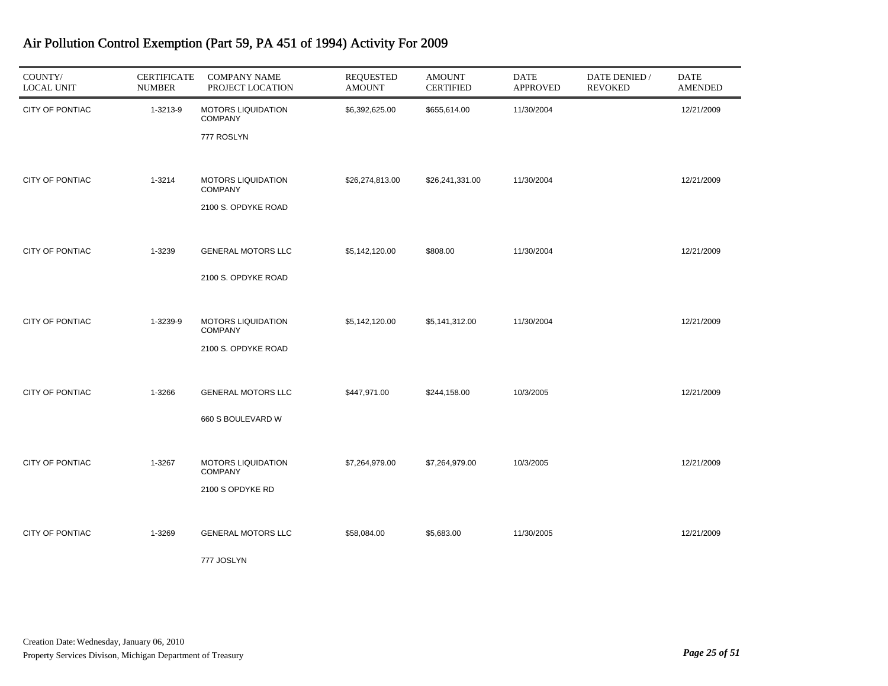# Air Pollution Control Exemption (Part 59, PA 451 of 1994) Activity For 2009

| COUNTY/ LOCAL UNIT | CERTIFICATE NUMBER | COMPANY NAME PROJECT LOCATION | REQUESTED AMOUNT | AMOUNT CERTIFIED | DATE APPROVED | DATE DENIED / REVOKED | DATE AMENDED |
|---|---|---|---|---|---|---|---|
| CITY OF PONTIAC | 1-3213-9 | MOTORS LIQUIDATION COMPANY<br>777 ROSLYN | $6,392,625.00 | $655,614.00 | 11/30/2004 | | 12/21/2009 |
| CITY OF PONTIAC | 1-3214 | MOTORS LIQUIDATION COMPANY<br>2100 S. OPDYKE ROAD | $26,274,813.00 | $26,241,331.00 | 11/30/2004 | | 12/21/2009 |
| CITY OF PONTIAC | 1-3239 | GENERAL MOTORS LLC<br>2100 S. OPDYKE ROAD | $5,142,120.00 | $808.00 | 11/30/2004 | | 12/21/2009 |
| CITY OF PONTIAC | 1-3239-9 | MOTORS LIQUIDATION COMPANY<br>2100 S. OPDYKE ROAD | $5,142,120.00 | $5,141,312.00 | 11/30/2004 | | 12/21/2009 |
| CITY OF PONTIAC | 1-3266 | GENERAL MOTORS LLC<br>660 S BOULEVARD W | $447,971.00 | $244,158.00 | 10/3/2005 | | 12/21/2009 |
| CITY OF PONTIAC | 1-3267 | MOTORS LIQUIDATION COMPANY<br>2100 S OPDYKE RD | $7,264,979.00 | $7,264,979.00 | 10/3/2005 | | 12/21/2009 |
| CITY OF PONTIAC | 1-3269 | GENERAL MOTORS LLC<br>777 JOSLYN | $58,084.00 | $5,683.00 | 11/30/2005 | | 12/21/2009 |

Creation Date: Wednesday, January 06, 2010
Property Services Divison, Michigan Department of Treasury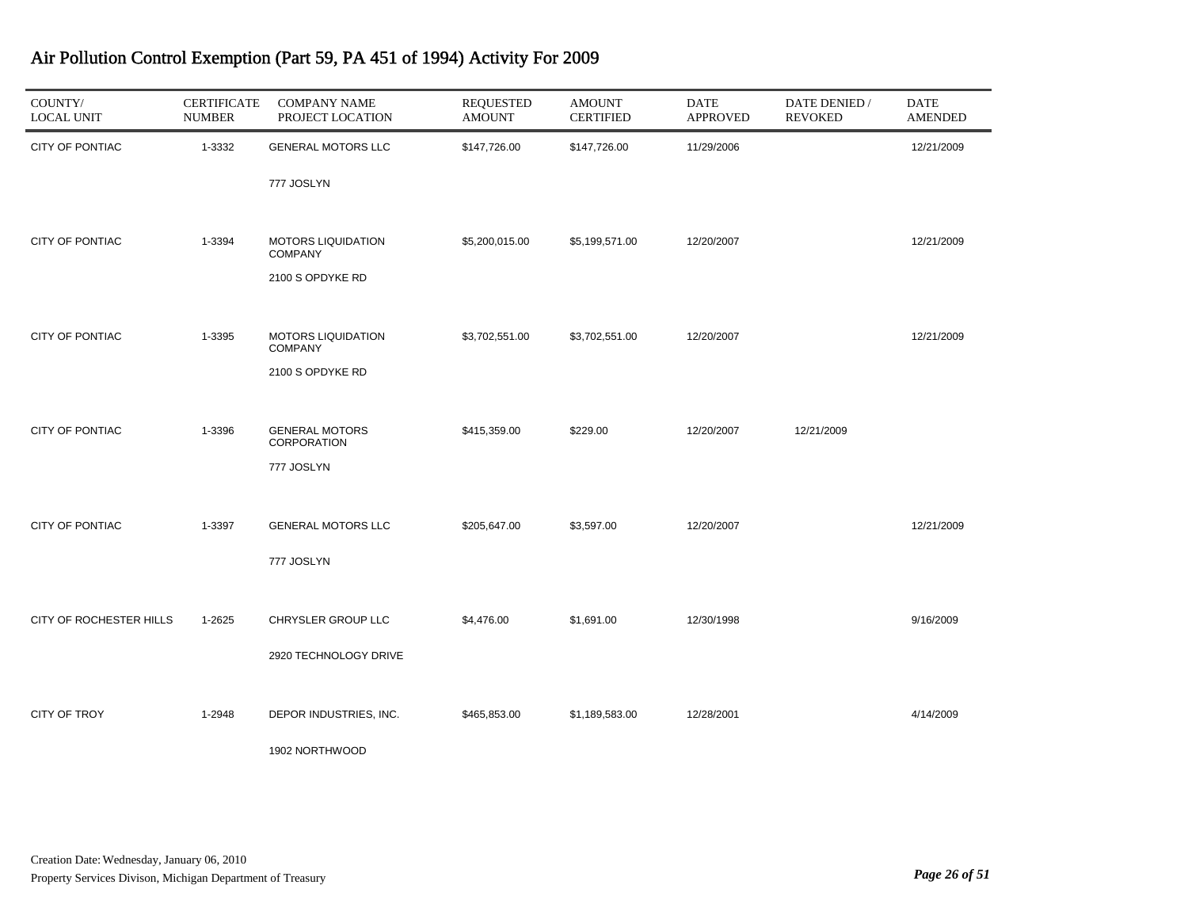# Air Pollution Control Exemption (Part 59, PA 451 of 1994) Activity For 2009

| COUNTY/ LOCAL UNIT | CERTIFICATE NUMBER | COMPANY NAME PROJECT LOCATION | REQUESTED AMOUNT | AMOUNT CERTIFIED | DATE APPROVED | DATE DENIED / REVOKED | DATE AMENDED |
|---|---|---|---|---|---|---|---|
| CITY OF PONTIAC | 1-3332 | GENERAL MOTORS LLC<br>777 JOSLYN | $147,726.00 | $147,726.00 | 11/29/2006 | | 12/21/2009 |
| CITY OF PONTIAC | 1-3394 | MOTORS LIQUIDATION COMPANY<br>2100 S OPDYKE RD | $5,200,015.00 | $5,199,571.00 | 12/20/2007 | | 12/21/2009 |
| CITY OF PONTIAC | 1-3395 | MOTORS LIQUIDATION COMPANY<br>2100 S OPDYKE RD | $3,702,551.00 | $3,702,551.00 | 12/20/2007 | | 12/21/2009 |
| CITY OF PONTIAC | 1-3396 | GENERAL MOTORS CORPORATION<br>777 JOSLYN | $415,359.00 | $229.00 | 12/20/2007 | 12/21/2009 | |
| CITY OF PONTIAC | 1-3397 | GENERAL MOTORS LLC<br>777 JOSLYN | $205,647.00 | $3,597.00 | 12/20/2007 | | 12/21/2009 |
| CITY OF ROCHESTER HILLS | 1-2625 | CHRYSLER GROUP LLC<br>2920 TECHNOLOGY DRIVE | $4,476.00 | $1,691.00 | 12/30/1998 | | 9/16/2009 |
| CITY OF TROY | 1-2948 | DEPOR INDUSTRIES, INC.<br>1902 NORTHWOOD | $465,853.00 | $1,189,583.00 | 12/28/2001 | | 4/14/2009 |

Creation Date: Wednesday, January 06, 2010
Property Services Divison, Michigan Department of Treasury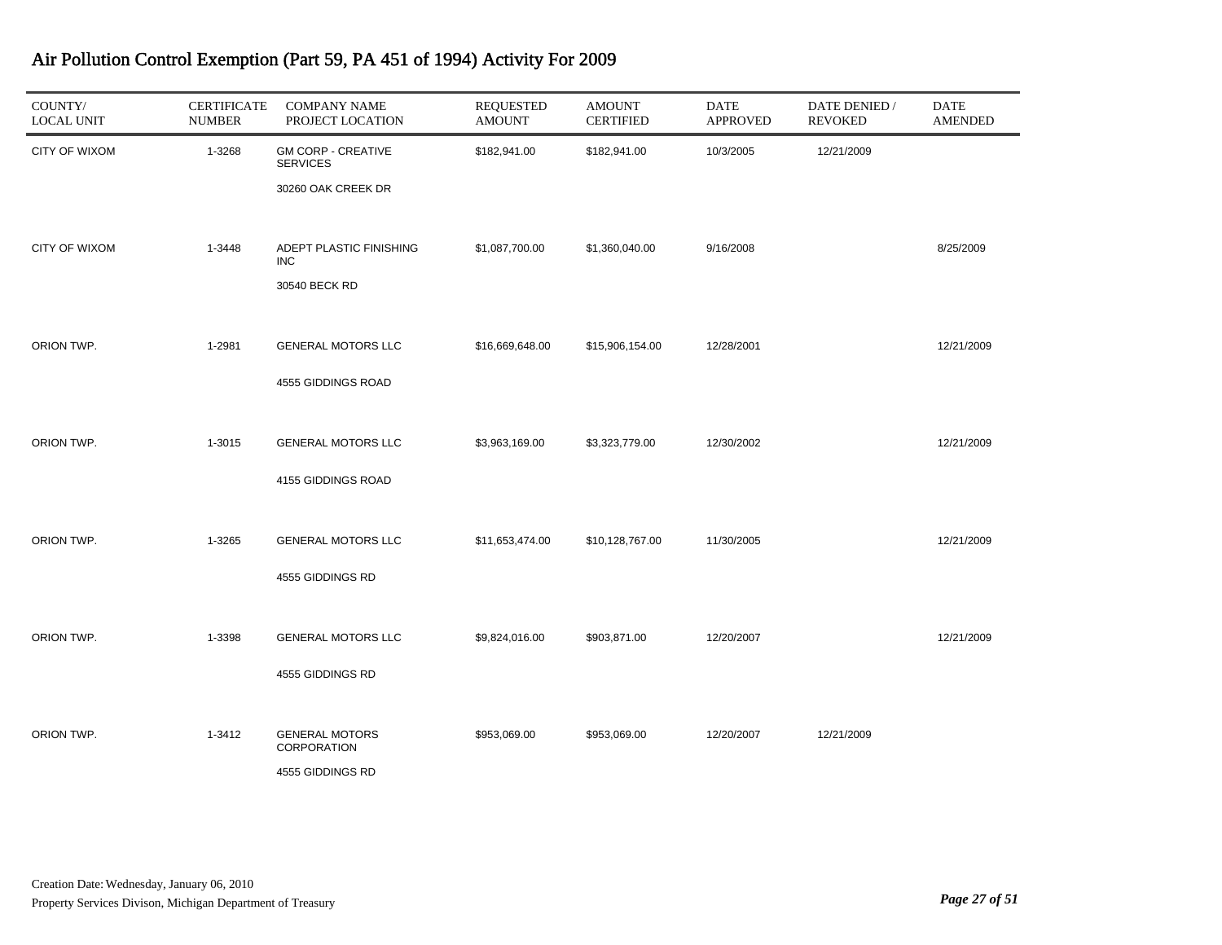# Air Pollution Control Exemption (Part 59, PA 451 of 1994) Activity For 2009

| COUNTY/ LOCAL UNIT | CERTIFICATE NUMBER | COMPANY NAME PROJECT LOCATION | REQUESTED AMOUNT | AMOUNT CERTIFIED | DATE APPROVED | DATE DENIED / REVOKED | DATE AMENDED |
|---|---|---|---|---|---|---|---|
| CITY OF WIXOM | 1-3268 | GM CORP - CREATIVE SERVICES<br>30260 OAK CREEK DR | $182,941.00 | $182,941.00 | 10/3/2005 | 12/21/2009 | |
| CITY OF WIXOM | 1-3448 | ADEPT PLASTIC FINISHING INC<br>30540 BECK RD | $1,087,700.00 | $1,360,040.00 | 9/16/2008 | | 8/25/2009 |
| ORION TWP. | 1-2981 | GENERAL MOTORS LLC<br>4555 GIDDINGS ROAD | $16,669,648.00 | $15,906,154.00 | 12/28/2001 | | 12/21/2009 |
| ORION TWP. | 1-3015 | GENERAL MOTORS LLC<br>4155 GIDDINGS ROAD | $3,963,169.00 | $3,323,779.00 | 12/30/2002 | | 12/21/2009 |
| ORION TWP. | 1-3265 | GENERAL MOTORS LLC<br>4555 GIDDINGS RD | $11,653,474.00 | $10,128,767.00 | 11/30/2005 | | 12/21/2009 |
| ORION TWP. | 1-3398 | GENERAL MOTORS LLC<br>4555 GIDDINGS RD | $9,824,016.00 | $903,871.00 | 12/20/2007 | | 12/21/2009 |
| ORION TWP. | 1-3412 | GENERAL MOTORS CORPORATION<br>4555 GIDDINGS RD | $953,069.00 | $953,069.00 | 12/20/2007 | 12/21/2009 | |

Creation Date: Wednesday, January 06, 2010

Property Services Divison, Michigan Department of Treasury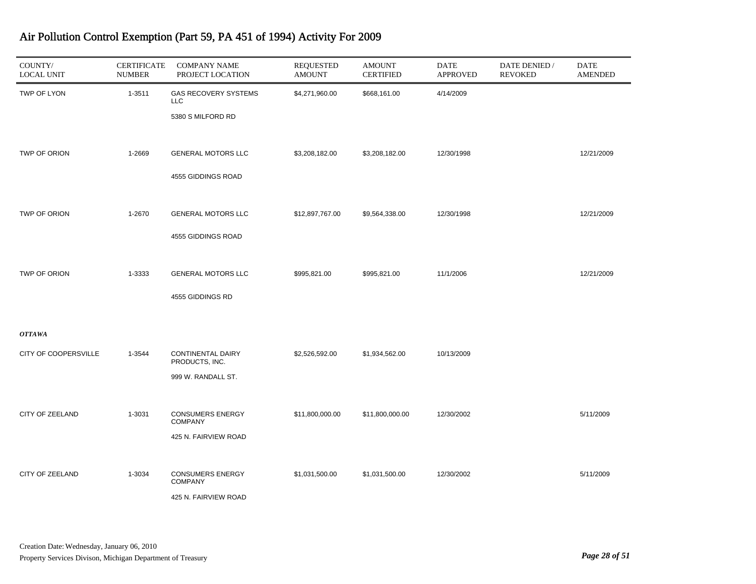# Air Pollution Control Exemption (Part 59, PA 451 of 1994) Activity For 2009

| COUNTY/ LOCAL UNIT | CERTIFICATE NUMBER | COMPANY NAME PROJECT LOCATION | REQUESTED AMOUNT | AMOUNT CERTIFIED | DATE APPROVED | DATE DENIED / REVOKED | DATE AMENDED |
|---|---|---|---|---|---|---|---|
| TWP OF LYON | 1-3511 | GAS RECOVERY SYSTEMS LLC<br>5380 S MILFORD RD | $4,271,960.00 | $668,161.00 | 4/14/2009 | | |
| TWP OF ORION | 1-2669 | GENERAL MOTORS LLC<br>4555 GIDDINGS ROAD | $3,208,182.00 | $3,208,182.00 | 12/30/1998 | | 12/21/2009 |
| TWP OF ORION | 1-2670 | GENERAL MOTORS LLC<br>4555 GIDDINGS ROAD | $12,897,767.00 | $9,564,338.00 | 12/30/1998 | | 12/21/2009 |
| TWP OF ORION | 1-3333 | GENERAL MOTORS LLC<br>4555 GIDDINGS RD | $995,821.00 | $995,821.00 | 11/1/2006 | | 12/21/2009 |
| ***OTTAWA*** | | | | | | | |
| CITY OF COOPERSVILLE | 1-3544 | CONTINENTAL DAIRY PRODUCTS, INC.<br>999 W. RANDALL ST. | $2,526,592.00 | $1,934,562.00 | 10/13/2009 | | |
| CITY OF ZEELAND | 1-3031 | CONSUMERS ENERGY COMPANY<br>425 N. FAIRVIEW ROAD | $11,800,000.00 | $11,800,000.00 | 12/30/2002 | | 5/11/2009 |
| CITY OF ZEELAND | 1-3034 | CONSUMERS ENERGY COMPANY<br>425 N. FAIRVIEW ROAD | $1,031,500.00 | $1,031,500.00 | 12/30/2002 | | 5/11/2009 |

Creation Date: Wednesday, January 06, 2010

Property Services Divison, Michigan Department of Treasury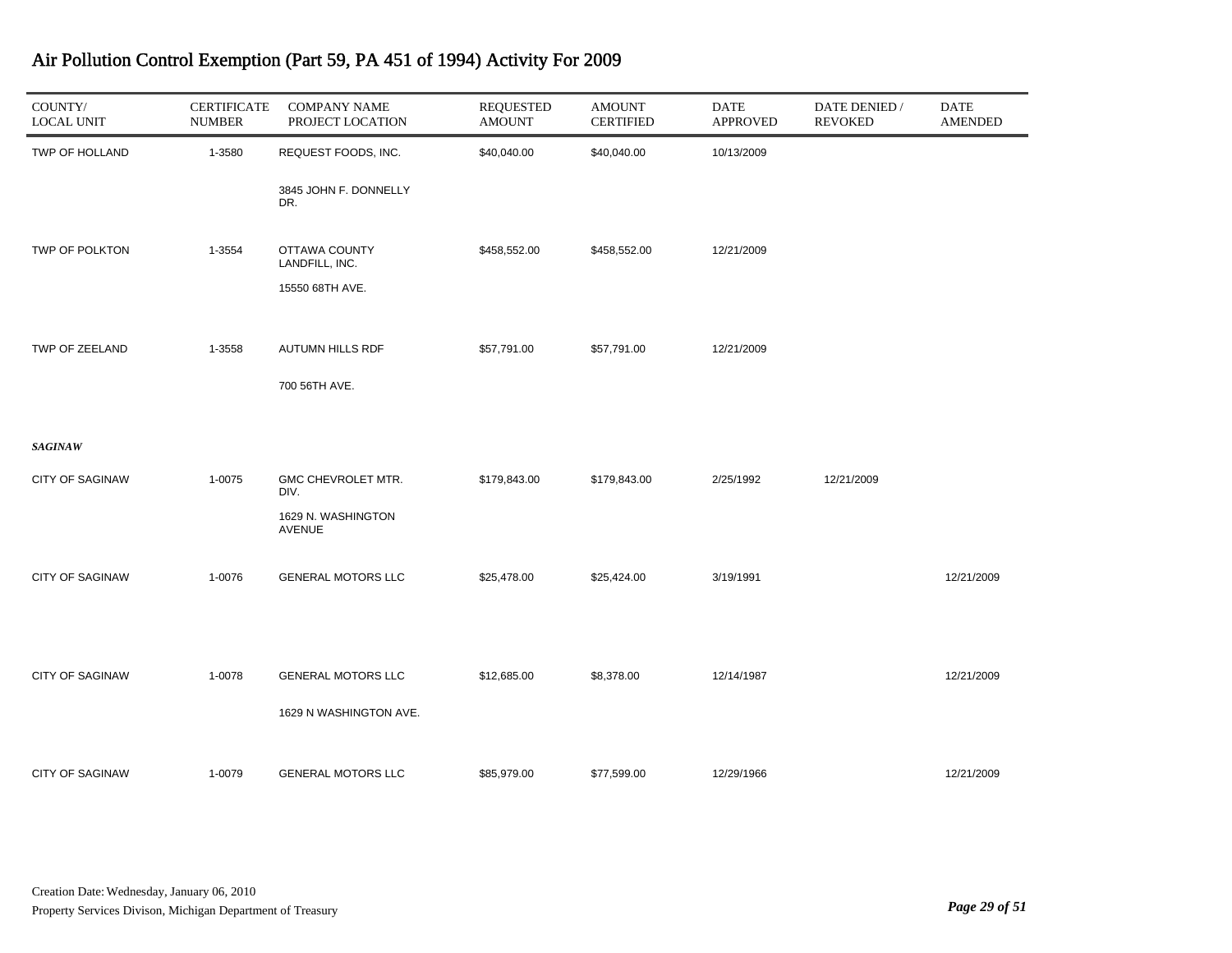# Air Pollution Control Exemption (Part 59, PA 451 of 1994) Activity For 2009

| COUNTY/ LOCAL UNIT | CERTIFICATE NUMBER | COMPANY NAME PROJECT LOCATION | REQUESTED AMOUNT | AMOUNT CERTIFIED | DATE APPROVED | DATE DENIED / REVOKED | DATE AMENDED |
|---|---|---|---|---|---|---|---|
| TWP OF HOLLAND | 1-3580 | REQUEST FOODS, INC.<br>3845 JOHN F. DONNELLY DR. | $40,040.00 | $40,040.00 | 10/13/2009 | | |
| TWP OF POLKTON | 1-3554 | OTTAWA COUNTY LANDFILL, INC.<br>15550 68TH AVE. | $458,552.00 | $458,552.00 | 12/21/2009 | | |
| TWP OF ZEELAND | 1-3558 | AUTUMN HILLS RDF<br>700 56TH AVE. | $57,791.00 | $57,791.00 | 12/21/2009 | | |
| ***SAGINAW*** | | | | | | | |
| CITY OF SAGINAW | 1-0075 | GMC CHEVROLET MTR. DIV.<br>1629 N. WASHINGTON AVENUE | $179,843.00 | $179,843.00 | 2/25/1992 | 12/21/2009 | |
| CITY OF SAGINAW | 1-0076 | GENERAL MOTORS LLC | $25,478.00 | $25,424.00 | 3/19/1991 | | 12/21/2009 |
| CITY OF SAGINAW | 1-0078 | GENERAL MOTORS LLC<br>1629 N WASHINGTON AVE. | $12,685.00 | $8,378.00 | 12/14/1987 | | 12/21/2009 |
| CITY OF SAGINAW | 1-0079 | GENERAL MOTORS LLC | $85,979.00 | $77,599.00 | 12/29/1966 | | 12/21/2009 |

Creation Date: Wednesday, January 06, 2010

Property Services Divison, Michigan Department of Treasury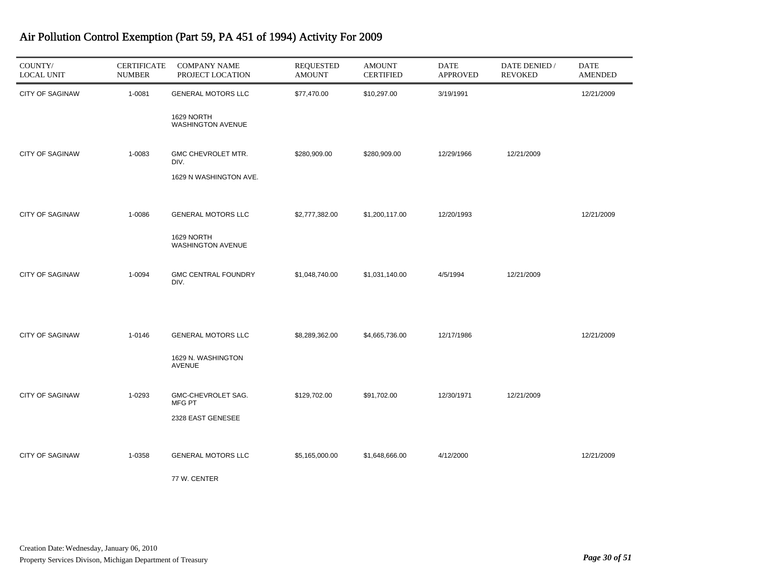# Air Pollution Control Exemption (Part 59, PA 451 of 1994) Activity For 2009

| COUNTY/ LOCAL UNIT | CERTIFICATE NUMBER | COMPANY NAME PROJECT LOCATION | REQUESTED AMOUNT | AMOUNT CERTIFIED | DATE APPROVED | DATE DENIED / REVOKED | DATE AMENDED |
|---|---|---|---|---|---|---|---|
| CITY OF SAGINAW | 1-0081 | GENERAL MOTORS LLC<br>1629 NORTH WASHINGTON AVENUE | $77,470.00 | $10,297.00 | 3/19/1991 | | 12/21/2009 |
| CITY OF SAGINAW | 1-0083 | GMC CHEVROLET MTR. DIV.<br>1629 N WASHINGTON AVE. | $280,909.00 | $280,909.00 | 12/29/1966 | 12/21/2009 | |
| CITY OF SAGINAW | 1-0086 | GENERAL MOTORS LLC<br>1629 NORTH WASHINGTON AVENUE | $2,777,382.00 | $1,200,117.00 | 12/20/1993 | | 12/21/2009 |
| CITY OF SAGINAW | 1-0094 | GMC CENTRAL FOUNDRY DIV. | $1,048,740.00 | $1,031,140.00 | 4/5/1994 | 12/21/2009 | |
| CITY OF SAGINAW | 1-0146 | GENERAL MOTORS LLC<br>1629 N. WASHINGTON AVENUE | $8,289,362.00 | $4,665,736.00 | 12/17/1986 | | 12/21/2009 |
| CITY OF SAGINAW | 1-0293 | GMC-CHEVROLET SAG. MFG PT<br>2328 EAST GENESEE | $129,702.00 | $91,702.00 | 12/30/1971 | 12/21/2009 | |
| CITY OF SAGINAW | 1-0358 | GENERAL MOTORS LLC<br>77 W. CENTER | $5,165,000.00 | $1,648,666.00 | 4/12/2000 | | 12/21/2009 |

Creation Date: Wednesday, January 06, 2010

Property Services Divison, Michigan Department of Treasury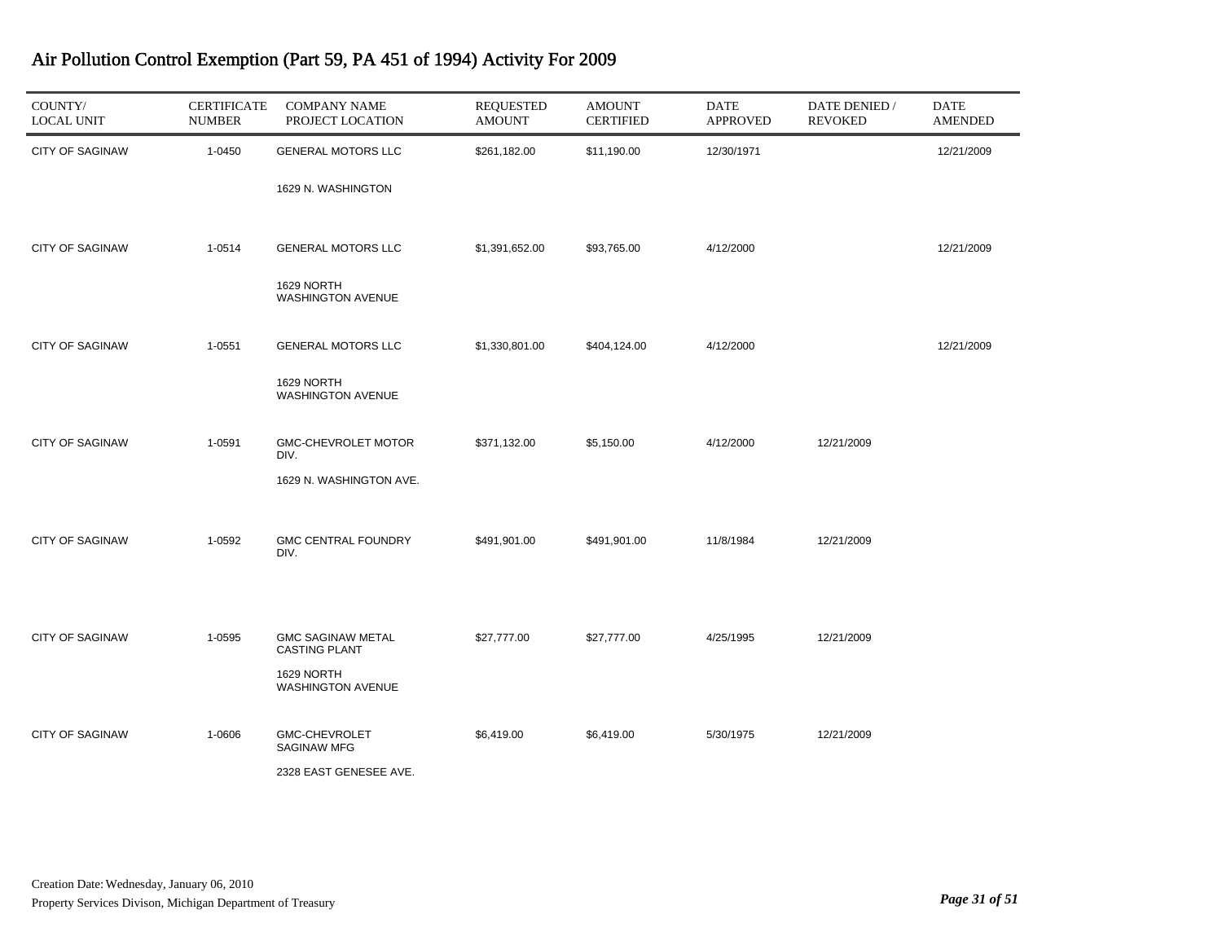# Air Pollution Control Exemption (Part 59, PA 451 of 1994) Activity For 2009

| COUNTY/ LOCAL UNIT | CERTIFICATE NUMBER | COMPANY NAME PROJECT LOCATION | REQUESTED AMOUNT | AMOUNT CERTIFIED | DATE APPROVED | DATE DENIED / REVOKED | DATE AMENDED |
|---|---|---|---|---|---|---|---|
| CITY OF SAGINAW | 1-0450 | GENERAL MOTORS LLC<br>1629 N. WASHINGTON | $261,182.00 | $11,190.00 | 12/30/1971 | | 12/21/2009 |
| CITY OF SAGINAW | 1-0514 | GENERAL MOTORS LLC<br>1629 NORTH WASHINGTON AVENUE | $1,391,652.00 | $93,765.00 | 4/12/2000 | | 12/21/2009 |
| CITY OF SAGINAW | 1-0551 | GENERAL MOTORS LLC<br>1629 NORTH WASHINGTON AVENUE | $1,330,801.00 | $404,124.00 | 4/12/2000 | | 12/21/2009 |
| CITY OF SAGINAW | 1-0591 | GMC-CHEVROLET MOTOR DIV.<br>1629 N. WASHINGTON AVE. | $371,132.00 | $5,150.00 | 4/12/2000 | 12/21/2009 | |
| CITY OF SAGINAW | 1-0592 | GMC CENTRAL FOUNDRY DIV. | $491,901.00 | $491,901.00 | 11/8/1984 | 12/21/2009 | |
| CITY OF SAGINAW | 1-0595 | GMC SAGINAW METAL CASTING PLANT<br>1629 NORTH WASHINGTON AVENUE | $27,777.00 | $27,777.00 | 4/25/1995 | 12/21/2009 | |
| CITY OF SAGINAW | 1-0606 | GMC-CHEVROLET SAGINAW MFG<br>2328 EAST GENESEE AVE. | $6,419.00 | $6,419.00 | 5/30/1975 | 12/21/2009 | |

Creation Date: Wednesday, January 06, 2010
Property Services Divison, Michigan Department of Treasury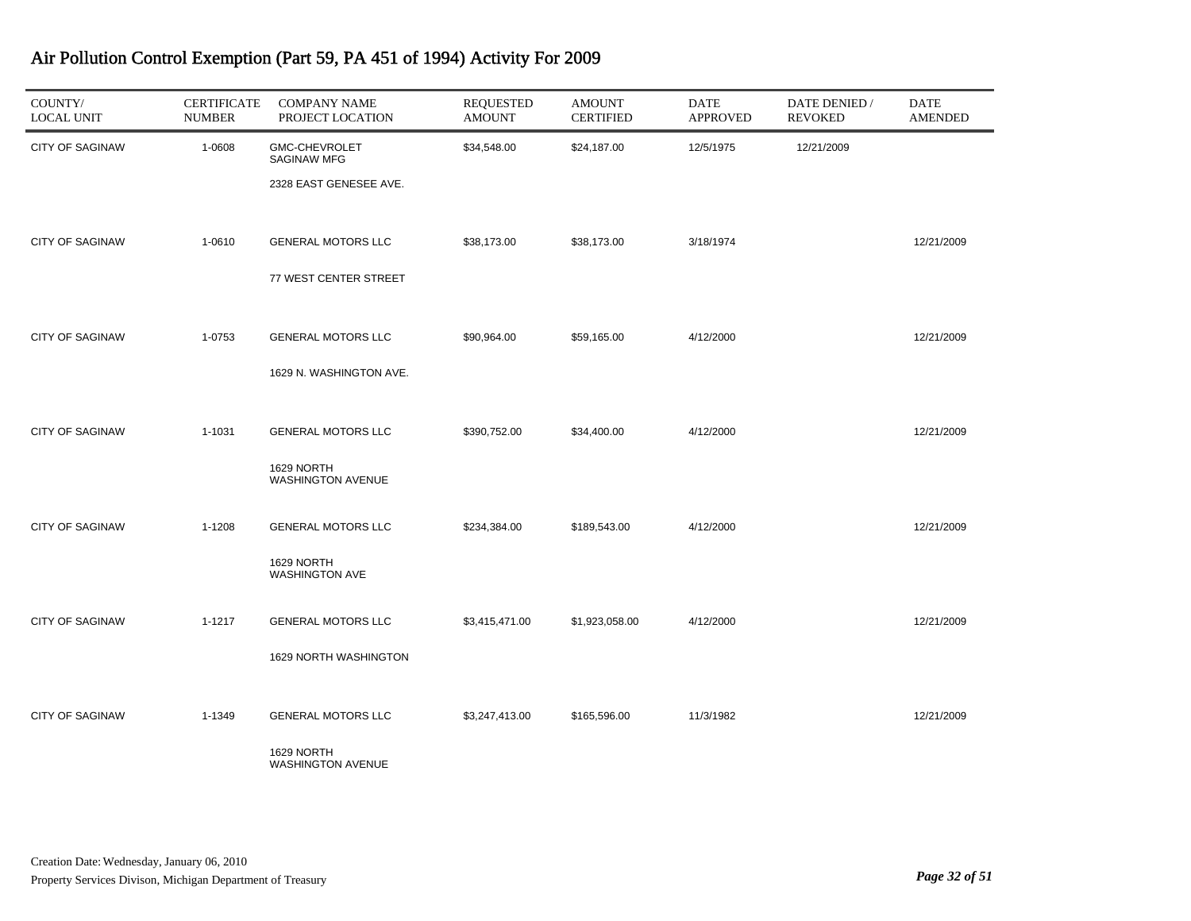# Air Pollution Control Exemption (Part 59, PA 451 of 1994) Activity For 2009

| COUNTY/ LOCAL UNIT | CERTIFICATE NUMBER | COMPANY NAME PROJECT LOCATION | REQUESTED AMOUNT | AMOUNT CERTIFIED | DATE APPROVED | DATE DENIED / REVOKED | DATE AMENDED |
|---|---|---|---|---|---|---|---|
| CITY OF SAGINAW | 1-0608 | GMC-CHEVROLET SAGINAW MFG<br>2328 EAST GENESEE AVE. | $34,548.00 | $24,187.00 | 12/5/1975 | 12/21/2009 | |
| CITY OF SAGINAW | 1-0610 | GENERAL MOTORS LLC<br>77 WEST CENTER STREET | $38,173.00 | $38,173.00 | 3/18/1974 | | 12/21/2009 |
| CITY OF SAGINAW | 1-0753 | GENERAL MOTORS LLC<br>1629 N. WASHINGTON AVE. | $90,964.00 | $59,165.00 | 4/12/2000 | | 12/21/2009 |
| CITY OF SAGINAW | 1-1031 | GENERAL MOTORS LLC<br>1629 NORTH WASHINGTON AVENUE | $390,752.00 | $34,400.00 | 4/12/2000 | | 12/21/2009 |
| CITY OF SAGINAW | 1-1208 | GENERAL MOTORS LLC<br>1629 NORTH WASHINGTON AVE | $234,384.00 | $189,543.00 | 4/12/2000 | | 12/21/2009 |
| CITY OF SAGINAW | 1-1217 | GENERAL MOTORS LLC<br>1629 NORTH WASHINGTON | $3,415,471.00 | $1,923,058.00 | 4/12/2000 | | 12/21/2009 |
| CITY OF SAGINAW | 1-1349 | GENERAL MOTORS LLC<br>1629 NORTH WASHINGTON AVENUE | $3,247,413.00 | $165,596.00 | 11/3/1982 | | 12/21/2009 |

Creation Date: Wednesday, January 06, 2010

Property Services Divison, Michigan Department of Treasury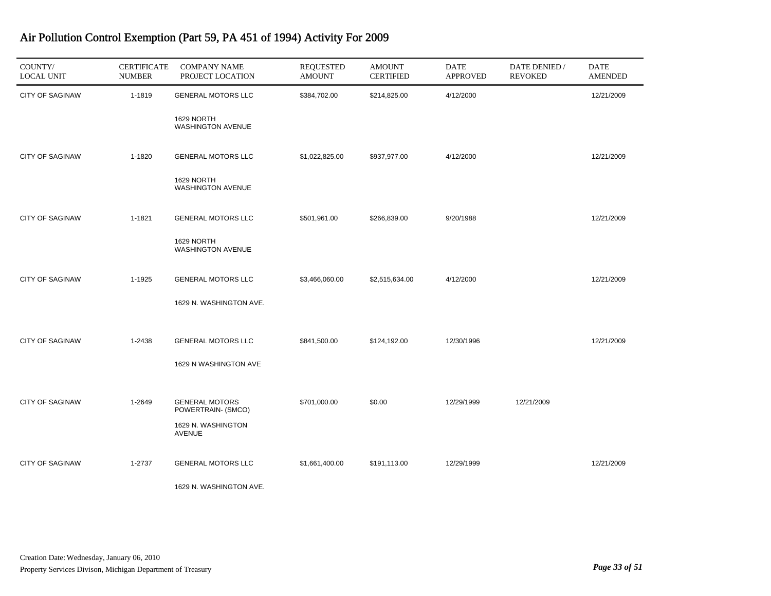# Air Pollution Control Exemption (Part 59, PA 451 of 1994) Activity For 2009

| COUNTY/ LOCAL UNIT | CERTIFICATE NUMBER | COMPANY NAME PROJECT LOCATION | REQUESTED AMOUNT | AMOUNT CERTIFIED | DATE APPROVED | DATE DENIED / REVOKED | DATE AMENDED |
|---|---|---|---|---|---|---|---|
| CITY OF SAGINAW | 1-1819 | GENERAL MOTORS LLC<br>1629 NORTH WASHINGTON AVENUE | $384,702.00 | $214,825.00 | 4/12/2000 | | 12/21/2009 |
| CITY OF SAGINAW | 1-1820 | GENERAL MOTORS LLC<br>1629 NORTH WASHINGTON AVENUE | $1,022,825.00 | $937,977.00 | 4/12/2000 | | 12/21/2009 |
| CITY OF SAGINAW | 1-1821 | GENERAL MOTORS LLC<br>1629 NORTH WASHINGTON AVENUE | $501,961.00 | $266,839.00 | 9/20/1988 | | 12/21/2009 |
| CITY OF SAGINAW | 1-1925 | GENERAL MOTORS LLC<br>1629 N. WASHINGTON AVE. | $3,466,060.00 | $2,515,634.00 | 4/12/2000 | | 12/21/2009 |
| CITY OF SAGINAW | 1-2438 | GENERAL MOTORS LLC<br>1629 N WASHINGTON AVE | $841,500.00 | $124,192.00 | 12/30/1996 | | 12/21/2009 |
| CITY OF SAGINAW | 1-2649 | GENERAL MOTORS POWERTRAIN- (SMCO)<br>1629 N. WASHINGTON AVENUE | $701,000.00 | $0.00 | 12/29/1999 | 12/21/2009 | |
| CITY OF SAGINAW | 1-2737 | GENERAL MOTORS LLC<br>1629 N. WASHINGTON AVE. | $1,661,400.00 | $191,113.00 | 12/29/1999 | | 12/21/2009 |

Creation Date: Wednesday, January 06, 2010

Property Services Divison, Michigan Department of Treasury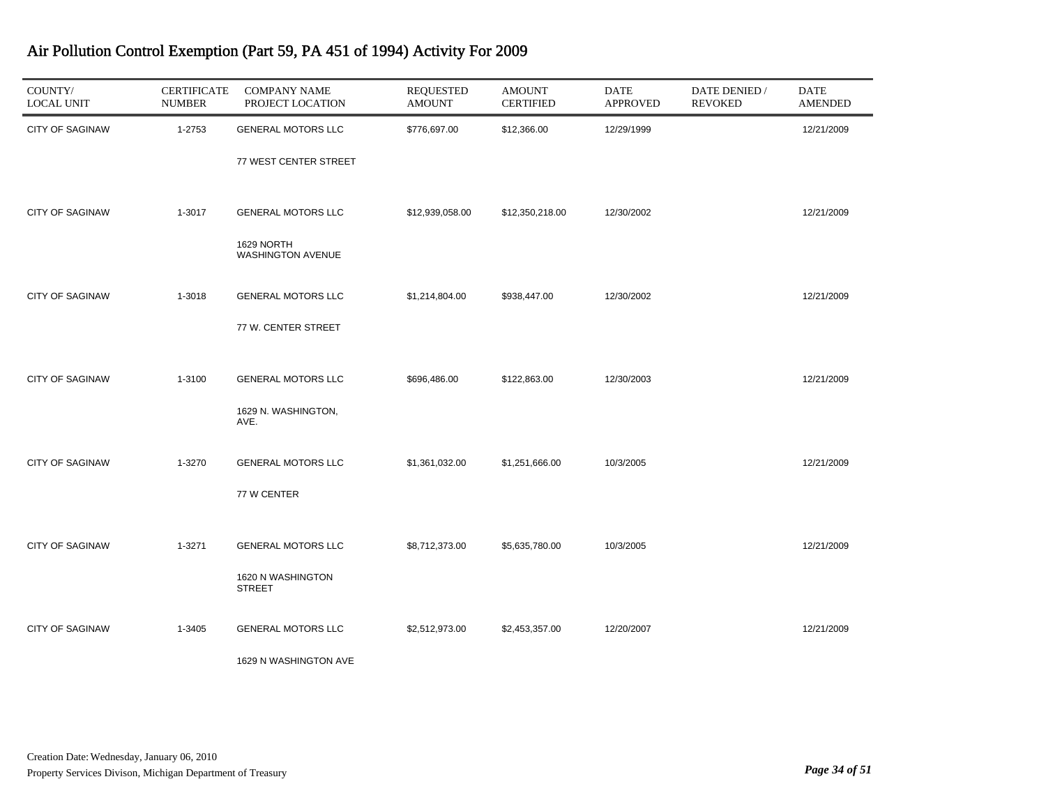# Air Pollution Control Exemption (Part 59, PA 451 of 1994) Activity For 2009

| COUNTY/ LOCAL UNIT | CERTIFICATE NUMBER | COMPANY NAME PROJECT LOCATION | REQUESTED AMOUNT | AMOUNT CERTIFIED | DATE APPROVED | DATE DENIED / REVOKED | DATE AMENDED |
|---|---|---|---|---|---|---|---|
| CITY OF SAGINAW | 1-2753 | GENERAL MOTORS LLC<br>77 WEST CENTER STREET | $776,697.00 | $12,366.00 | 12/29/1999 | | 12/21/2009 |
| CITY OF SAGINAW | 1-3017 | GENERAL MOTORS LLC<br>1629 NORTH WASHINGTON AVENUE | $12,939,058.00 | $12,350,218.00 | 12/30/2002 | | 12/21/2009 |
| CITY OF SAGINAW | 1-3018 | GENERAL MOTORS LLC<br>77 W. CENTER STREET | $1,214,804.00 | $938,447.00 | 12/30/2002 | | 12/21/2009 |
| CITY OF SAGINAW | 1-3100 | GENERAL MOTORS LLC<br>1629 N. WASHINGTON, AVE. | $696,486.00 | $122,863.00 | 12/30/2003 | | 12/21/2009 |
| CITY OF SAGINAW | 1-3270 | GENERAL MOTORS LLC<br>77 W CENTER | $1,361,032.00 | $1,251,666.00 | 10/3/2005 | | 12/21/2009 |
| CITY OF SAGINAW | 1-3271 | GENERAL MOTORS LLC<br>1620 N WASHINGTON STREET | $8,712,373.00 | $5,635,780.00 | 10/3/2005 | | 12/21/2009 |
| CITY OF SAGINAW | 1-3405 | GENERAL MOTORS LLC<br>1629 N WASHINGTON AVE | $2,512,973.00 | $2,453,357.00 | 12/20/2007 | | 12/21/2009 |

Creation Date: Wednesday, January 06, 2010
Property Services Divison, Michigan Department of Treasury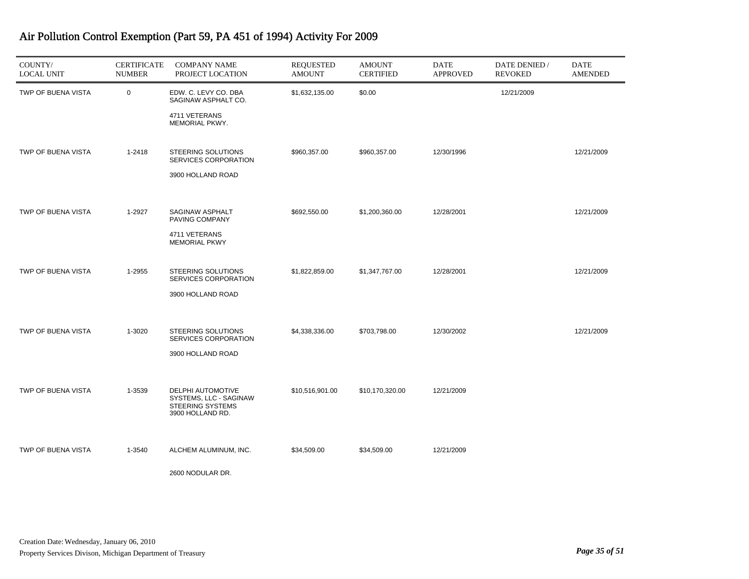# Air Pollution Control Exemption (Part 59, PA 451 of 1994) Activity For 2009

| COUNTY/ LOCAL UNIT | CERTIFICATE NUMBER | COMPANY NAME PROJECT LOCATION | REQUESTED AMOUNT | AMOUNT CERTIFIED | DATE APPROVED | DATE DENIED / REVOKED | DATE AMENDED |
|---|---|---|---|---|---|---|---|
| TWP OF BUENA VISTA | 0 | EDW. C. LEVY CO. DBA SAGINAW ASPHALT CO. 4711 VETERANS MEMORIAL PKWY. | $1,632,135.00 | $0.00 | | 12/21/2009 | |
| TWP OF BUENA VISTA | 1-2418 | STEERING SOLUTIONS SERVICES CORPORATION 3900 HOLLAND ROAD | $960,357.00 | $960,357.00 | 12/30/1996 | | 12/21/2009 |
| TWP OF BUENA VISTA | 1-2927 | SAGINAW ASPHALT PAVING COMPANY 4711 VETERANS MEMORIAL PKWY | $692,550.00 | $1,200,360.00 | 12/28/2001 | | 12/21/2009 |
| TWP OF BUENA VISTA | 1-2955 | STEERING SOLUTIONS SERVICES CORPORATION 3900 HOLLAND ROAD | $1,822,859.00 | $1,347,767.00 | 12/28/2001 | | 12/21/2009 |
| TWP OF BUENA VISTA | 1-3020 | STEERING SOLUTIONS SERVICES CORPORATION 3900 HOLLAND ROAD | $4,338,336.00 | $703,798.00 | 12/30/2002 | | 12/21/2009 |
| TWP OF BUENA VISTA | 1-3539 | DELPHI AUTOMOTIVE SYSTEMS, LLC - SAGINAW STEERING SYSTEMS 3900 HOLLAND RD. | $10,516,901.00 | $10,170,320.00 | 12/21/2009 | | |
| TWP OF BUENA VISTA | 1-3540 | ALCHEM ALUMINUM, INC. 2600 NODULAR DR. | $34,509.00 | $34,509.00 | 12/21/2009 | | |

Creation Date: Wednesday, January 06, 2010

Property Services Divison, Michigan Department of Treasury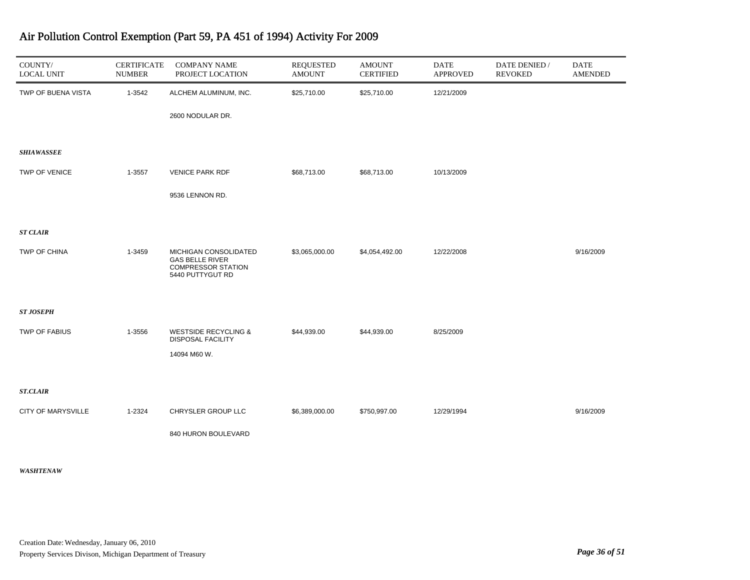# Air Pollution Control Exemption (Part 59, PA 451 of 1994) Activity For 2009

| COUNTY/ LOCAL UNIT | CERTIFICATE NUMBER | COMPANY NAME PROJECT LOCATION | REQUESTED AMOUNT | AMOUNT CERTIFIED | DATE APPROVED | DATE DENIED / REVOKED | DATE AMENDED |
|---|---|---|---|---|---|---|---|
| TWP OF BUENA VISTA | 1-3542 | ALCHEM ALUMINUM, INC.<br>2600 NODULAR DR. | $25,710.00 | $25,710.00 | 12/21/2009 | | |
| ***SHIAWASSEE*** | | | | | | | |
| TWP OF VENICE | 1-3557 | VENICE PARK RDF<br>9536 LENNON RD. | $68,713.00 | $68,713.00 | 10/13/2009 | | |
| ***ST CLAIR*** | | | | | | | |
| TWP OF CHINA | 1-3459 | MICHIGAN CONSOLIDATED GAS BELLE RIVER COMPRESSOR STATION<br>5440 PUTTYGUT RD | $3,065,000.00 | $4,054,492.00 | 12/22/2008 | | 9/16/2009 |
| ***ST JOSEPH*** | | | | | | | |
| TWP OF FABIUS | 1-3556 | WESTSIDE RECYCLING & DISPOSAL FACILITY<br>14094 M60 W. | $44,939.00 | $44,939.00 | 8/25/2009 | | |
| ***ST.CLAIR*** | | | | | | | |
| CITY OF MARYSVILLE | 1-2324 | CHRYSLER GROUP LLC<br>840 HURON BOULEVARD | $6,389,000.00 | $750,997.00 | 12/29/1994 | | 9/16/2009 |
| ***WASHTENAW*** | | | | | | | |

Creation Date: Wednesday, January 06, 2010

Property Services Divison, Michigan Department of Treasury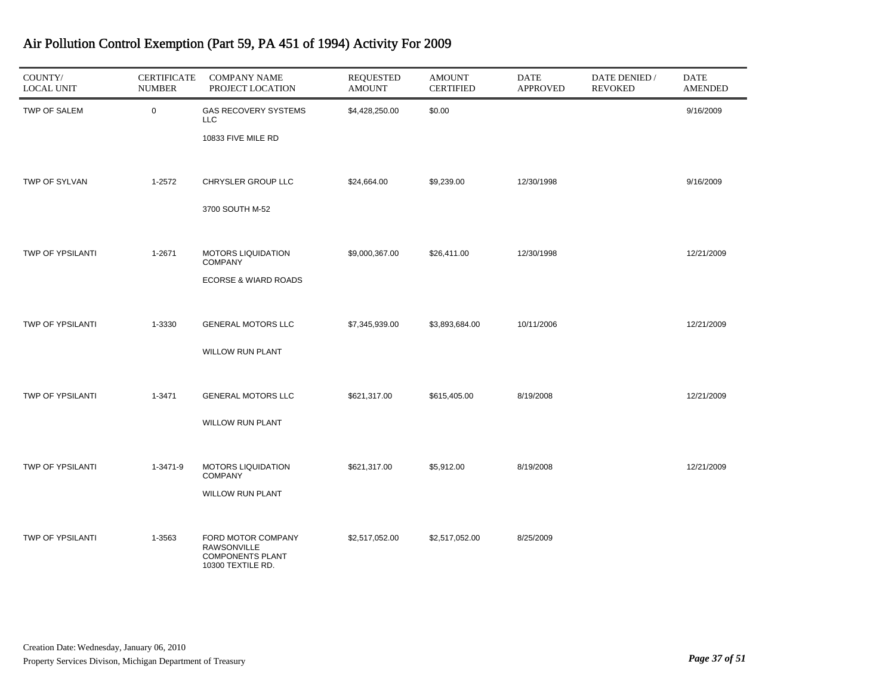# Air Pollution Control Exemption (Part 59, PA 451 of 1994) Activity For 2009

| COUNTY/ LOCAL UNIT | CERTIFICATE NUMBER | COMPANY NAME PROJECT LOCATION | REQUESTED AMOUNT | AMOUNT CERTIFIED | DATE APPROVED | DATE DENIED / REVOKED | DATE AMENDED |
|---|---|---|---|---|---|---|---|
| TWP OF SALEM | 0 | GAS RECOVERY SYSTEMS LLC<br>10833 FIVE MILE RD | $4,428,250.00 | $0.00 | | | 9/16/2009 |
| TWP OF SYLVAN | 1-2572 | CHRYSLER GROUP LLC<br>3700 SOUTH M-52 | $24,664.00 | $9,239.00 | 12/30/1998 | | 9/16/2009 |
| TWP OF YPSILANTI | 1-2671 | MOTORS LIQUIDATION COMPANY<br>ECORSE & WIARD ROADS | $9,000,367.00 | $26,411.00 | 12/30/1998 | | 12/21/2009 |
| TWP OF YPSILANTI | 1-3330 | GENERAL MOTORS LLC<br>WILLOW RUN PLANT | $7,345,939.00 | $3,893,684.00 | 10/11/2006 | | 12/21/2009 |
| TWP OF YPSILANTI | 1-3471 | GENERAL MOTORS LLC<br>WILLOW RUN PLANT | $621,317.00 | $615,405.00 | 8/19/2008 | | 12/21/2009 |
| TWP OF YPSILANTI | 1-3471-9 | MOTORS LIQUIDATION COMPANY<br>WILLOW RUN PLANT | $621,317.00 | $5,912.00 | 8/19/2008 | | 12/21/2009 |
| TWP OF YPSILANTI | 1-3563 | FORD MOTOR COMPANY RAWSONVILLE COMPONENTS PLANT<br>10300 TEXTILE RD. | $2,517,052.00 | $2,517,052.00 | 8/25/2009 | | |

Creation Date: Wednesday, January 06, 2010

Property Services Divison, Michigan Department of Treasury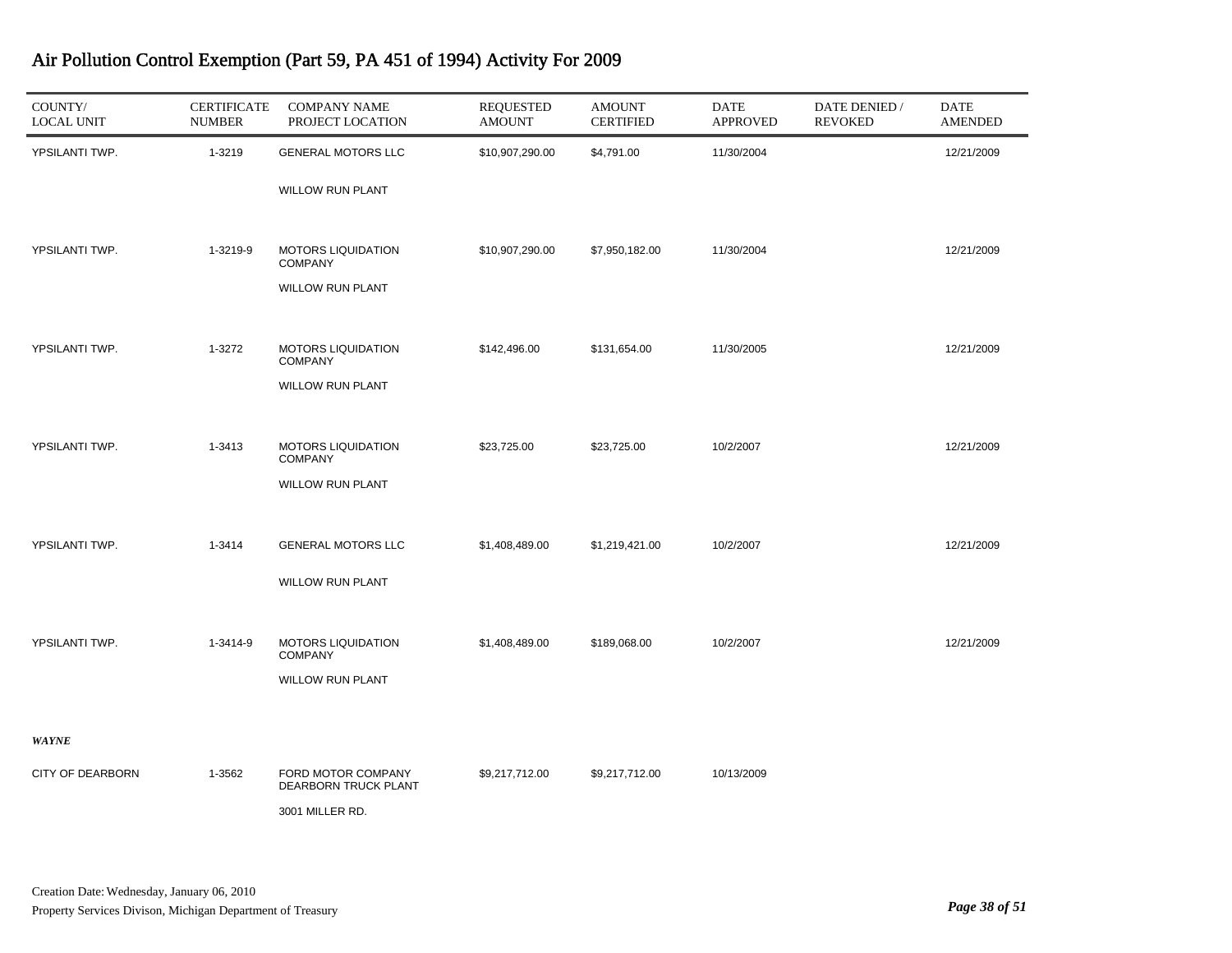# Air Pollution Control Exemption (Part 59, PA 451 of 1994) Activity For 2009

| COUNTY/ LOCAL UNIT | CERTIFICATE NUMBER | COMPANY NAME PROJECT LOCATION | REQUESTED AMOUNT | AMOUNT CERTIFIED | DATE APPROVED | DATE DENIED / REVOKED | DATE AMENDED |
|---|---|---|---|---|---|---|---|
| YPSILANTI TWP. | 1-3219 | GENERAL MOTORS LLC<br>WILLOW RUN PLANT | $10,907,290.00 | $4,791.00 | 11/30/2004 | | 12/21/2009 |
| YPSILANTI TWP. | 1-3219-9 | MOTORS LIQUIDATION COMPANY<br>WILLOW RUN PLANT | $10,907,290.00 | $7,950,182.00 | 11/30/2004 | | 12/21/2009 |
| YPSILANTI TWP. | 1-3272 | MOTORS LIQUIDATION COMPANY<br>WILLOW RUN PLANT | $142,496.00 | $131,654.00 | 11/30/2005 | | 12/21/2009 |
| YPSILANTI TWP. | 1-3413 | MOTORS LIQUIDATION COMPANY<br>WILLOW RUN PLANT | $23,725.00 | $23,725.00 | 10/2/2007 | | 12/21/2009 |
| YPSILANTI TWP. | 1-3414 | GENERAL MOTORS LLC<br>WILLOW RUN PLANT | $1,408,489.00 | $1,219,421.00 | 10/2/2007 | | 12/21/2009 |
| YPSILANTI TWP. | 1-3414-9 | MOTORS LIQUIDATION COMPANY<br>WILLOW RUN PLANT | $1,408,489.00 | $189,068.00 | 10/2/2007 | | 12/21/2009 |
| ***WAYNE*** | | | | | | | |
| CITY OF DEARBORN | 1-3562 | FORD MOTOR COMPANY DEARBORN TRUCK PLANT<br>3001 MILLER RD. | $9,217,712.00 | $9,217,712.00 | 10/13/2009 | | |

Creation Date: Wednesday, January 06, 2010
Property Services Divison, Michigan Department of Treasury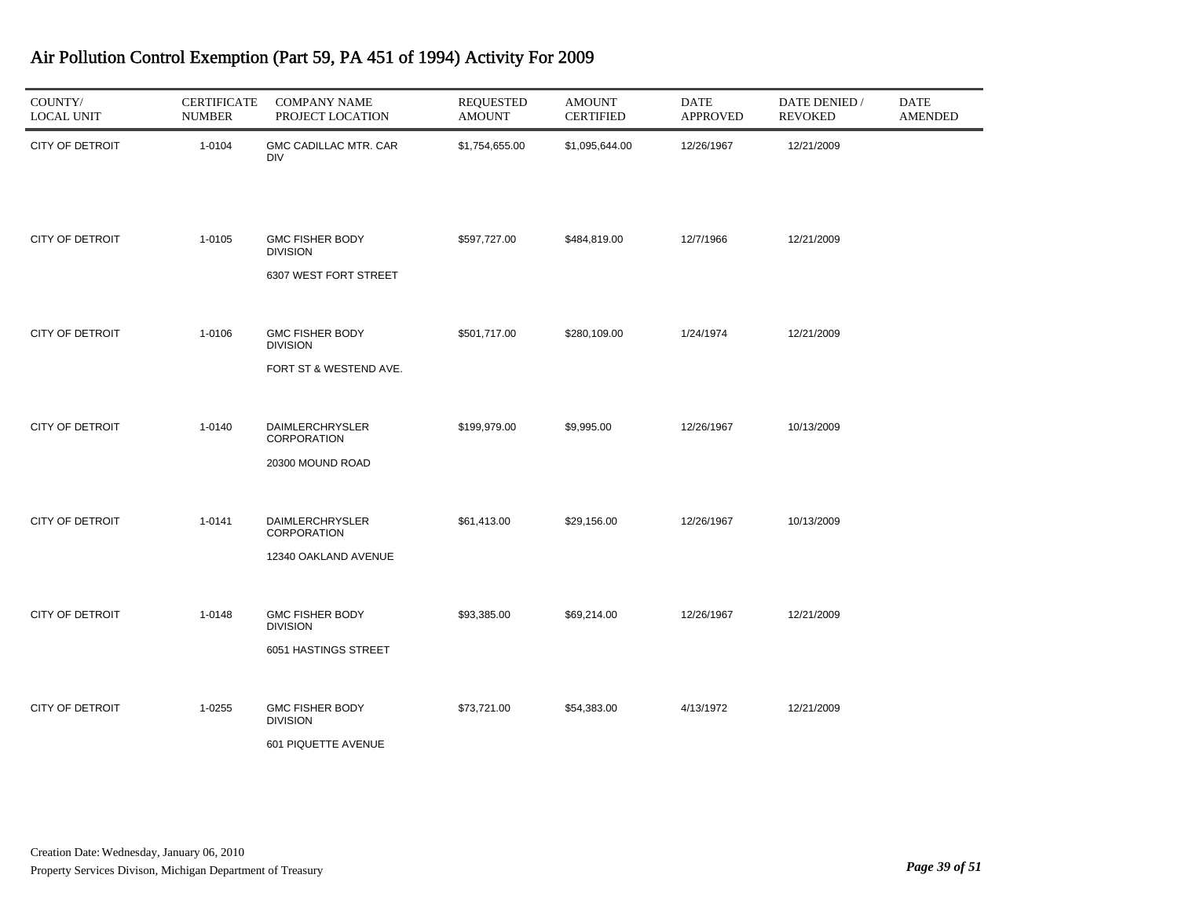# Air Pollution Control Exemption (Part 59, PA 451 of 1994) Activity For 2009

| COUNTY/ LOCAL UNIT | CERTIFICATE NUMBER | COMPANY NAME PROJECT LOCATION | REQUESTED AMOUNT | AMOUNT CERTIFIED | DATE APPROVED | DATE DENIED / REVOKED | DATE AMENDED |
|---|---|---|---|---|---|---|---|
| CITY OF DETROIT | 1-0104 | GMC CADILLAC MTR. CAR DIV | $1,754,655.00 | $1,095,644.00 | 12/26/1967 | 12/21/2009 | |
| CITY OF DETROIT | 1-0105 | GMC FISHER BODY DIVISION<br>6307 WEST FORT STREET | $597,727.00 | $484,819.00 | 12/7/1966 | 12/21/2009 | |
| CITY OF DETROIT | 1-0106 | GMC FISHER BODY DIVISION<br>FORT ST & WESTEND AVE. | $501,717.00 | $280,109.00 | 1/24/1974 | 12/21/2009 | |
| CITY OF DETROIT | 1-0140 | DAIMLERCHRYSLER CORPORATION<br>20300 MOUND ROAD | $199,979.00 | $9,995.00 | 12/26/1967 | 10/13/2009 | |
| CITY OF DETROIT | 1-0141 | DAIMLERCHRYSLER CORPORATION<br>12340 OAKLAND AVENUE | $61,413.00 | $29,156.00 | 12/26/1967 | 10/13/2009 | |
| CITY OF DETROIT | 1-0148 | GMC FISHER BODY DIVISION<br>6051 HASTINGS STREET | $93,385.00 | $69,214.00 | 12/26/1967 | 12/21/2009 | |
| CITY OF DETROIT | 1-0255 | GMC FISHER BODY DIVISION<br>601 PIQUETTE AVENUE | $73,721.00 | $54,383.00 | 4/13/1972 | 12/21/2009 | |

Creation Date: Wednesday, January 06, 2010
Property Services Divison, Michigan Department of Treasury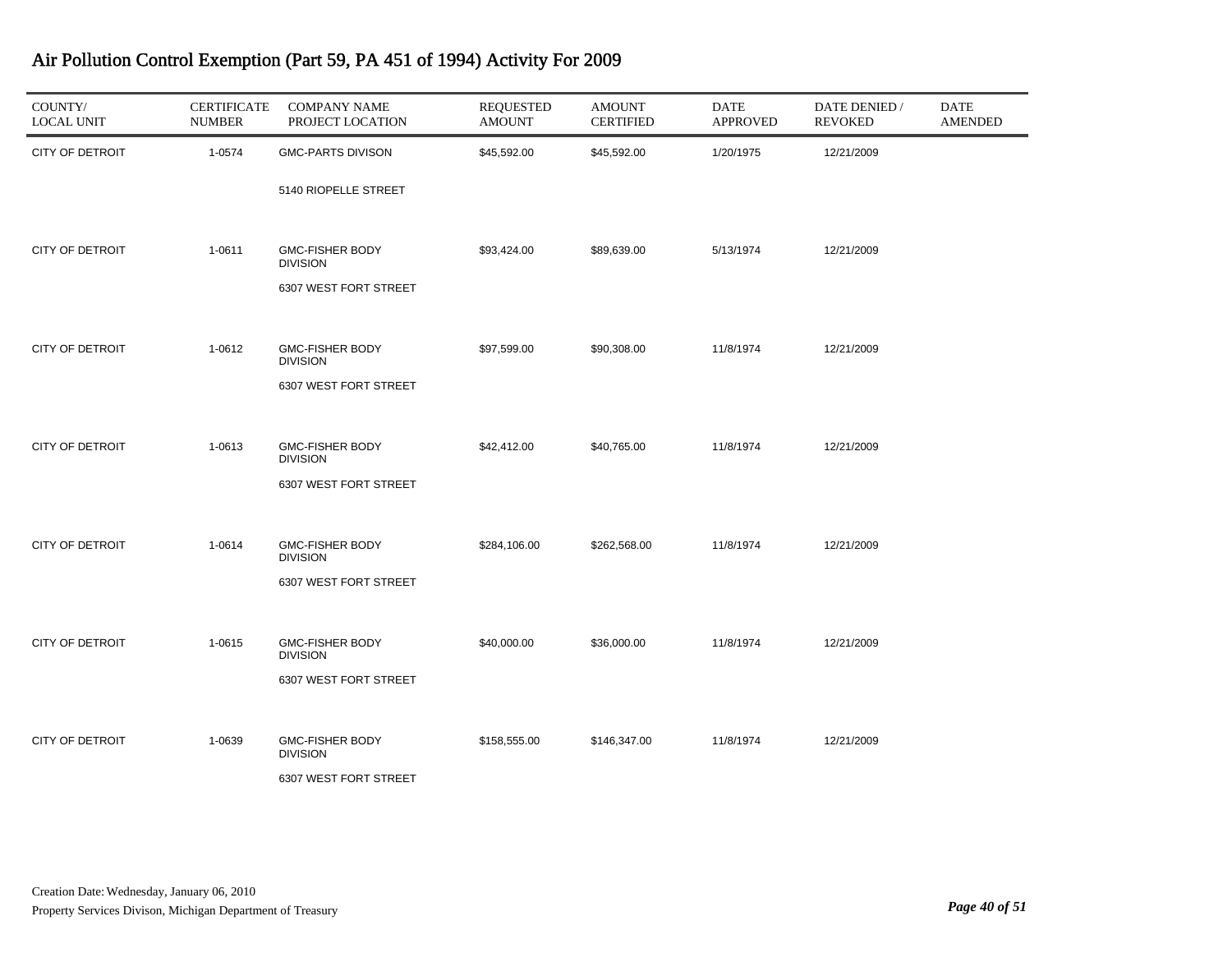# Air Pollution Control Exemption (Part 59, PA 451 of 1994) Activity For 2009

| COUNTY/ LOCAL UNIT | CERTIFICATE NUMBER | COMPANY NAME PROJECT LOCATION | REQUESTED AMOUNT | AMOUNT CERTIFIED | DATE APPROVED | DATE DENIED / REVOKED | DATE AMENDED |
|---|---|---|---|---|---|---|---|
| CITY OF DETROIT | 1-0574 | GMC-PARTS DIVISON<br>5140 RIOPELLE STREET | $45,592.00 | $45,592.00 | 1/20/1975 | 12/21/2009 | |
| CITY OF DETROIT | 1-0611 | GMC-FISHER BODY DIVISION<br>6307 WEST FORT STREET | $93,424.00 | $89,639.00 | 5/13/1974 | 12/21/2009 | |
| CITY OF DETROIT | 1-0612 | GMC-FISHER BODY DIVISION<br>6307 WEST FORT STREET | $97,599.00 | $90,308.00 | 11/8/1974 | 12/21/2009 | |
| CITY OF DETROIT | 1-0613 | GMC-FISHER BODY DIVISION<br>6307 WEST FORT STREET | $42,412.00 | $40,765.00 | 11/8/1974 | 12/21/2009 | |
| CITY OF DETROIT | 1-0614 | GMC-FISHER BODY DIVISION<br>6307 WEST FORT STREET | $284,106.00 | $262,568.00 | 11/8/1974 | 12/21/2009 | |
| CITY OF DETROIT | 1-0615 | GMC-FISHER BODY DIVISION<br>6307 WEST FORT STREET | $40,000.00 | $36,000.00 | 11/8/1974 | 12/21/2009 | |
| CITY OF DETROIT | 1-0639 | GMC-FISHER BODY DIVISION<br>6307 WEST FORT STREET | $158,555.00 | $146,347.00 | 11/8/1974 | 12/21/2009 | |

Creation Date: Wednesday, January 06, 2010

Property Services Divison, Michigan Department of Treasury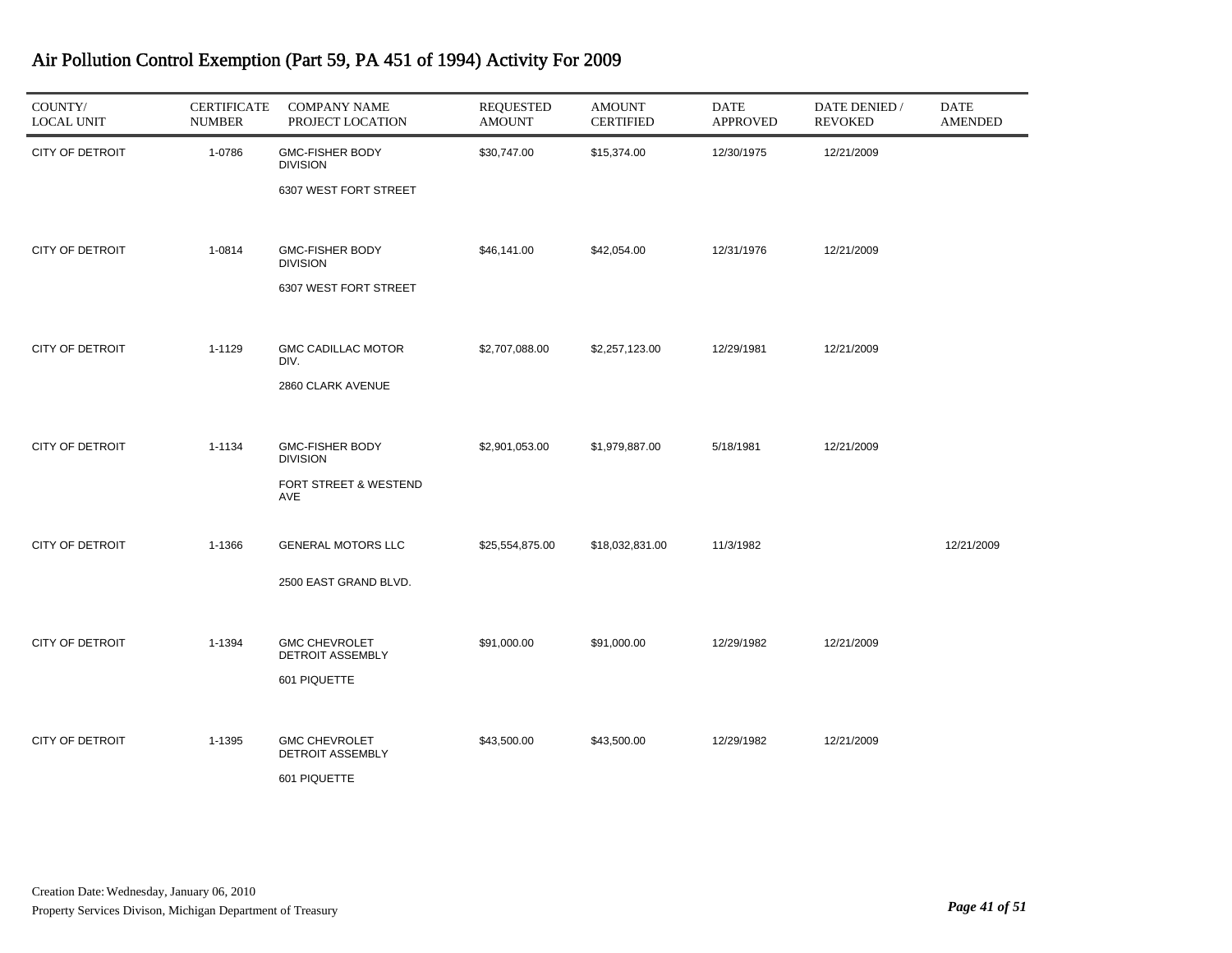# Air Pollution Control Exemption (Part 59, PA 451 of 1994) Activity For 2009

| COUNTY/ LOCAL UNIT | CERTIFICATE NUMBER | COMPANY NAME PROJECT LOCATION | REQUESTED AMOUNT | AMOUNT CERTIFIED | DATE APPROVED | DATE DENIED / REVOKED | DATE AMENDED |
|---|---|---|---|---|---|---|---|
| CITY OF DETROIT | 1-0786 | GMC-FISHER BODY DIVISION<br>6307 WEST FORT STREET | $30,747.00 | $15,374.00 | 12/30/1975 | 12/21/2009 | |
| CITY OF DETROIT | 1-0814 | GMC-FISHER BODY DIVISION<br>6307 WEST FORT STREET | $46,141.00 | $42,054.00 | 12/31/1976 | 12/21/2009 | |
| CITY OF DETROIT | 1-1129 | GMC CADILLAC MOTOR DIV.<br>2860 CLARK AVENUE | $2,707,088.00 | $2,257,123.00 | 12/29/1981 | 12/21/2009 | |
| CITY OF DETROIT | 1-1134 | GMC-FISHER BODY DIVISION<br>FORT STREET & WESTEND AVE | $2,901,053.00 | $1,979,887.00 | 5/18/1981 | 12/21/2009 | |
| CITY OF DETROIT | 1-1366 | GENERAL MOTORS LLC<br>2500 EAST GRAND BLVD. | $25,554,875.00 | $18,032,831.00 | 11/3/1982 | | 12/21/2009 |
| CITY OF DETROIT | 1-1394 | GMC CHEVROLET DETROIT ASSEMBLY<br>601 PIQUETTE | $91,000.00 | $91,000.00 | 12/29/1982 | 12/21/2009 | |
| CITY OF DETROIT | 1-1395 | GMC CHEVROLET DETROIT ASSEMBLY<br>601 PIQUETTE | $43,500.00 | $43,500.00 | 12/29/1982 | 12/21/2009 | |

Creation Date: Wednesday, January 06, 2010

Property Services Divison, Michigan Department of Treasury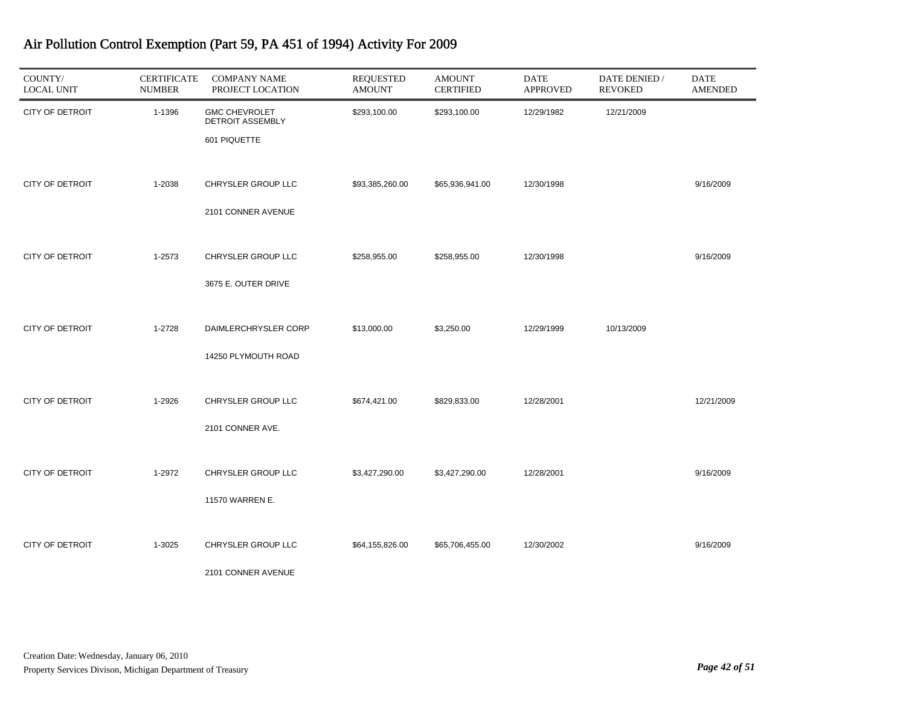# Air Pollution Control Exemption (Part 59, PA 451 of 1994) Activity For 2009

| COUNTY/ LOCAL UNIT | CERTIFICATE NUMBER | COMPANY NAME PROJECT LOCATION | REQUESTED AMOUNT | AMOUNT CERTIFIED | DATE APPROVED | DATE DENIED / REVOKED | DATE AMENDED |
|---|---|---|---|---|---|---|---|
| CITY OF DETROIT | 1-1396 | GMC CHEVROLET DETROIT ASSEMBLY 601 PIQUETTE | $293,100.00 | $293,100.00 | 12/29/1982 | 12/21/2009 | |
| CITY OF DETROIT | 1-2038 | CHRYSLER GROUP LLC 2101 CONNER AVENUE | $93,385,260.00 | $65,936,941.00 | 12/30/1998 | | 9/16/2009 |
| CITY OF DETROIT | 1-2573 | CHRYSLER GROUP LLC 3675 E. OUTER DRIVE | $258,955.00 | $258,955.00 | 12/30/1998 | | 9/16/2009 |
| CITY OF DETROIT | 1-2728 | DAIMLERCHRYSLER CORP 14250 PLYMOUTH ROAD | $13,000.00 | $3,250.00 | 12/29/1999 | 10/13/2009 | |
| CITY OF DETROIT | 1-2926 | CHRYSLER GROUP LLC 2101 CONNER AVE. | $674,421.00 | $829,833.00 | 12/28/2001 | | 12/21/2009 |
| CITY OF DETROIT | 1-2972 | CHRYSLER GROUP LLC 11570 WARREN E. | $3,427,290.00 | $3,427,290.00 | 12/28/2001 | | 9/16/2009 |
| CITY OF DETROIT | 1-3025 | CHRYSLER GROUP LLC 2101 CONNER AVENUE | $64,155,826.00 | $65,706,455.00 | 12/30/2002 | | 9/16/2009 |

Creation Date: Wednesday, January 06, 2010

Property Services Divison, Michigan Department of Treasury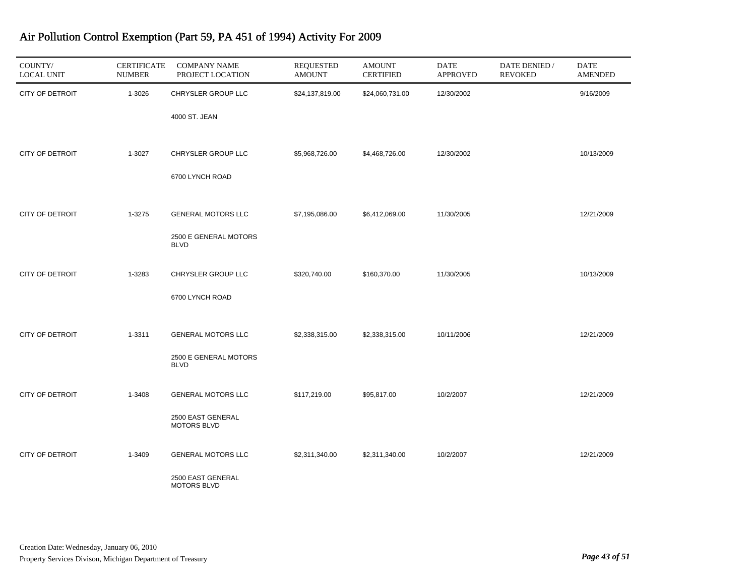# Air Pollution Control Exemption (Part 59, PA 451 of 1994) Activity For 2009

| COUNTY/ LOCAL UNIT | CERTIFICATE NUMBER | COMPANY NAME PROJECT LOCATION | REQUESTED AMOUNT | AMOUNT CERTIFIED | DATE APPROVED | DATE DENIED / REVOKED | DATE AMENDED |
|---|---|---|---|---|---|---|---|
| CITY OF DETROIT | 1-3026 | CHRYSLER GROUP LLC<br>4000 ST. JEAN | $24,137,819.00 | $24,060,731.00 | 12/30/2002 | | 9/16/2009 |
| CITY OF DETROIT | 1-3027 | CHRYSLER GROUP LLC<br>6700 LYNCH ROAD | $5,968,726.00 | $4,468,726.00 | 12/30/2002 | | 10/13/2009 |
| CITY OF DETROIT | 1-3275 | GENERAL MOTORS LLC<br>2500 E GENERAL MOTORS BLVD | $7,195,086.00 | $6,412,069.00 | 11/30/2005 | | 12/21/2009 |
| CITY OF DETROIT | 1-3283 | CHRYSLER GROUP LLC<br>6700 LYNCH ROAD | $320,740.00 | $160,370.00 | 11/30/2005 | | 10/13/2009 |
| CITY OF DETROIT | 1-3311 | GENERAL MOTORS LLC<br>2500 E GENERAL MOTORS BLVD | $2,338,315.00 | $2,338,315.00 | 10/11/2006 | | 12/21/2009 |
| CITY OF DETROIT | 1-3408 | GENERAL MOTORS LLC<br>2500 EAST GENERAL MOTORS BLVD | $117,219.00 | $95,817.00 | 10/2/2007 | | 12/21/2009 |
| CITY OF DETROIT | 1-3409 | GENERAL MOTORS LLC<br>2500 EAST GENERAL MOTORS BLVD | $2,311,340.00 | $2,311,340.00 | 10/2/2007 | | 12/21/2009 |

Creation Date: Wednesday, January 06, 2010
Property Services Divison, Michigan Department of Treasury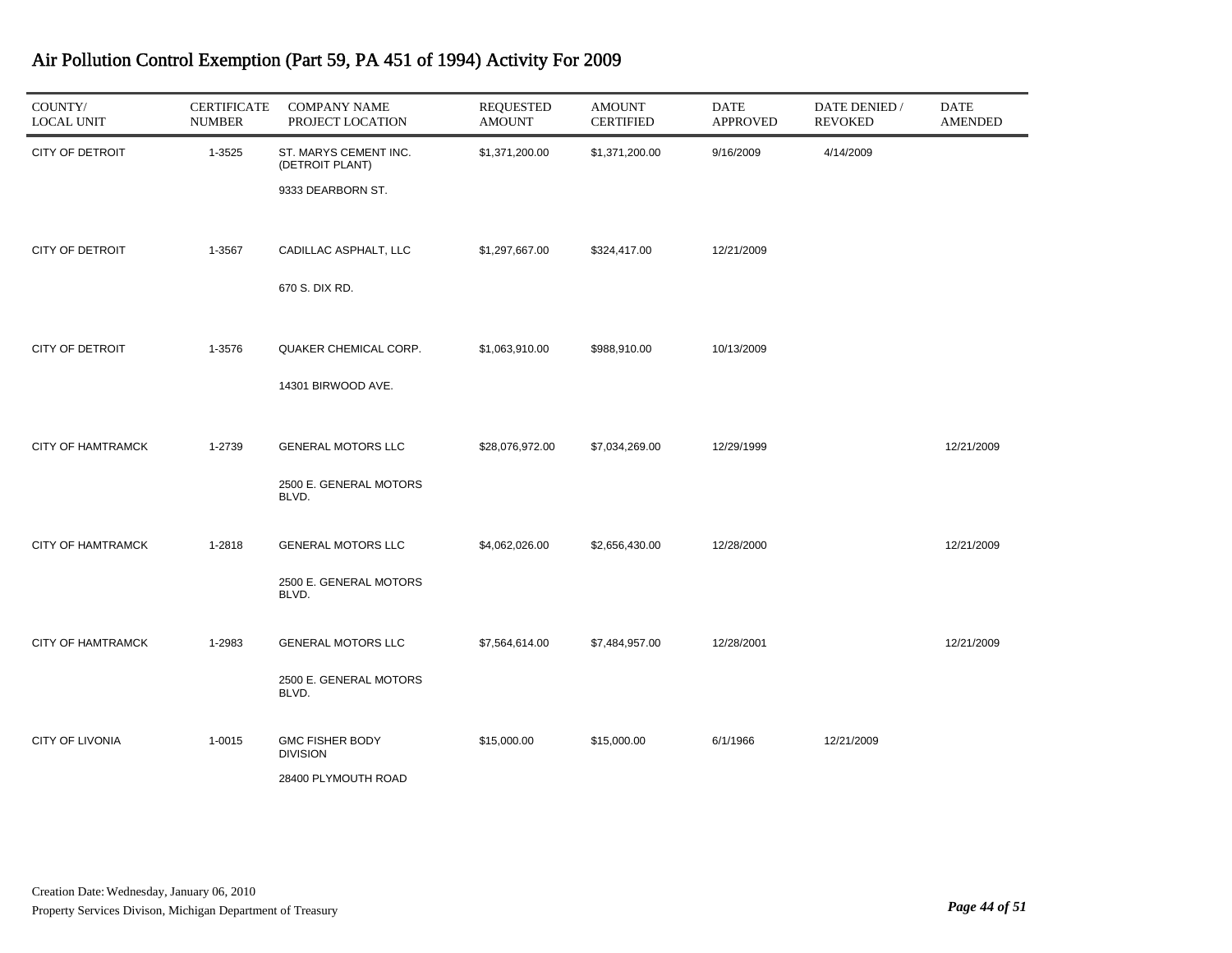# Air Pollution Control Exemption (Part 59, PA 451 of 1994) Activity For 2009

| COUNTY/ LOCAL UNIT | CERTIFICATE NUMBER | COMPANY NAME PROJECT LOCATION | REQUESTED AMOUNT | AMOUNT CERTIFIED | DATE APPROVED | DATE DENIED / REVOKED | DATE AMENDED |
|---|---|---|---|---|---|---|---|
| CITY OF DETROIT | 1-3525 | ST. MARYS CEMENT INC. (DETROIT PLANT) 9333 DEARBORN ST. | $1,371,200.00 | $1,371,200.00 | 9/16/2009 | 4/14/2009 | |
| CITY OF DETROIT | 1-3567 | CADILLAC ASPHALT, LLC 670 S. DIX RD. | $1,297,667.00 | $324,417.00 | 12/21/2009 | | |
| CITY OF DETROIT | 1-3576 | QUAKER CHEMICAL CORP. 14301 BIRWOOD AVE. | $1,063,910.00 | $988,910.00 | 10/13/2009 | | |
| CITY OF HAMTRAMCK | 1-2739 | GENERAL MOTORS LLC 2500 E. GENERAL MOTORS BLVD. | $28,076,972.00 | $7,034,269.00 | 12/29/1999 | | 12/21/2009 |
| CITY OF HAMTRAMCK | 1-2818 | GENERAL MOTORS LLC 2500 E. GENERAL MOTORS BLVD. | $4,062,026.00 | $2,656,430.00 | 12/28/2000 | | 12/21/2009 |
| CITY OF HAMTRAMCK | 1-2983 | GENERAL MOTORS LLC 2500 E. GENERAL MOTORS BLVD. | $7,564,614.00 | $7,484,957.00 | 12/28/2001 | | 12/21/2009 |
| CITY OF LIVONIA | 1-0015 | GMC FISHER BODY DIVISION 28400 PLYMOUTH ROAD | $15,000.00 | $15,000.00 | 6/1/1966 | 12/21/2009 | |

Creation Date: Wednesday, January 06, 2010

Property Services Divison, Michigan Department of Treasury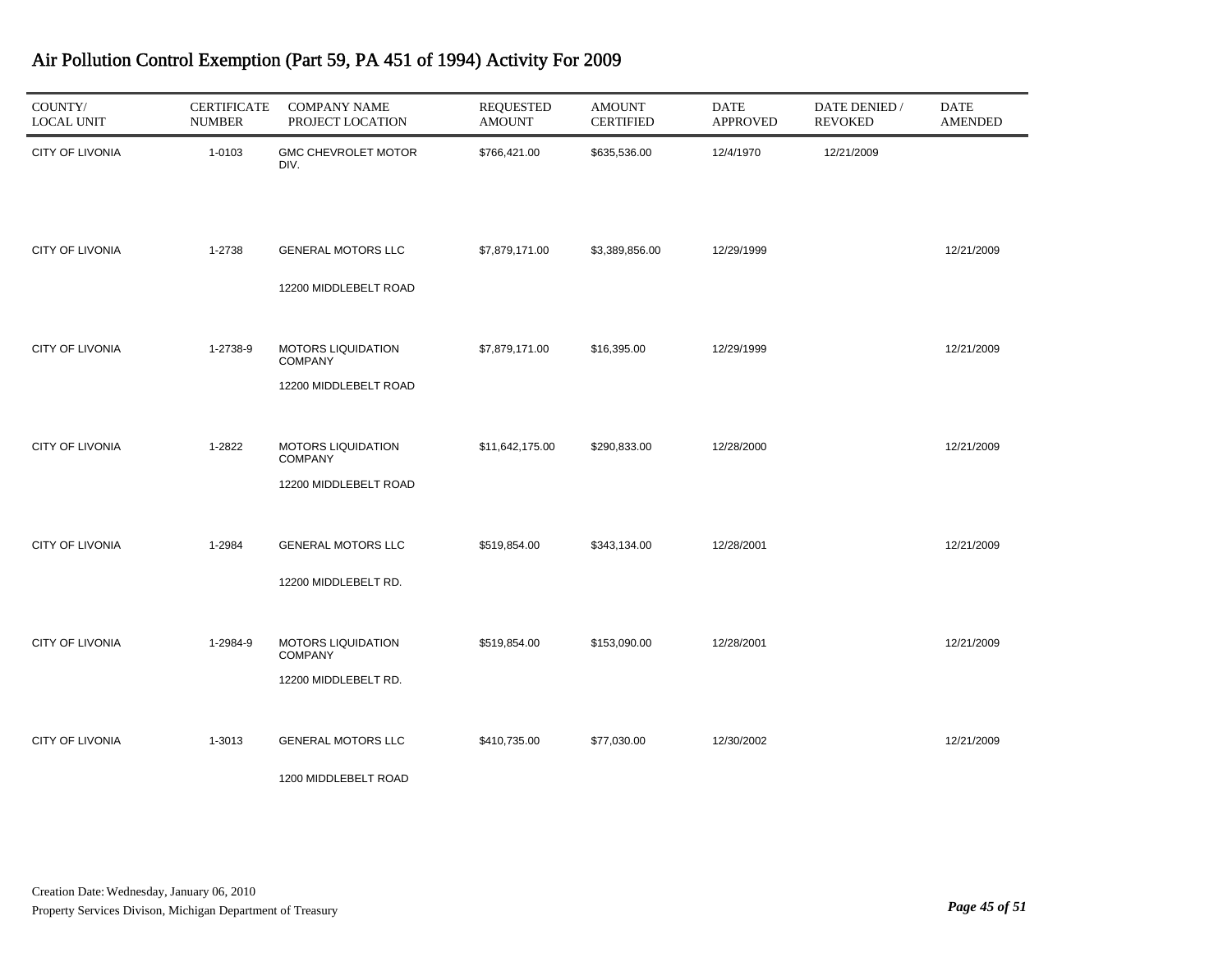# Air Pollution Control Exemption (Part 59, PA 451 of 1994) Activity For 2009

| COUNTY/ LOCAL UNIT | CERTIFICATE NUMBER | COMPANY NAME PROJECT LOCATION | REQUESTED AMOUNT | AMOUNT CERTIFIED | DATE APPROVED | DATE DENIED / REVOKED | DATE AMENDED |
|---|---|---|---|---|---|---|---|
| CITY OF LIVONIA | 1-0103 | GMC CHEVROLET MOTOR DIV. | $766,421.00 | $635,536.00 | 12/4/1970 | 12/21/2009 | |
| CITY OF LIVONIA | 1-2738 | GENERAL MOTORS LLC<br>12200 MIDDLEBELT ROAD | $7,879,171.00 | $3,389,856.00 | 12/29/1999 | | 12/21/2009 |
| CITY OF LIVONIA | 1-2738-9 | MOTORS LIQUIDATION COMPANY<br>12200 MIDDLEBELT ROAD | $7,879,171.00 | $16,395.00 | 12/29/1999 | | 12/21/2009 |
| CITY OF LIVONIA | 1-2822 | MOTORS LIQUIDATION COMPANY<br>12200 MIDDLEBELT ROAD | $11,642,175.00 | $290,833.00 | 12/28/2000 | | 12/21/2009 |
| CITY OF LIVONIA | 1-2984 | GENERAL MOTORS LLC<br>12200 MIDDLEBELT RD. | $519,854.00 | $343,134.00 | 12/28/2001 | | 12/21/2009 |
| CITY OF LIVONIA | 1-2984-9 | MOTORS LIQUIDATION COMPANY<br>12200 MIDDLEBELT RD. | $519,854.00 | $153,090.00 | 12/28/2001 | | 12/21/2009 |
| CITY OF LIVONIA | 1-3013 | GENERAL MOTORS LLC<br>1200 MIDDLEBELT ROAD | $410,735.00 | $77,030.00 | 12/30/2002 | | 12/21/2009 |

Creation Date: Wednesday, January 06, 2010
Property Services Divison, Michigan Department of Treasury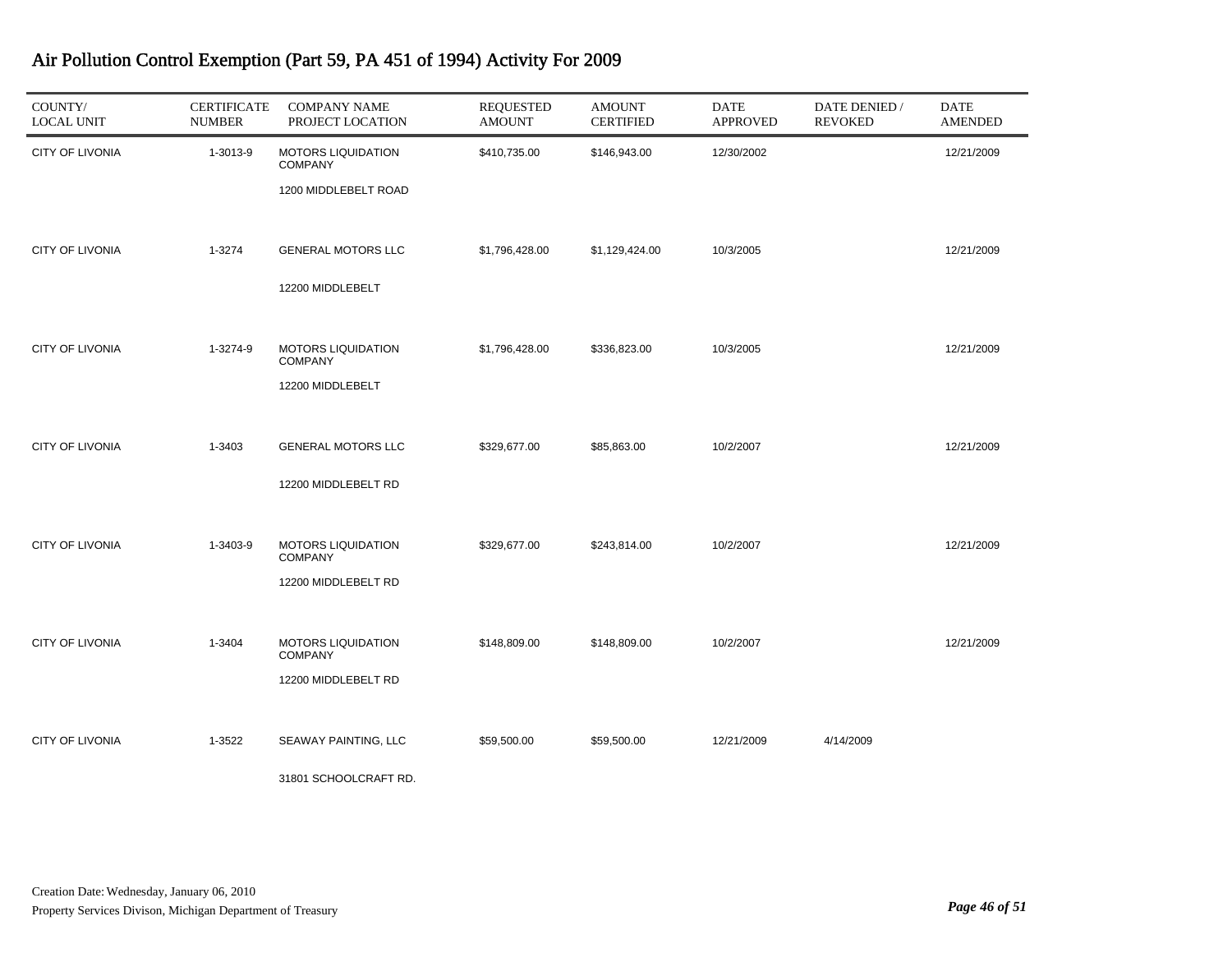# Air Pollution Control Exemption (Part 59, PA 451 of 1994) Activity For 2009

| COUNTY/ LOCAL UNIT | CERTIFICATE NUMBER | COMPANY NAME PROJECT LOCATION | REQUESTED AMOUNT | AMOUNT CERTIFIED | DATE APPROVED | DATE DENIED / REVOKED | DATE AMENDED |
|---|---|---|---|---|---|---|---|
| CITY OF LIVONIA | 1-3013-9 | MOTORS LIQUIDATION COMPANY<br>1200 MIDDLEBELT ROAD | $410,735.00 | $146,943.00 | 12/30/2002 | | 12/21/2009 |
| CITY OF LIVONIA | 1-3274 | GENERAL MOTORS LLC<br>12200 MIDDLEBELT | $1,796,428.00 | $1,129,424.00 | 10/3/2005 | | 12/21/2009 |
| CITY OF LIVONIA | 1-3274-9 | MOTORS LIQUIDATION COMPANY<br>12200 MIDDLEBELT | $1,796,428.00 | $336,823.00 | 10/3/2005 | | 12/21/2009 |
| CITY OF LIVONIA | 1-3403 | GENERAL MOTORS LLC<br>12200 MIDDLEBELT RD | $329,677.00 | $85,863.00 | 10/2/2007 | | 12/21/2009 |
| CITY OF LIVONIA | 1-3403-9 | MOTORS LIQUIDATION COMPANY<br>12200 MIDDLEBELT RD | $329,677.00 | $243,814.00 | 10/2/2007 | | 12/21/2009 |
| CITY OF LIVONIA | 1-3404 | MOTORS LIQUIDATION COMPANY<br>12200 MIDDLEBELT RD | $148,809.00 | $148,809.00 | 10/2/2007 | | 12/21/2009 |
| CITY OF LIVONIA | 1-3522 | SEAWAY PAINTING, LLC<br>31801 SCHOOLCRAFT RD. | $59,500.00 | $59,500.00 | 12/21/2009 | 4/14/2009 | |

Creation Date: Wednesday, January 06, 2010
Property Services Divison, Michigan Department of Treasury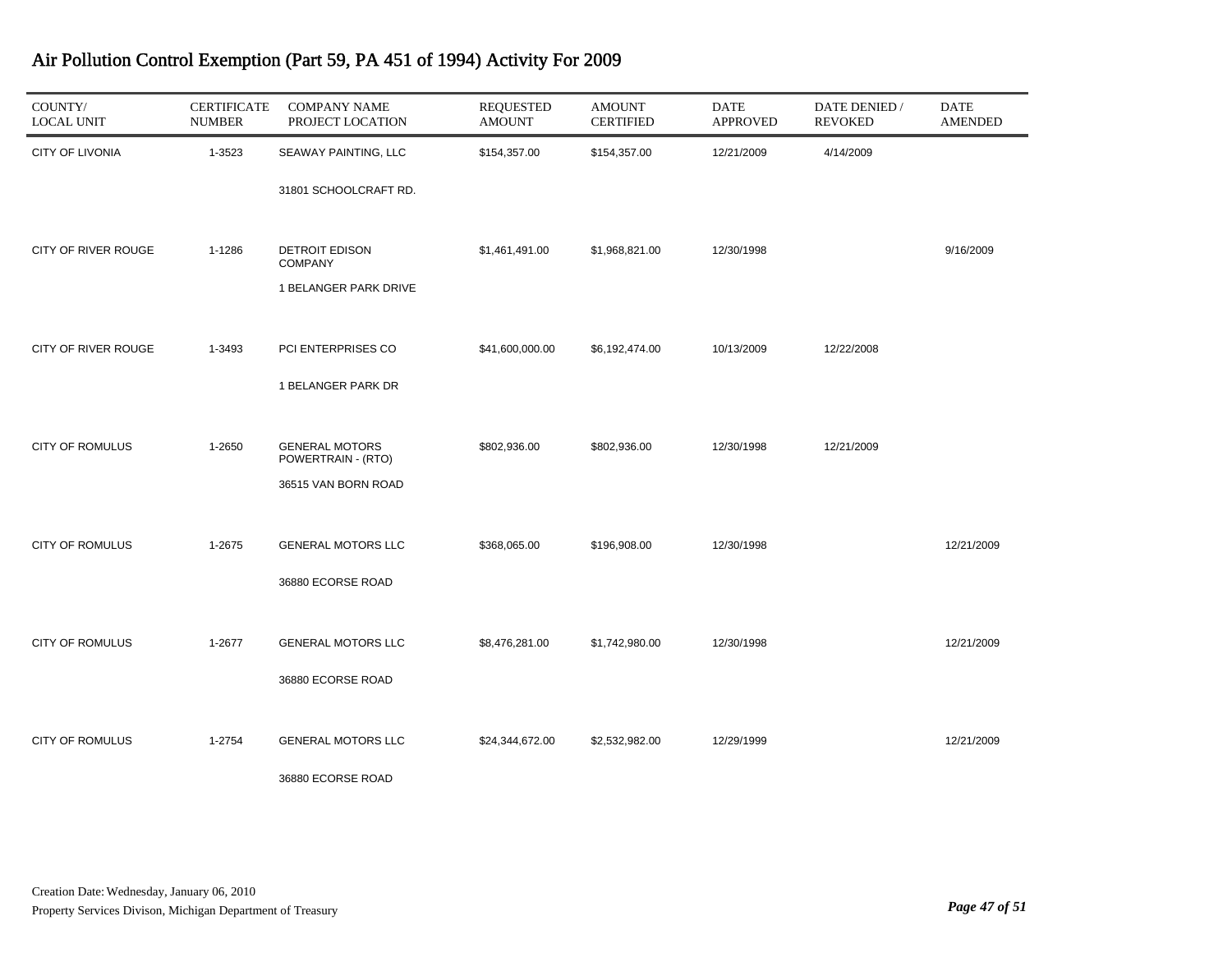# Air Pollution Control Exemption (Part 59, PA 451 of 1994) Activity For 2009

| COUNTY/ LOCAL UNIT | CERTIFICATE NUMBER | COMPANY NAME PROJECT LOCATION | REQUESTED AMOUNT | AMOUNT CERTIFIED | DATE APPROVED | DATE DENIED / REVOKED | DATE AMENDED |
|---|---|---|---|---|---|---|---|
| CITY OF LIVONIA | 1-3523 | SEAWAY PAINTING, LLC<br>31801 SCHOOLCRAFT RD. | $154,357.00 | $154,357.00 | 12/21/2009 | 4/14/2009 | |
| CITY OF RIVER ROUGE | 1-1286 | DETROIT EDISON COMPANY<br>1 BELANGER PARK DRIVE | $1,461,491.00 | $1,968,821.00 | 12/30/1998 | | 9/16/2009 |
| CITY OF RIVER ROUGE | 1-3493 | PCI ENTERPRISES CO<br>1 BELANGER PARK DR | $41,600,000.00 | $6,192,474.00 | 10/13/2009 | 12/22/2008 | |
| CITY OF ROMULUS | 1-2650 | GENERAL MOTORS POWERTRAIN - (RTO)<br>36515 VAN BORN ROAD | $802,936.00 | $802,936.00 | 12/30/1998 | 12/21/2009 | |
| CITY OF ROMULUS | 1-2675 | GENERAL MOTORS LLC<br>36880 ECORSE ROAD | $368,065.00 | $196,908.00 | 12/30/1998 | | 12/21/2009 |
| CITY OF ROMULUS | 1-2677 | GENERAL MOTORS LLC<br>36880 ECORSE ROAD | $8,476,281.00 | $1,742,980.00 | 12/30/1998 | | 12/21/2009 |
| CITY OF ROMULUS | 1-2754 | GENERAL MOTORS LLC<br>36880 ECORSE ROAD | $24,344,672.00 | $2,532,982.00 | 12/29/1999 | | 12/21/2009 |

Creation Date: Wednesday, January 06, 2010
Property Services Divison, Michigan Department of Treasury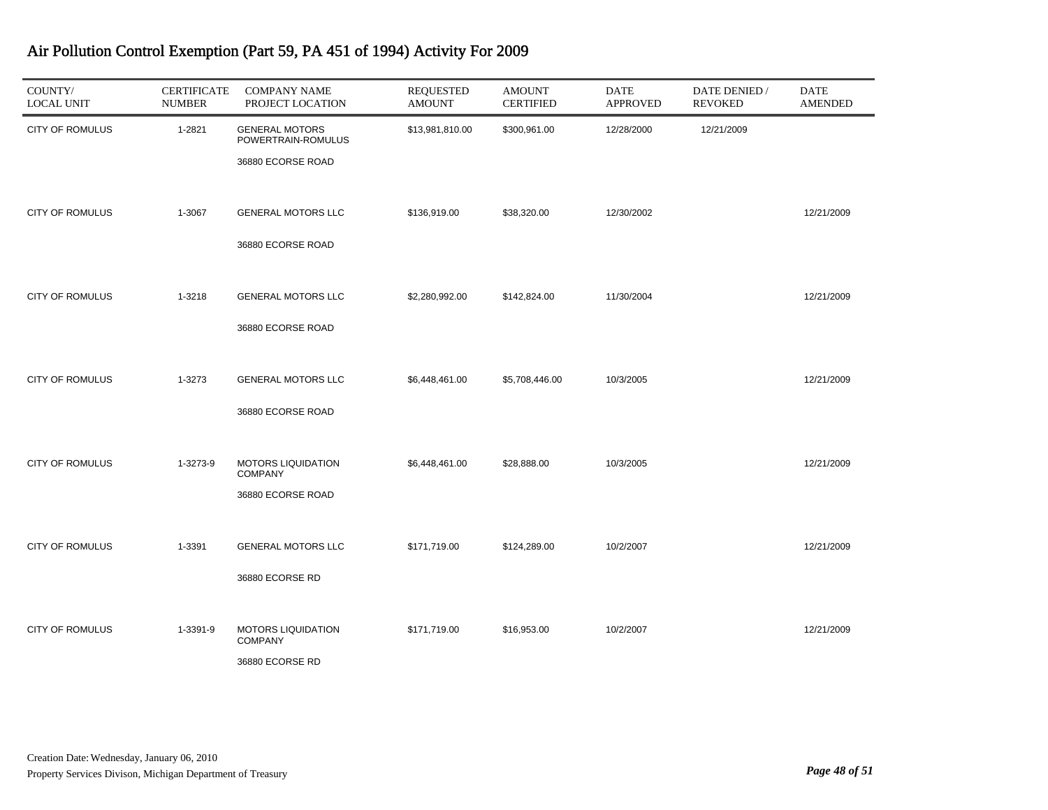# Air Pollution Control Exemption (Part 59, PA 451 of 1994) Activity For 2009

| COUNTY/ LOCAL UNIT | CERTIFICATE NUMBER | COMPANY NAME PROJECT LOCATION | REQUESTED AMOUNT | AMOUNT CERTIFIED | DATE APPROVED | DATE DENIED / REVOKED | DATE AMENDED |
|---|---|---|---|---|---|---|---|
| CITY OF ROMULUS | 1-2821 | GENERAL MOTORS POWERTRAIN-ROMULUS<br>36880 ECORSE ROAD | $13,981,810.00 | $300,961.00 | 12/28/2000 | 12/21/2009 | |
| CITY OF ROMULUS | 1-3067 | GENERAL MOTORS LLC<br>36880 ECORSE ROAD | $136,919.00 | $38,320.00 | 12/30/2002 | | 12/21/2009 |
| CITY OF ROMULUS | 1-3218 | GENERAL MOTORS LLC<br>36880 ECORSE ROAD | $2,280,992.00 | $142,824.00 | 11/30/2004 | | 12/21/2009 |
| CITY OF ROMULUS | 1-3273 | GENERAL MOTORS LLC<br>36880 ECORSE ROAD | $6,448,461.00 | $5,708,446.00 | 10/3/2005 | | 12/21/2009 |
| CITY OF ROMULUS | 1-3273-9 | MOTORS LIQUIDATION COMPANY<br>36880 ECORSE ROAD | $6,448,461.00 | $28,888.00 | 10/3/2005 | | 12/21/2009 |
| CITY OF ROMULUS | 1-3391 | GENERAL MOTORS LLC<br>36880 ECORSE RD | $171,719.00 | $124,289.00 | 10/2/2007 | | 12/21/2009 |
| CITY OF ROMULUS | 1-3391-9 | MOTORS LIQUIDATION COMPANY<br>36880 ECORSE RD | $171,719.00 | $16,953.00 | 10/2/2007 | | 12/21/2009 |

Creation Date: Wednesday, January 06, 2010

Property Services Divison, Michigan Department of Treasury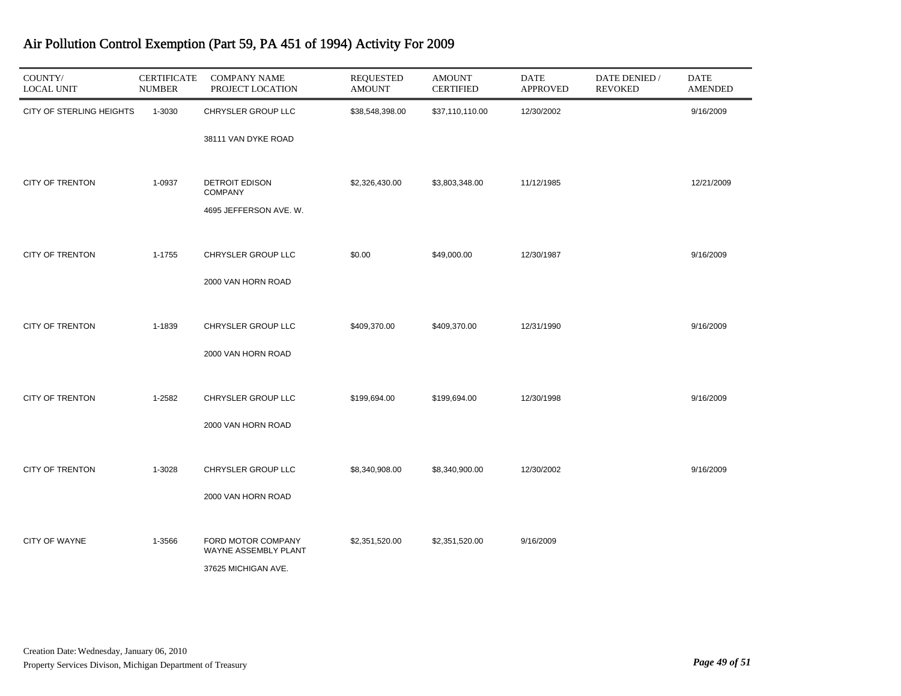# Air Pollution Control Exemption (Part 59, PA 451 of 1994) Activity For 2009

| COUNTY/ LOCAL UNIT | CERTIFICATE NUMBER | COMPANY NAME PROJECT LOCATION | REQUESTED AMOUNT | AMOUNT CERTIFIED | DATE APPROVED | DATE DENIED / REVOKED | DATE AMENDED |
|---|---|---|---|---|---|---|---|
| CITY OF STERLING HEIGHTS | 1-3030 | CHRYSLER GROUP LLC<br>38111 VAN DYKE ROAD | $38,548,398.00 | $37,110,110.00 | 12/30/2002 | | 9/16/2009 |
| CITY OF TRENTON | 1-0937 | DETROIT EDISON COMPANY<br>4695 JEFFERSON AVE. W. | $2,326,430.00 | $3,803,348.00 | 11/12/1985 | | 12/21/2009 |
| CITY OF TRENTON | 1-1755 | CHRYSLER GROUP LLC<br>2000 VAN HORN ROAD | $0.00 | $49,000.00 | 12/30/1987 | | 9/16/2009 |
| CITY OF TRENTON | 1-1839 | CHRYSLER GROUP LLC<br>2000 VAN HORN ROAD | $409,370.00 | $409,370.00 | 12/31/1990 | | 9/16/2009 |
| CITY OF TRENTON | 1-2582 | CHRYSLER GROUP LLC<br>2000 VAN HORN ROAD | $199,694.00 | $199,694.00 | 12/30/1998 | | 9/16/2009 |
| CITY OF TRENTON | 1-3028 | CHRYSLER GROUP LLC<br>2000 VAN HORN ROAD | $8,340,908.00 | $8,340,900.00 | 12/30/2002 | | 9/16/2009 |
| CITY OF WAYNE | 1-3566 | FORD MOTOR COMPANY WAYNE ASSEMBLY PLANT<br>37625 MICHIGAN AVE. | $2,351,520.00 | $2,351,520.00 | 9/16/2009 | | |

Creation Date: Wednesday, January 06, 2010

Property Services Divison, Michigan Department of Treasury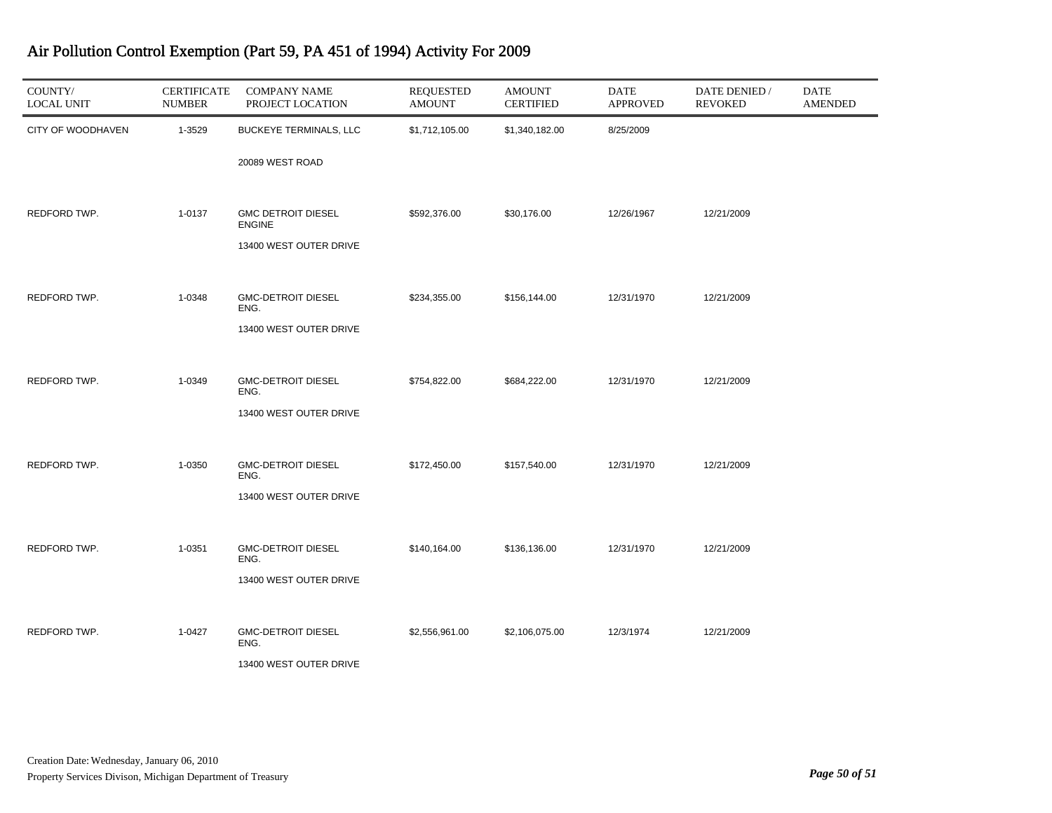# Air Pollution Control Exemption (Part 59, PA 451 of 1994) Activity For 2009

| COUNTY/ LOCAL UNIT | CERTIFICATE NUMBER | COMPANY NAME PROJECT LOCATION | REQUESTED AMOUNT | AMOUNT CERTIFIED | DATE APPROVED | DATE DENIED / REVOKED | DATE AMENDED |
|---|---|---|---|---|---|---|---|
| CITY OF WOODHAVEN | 1-3529 | BUCKEYE TERMINALS, LLC<br>20089 WEST ROAD | $1,712,105.00 | $1,340,182.00 | 8/25/2009 | | |
| REDFORD TWP. | 1-0137 | GMC DETROIT DIESEL ENGINE<br>13400 WEST OUTER DRIVE | $592,376.00 | $30,176.00 | 12/26/1967 | 12/21/2009 | |
| REDFORD TWP. | 1-0348 | GMC-DETROIT DIESEL ENG.<br>13400 WEST OUTER DRIVE | $234,355.00 | $156,144.00 | 12/31/1970 | 12/21/2009 | |
| REDFORD TWP. | 1-0349 | GMC-DETROIT DIESEL ENG.<br>13400 WEST OUTER DRIVE | $754,822.00 | $684,222.00 | 12/31/1970 | 12/21/2009 | |
| REDFORD TWP. | 1-0350 | GMC-DETROIT DIESEL ENG.<br>13400 WEST OUTER DRIVE | $172,450.00 | $157,540.00 | 12/31/1970 | 12/21/2009 | |
| REDFORD TWP. | 1-0351 | GMC-DETROIT DIESEL ENG.<br>13400 WEST OUTER DRIVE | $140,164.00 | $136,136.00 | 12/31/1970 | 12/21/2009 | |
| REDFORD TWP. | 1-0427 | GMC-DETROIT DIESEL ENG.<br>13400 WEST OUTER DRIVE | $2,556,961.00 | $2,106,075.00 | 12/3/1974 | 12/21/2009 | |

Creation Date: Wednesday, January 06, 2010
Property Services Divison, Michigan Department of Treasury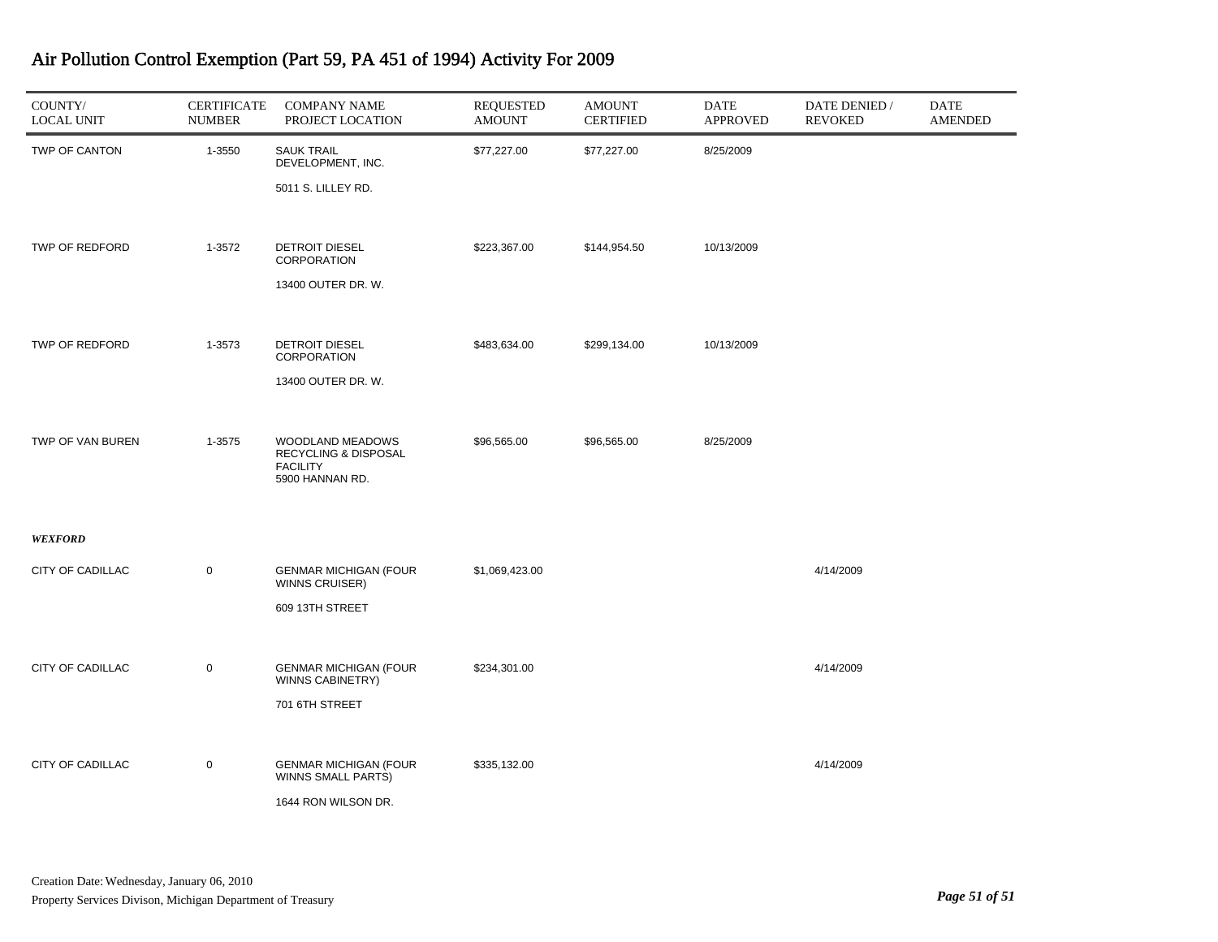# Air Pollution Control Exemption (Part 59, PA 451 of 1994) Activity For 2009

| COUNTY/ LOCAL UNIT | CERTIFICATE NUMBER | COMPANY NAME PROJECT LOCATION | REQUESTED AMOUNT | AMOUNT CERTIFIED | DATE APPROVED | DATE DENIED / REVOKED | DATE AMENDED |
|---|---|---|---|---|---|---|---|
| TWP OF CANTON | 1-3550 | SAUK TRAIL DEVELOPMENT, INC. 5011 S. LILLEY RD. | $77,227.00 | $77,227.00 | 8/25/2009 | | |
| TWP OF REDFORD | 1-3572 | DETROIT DIESEL CORPORATION 13400 OUTER DR. W. | $223,367.00 | $144,954.50 | 10/13/2009 | | |
| TWP OF REDFORD | 1-3573 | DETROIT DIESEL CORPORATION 13400 OUTER DR. W. | $483,634.00 | $299,134.00 | 10/13/2009 | | |
| TWP OF VAN BUREN | 1-3575 | WOODLAND MEADOWS RECYCLING & DISPOSAL FACILITY 5900 HANNAN RD. | $96,565.00 | $96,565.00 | 8/25/2009 | | |
| ***WEXFORD*** | | | | | | | |
| CITY OF CADILLAC | 0 | GENMAR MICHIGAN (FOUR WINNS CRUISER) 609 13TH STREET | $1,069,423.00 | | | 4/14/2009 | |
| CITY OF CADILLAC | 0 | GENMAR MICHIGAN (FOUR WINNS CABINETRY) 701 6TH STREET | $234,301.00 | | | 4/14/2009 | |
| CITY OF CADILLAC | 0 | GENMAR MICHIGAN (FOUR WINNS SMALL PARTS) 1644 RON WILSON DR. | $335,132.00 | | | 4/14/2009 | |

Creation Date: Wednesday, January 06, 2010

Property Services Divison, Michigan Department of Treasury